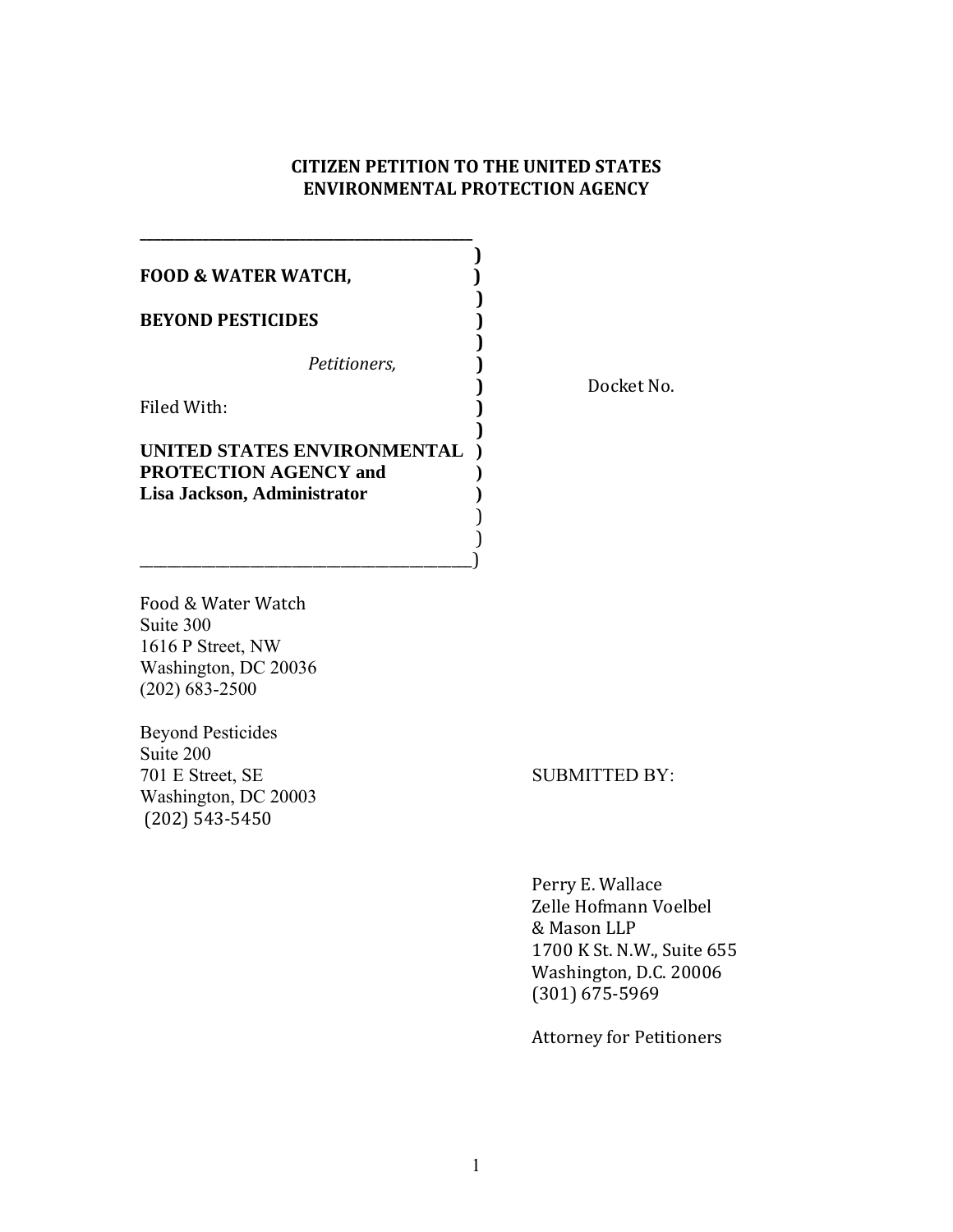# CITIZEN PETITION TO THE UNITED STATES ENVIRONMENTAL PROTECTION AGENCY

**FOOD & WATER WATCH,**

**BEYOND PESTICIDES**

*Petitioners,*

Filed With:

**UNITED STATES ENVIRONMENTAL PROTECTION AGENCY and Lisa Jackson, Administrator**

Docket No.

Food & Water Watch
Suite 300
1616 P Street, NW
Washington, DC 20036
(202) 683-2500

Beyond Pesticides
Suite 200
701 E Street, SE
Washington, DC 20003
(202) 543-5450

SUBMITTED BY:

Perry E. Wallace
Zelle Hofmann Voelbel
& Mason LLP
1700 K St. N.W., Suite 655
Washington, D.C. 20006
(301) 675-5969

Attorney for Petitioners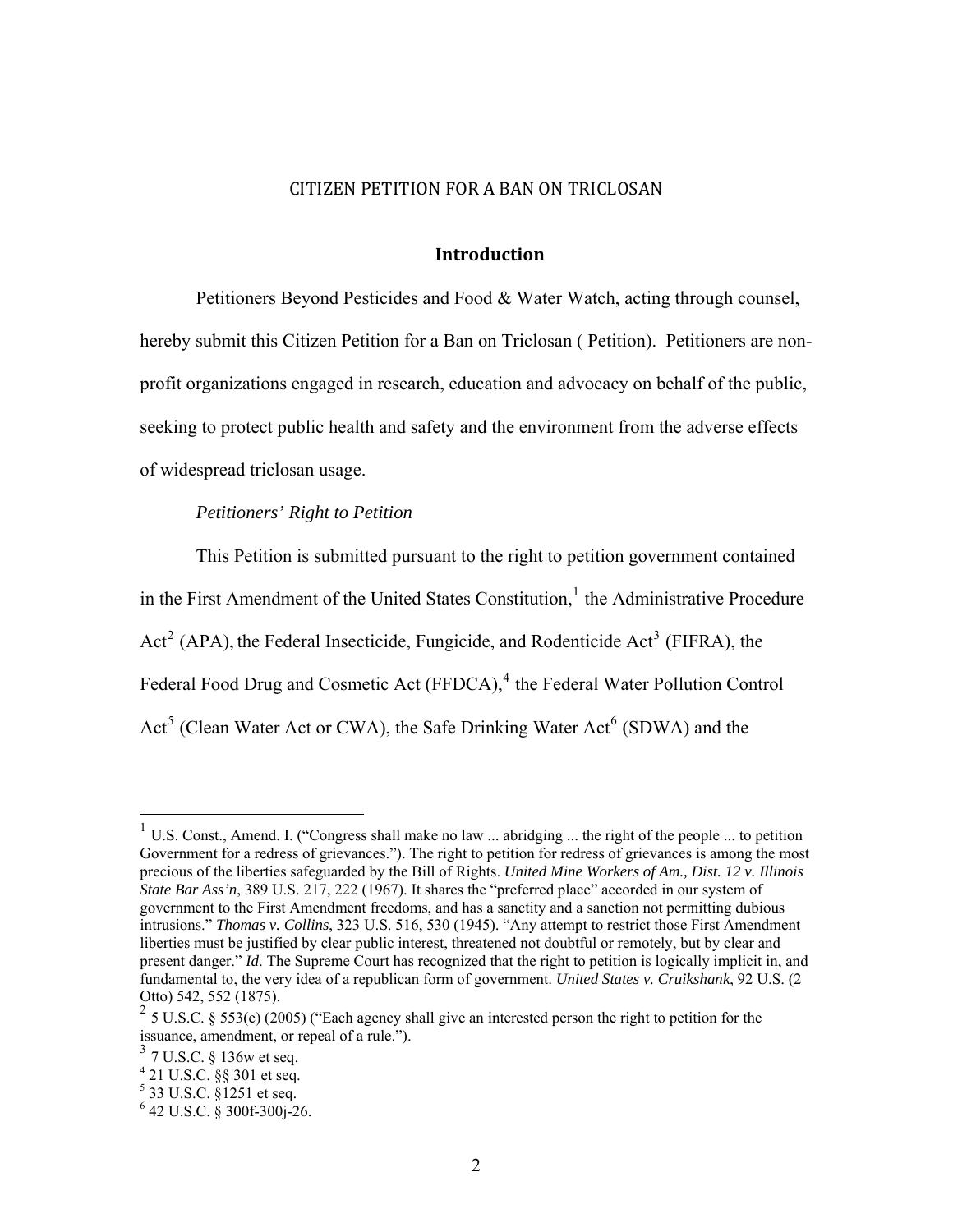CITIZEN PETITION FOR A BAN ON TRICLOSAN

## Introduction

Petitioners Beyond Pesticides and Food & Water Watch, acting through counsel, hereby submit this Citizen Petition for a Ban on Triclosan ( Petition). Petitioners are non-profit organizations engaged in research, education and advocacy on behalf of the public, seeking to protect public health and safety and the environment from the adverse effects of widespread triclosan usage.

*Petitioners' Right to Petition*

This Petition is submitted pursuant to the right to petition government contained in the First Amendment of the United States Constitution,[1] the Administrative Procedure Act[2] (APA), the Federal Insecticide, Fungicide, and Rodenticide Act[3] (FIFRA), the Federal Food Drug and Cosmetic Act (FFDCA),[4] the Federal Water Pollution Control Act[5] (Clean Water Act or CWA), the Safe Drinking Water Act[6] (SDWA) and the

---

[1] U.S. Const., Amend. I. ("Congress shall make no law ... abridging ... the right of the people ... to petition Government for a redress of grievances."). The right to petition for redress of grievances is among the most precious of the liberties safeguarded by the Bill of Rights. *United Mine Workers of Am., Dist. 12 v. Illinois State Bar Ass'n*, 389 U.S. 217, 222 (1967). It shares the "preferred place" accorded in our system of government to the First Amendment freedoms, and has a sanctity and a sanction not permitting dubious intrusions." *Thomas v. Collins*, 323 U.S. 516, 530 (1945). "Any attempt to restrict those First Amendment liberties must be justified by clear public interest, threatened not doubtful or remotely, but by clear and present danger." *Id*. The Supreme Court has recognized that the right to petition is logically implicit in, and fundamental to, the very idea of a republican form of government. *United States v. Cruikshank*, 92 U.S. (2 Otto) 542, 552 (1875).

[2] 5 U.S.C. § 553(e) (2005) ("Each agency shall give an interested person the right to petition for the issuance, amendment, or repeal of a rule.").

[3] 7 U.S.C. § 136w et seq.

[4] 21 U.S.C. §§ 301 et seq.

[5] 33 U.S.C. §1251 et seq.

[6] 42 U.S.C. § 300f-300j-26.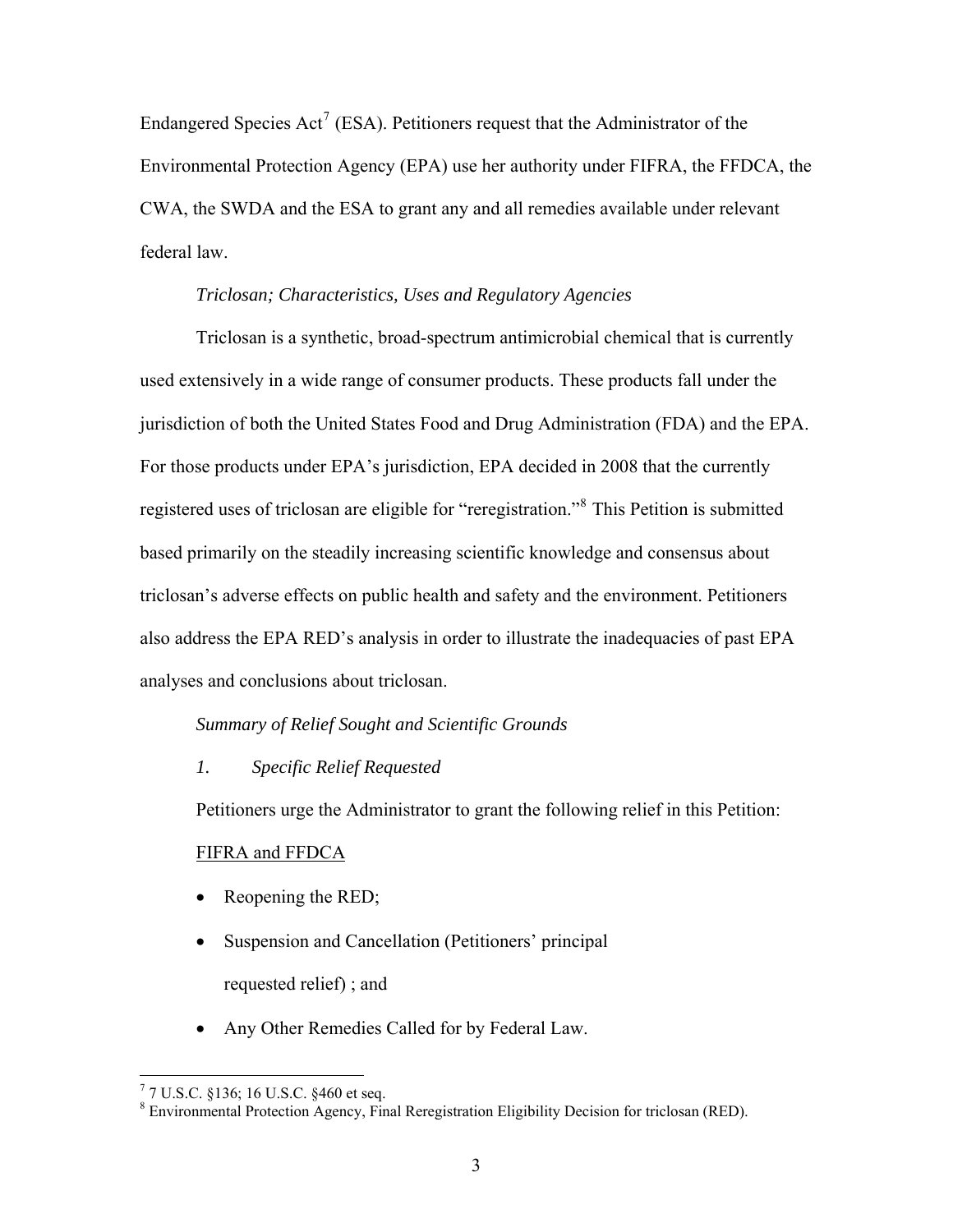Endangered Species Act[7] (ESA). Petitioners request that the Administrator of the Environmental Protection Agency (EPA) use her authority under FIFRA, the FFDCA, the CWA, the SWDA and the ESA to grant any and all remedies available under relevant federal law.

*Triclosan; Characteristics, Uses and Regulatory Agencies*

Triclosan is a synthetic, broad-spectrum antimicrobial chemical that is currently used extensively in a wide range of consumer products. These products fall under the jurisdiction of both the United States Food and Drug Administration (FDA) and the EPA. For those products under EPA's jurisdiction, EPA decided in 2008 that the currently registered uses of triclosan are eligible for "reregistration."[8] This Petition is submitted based primarily on the steadily increasing scientific knowledge and consensus about triclosan's adverse effects on public health and safety and the environment. Petitioners also address the EPA RED's analysis in order to illustrate the inadequacies of past EPA analyses and conclusions about triclosan.

*Summary of Relief Sought and Scientific Grounds*

*1. Specific Relief Requested*

Petitioners urge the Administrator to grant the following relief in this Petition:

<u>FIFRA and FFDCA</u>

- Reopening the RED;
- Suspension and Cancellation (Petitioners' principal requested relief) ; and
- Any Other Remedies Called for by Federal Law.

---

[7] 7 U.S.C. §136; 16 U.S.C. §460 et seq.

[8] Environmental Protection Agency, Final Reregistration Eligibility Decision for triclosan (RED).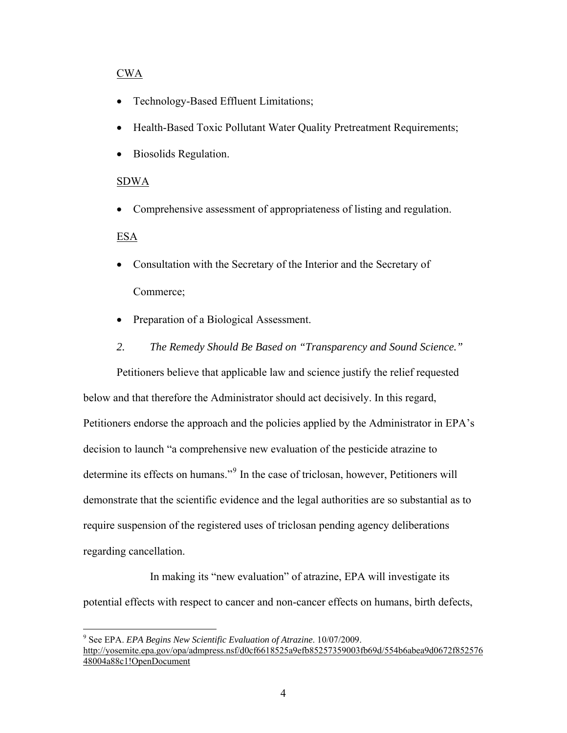CWA

- Technology-Based Effluent Limitations;
- Health-Based Toxic Pollutant Water Quality Pretreatment Requirements;
- Biosolids Regulation.

SDWA

- Comprehensive assessment of appropriateness of listing and regulation.

ESA

- Consultation with the Secretary of the Interior and the Secretary of Commerce;
- Preparation of a Biological Assessment.

*2. The Remedy Should Be Based on "Transparency and Sound Science."*

Petitioners believe that applicable law and science justify the relief requested below and that therefore the Administrator should act decisively. In this regard, Petitioners endorse the approach and the policies applied by the Administrator in EPA's decision to launch "a comprehensive new evaluation of the pesticide atrazine to determine its effects on humans."[9] In the case of triclosan, however, Petitioners will demonstrate that the scientific evidence and the legal authorities are so substantial as to require suspension of the registered uses of triclosan pending agency deliberations regarding cancellation.

In making its "new evaluation" of atrazine, EPA will investigate its potential effects with respect to cancer and non-cancer effects on humans, birth defects,

---

[9] See EPA. *EPA Begins New Scientific Evaluation of Atrazine*. 10/07/2009. http://yosemite.epa.gov/opa/admpress.nsf/d0cf6618525a9efb85257359003fb69d/554b6abea9d0672f85257648004a88c1!OpenDocument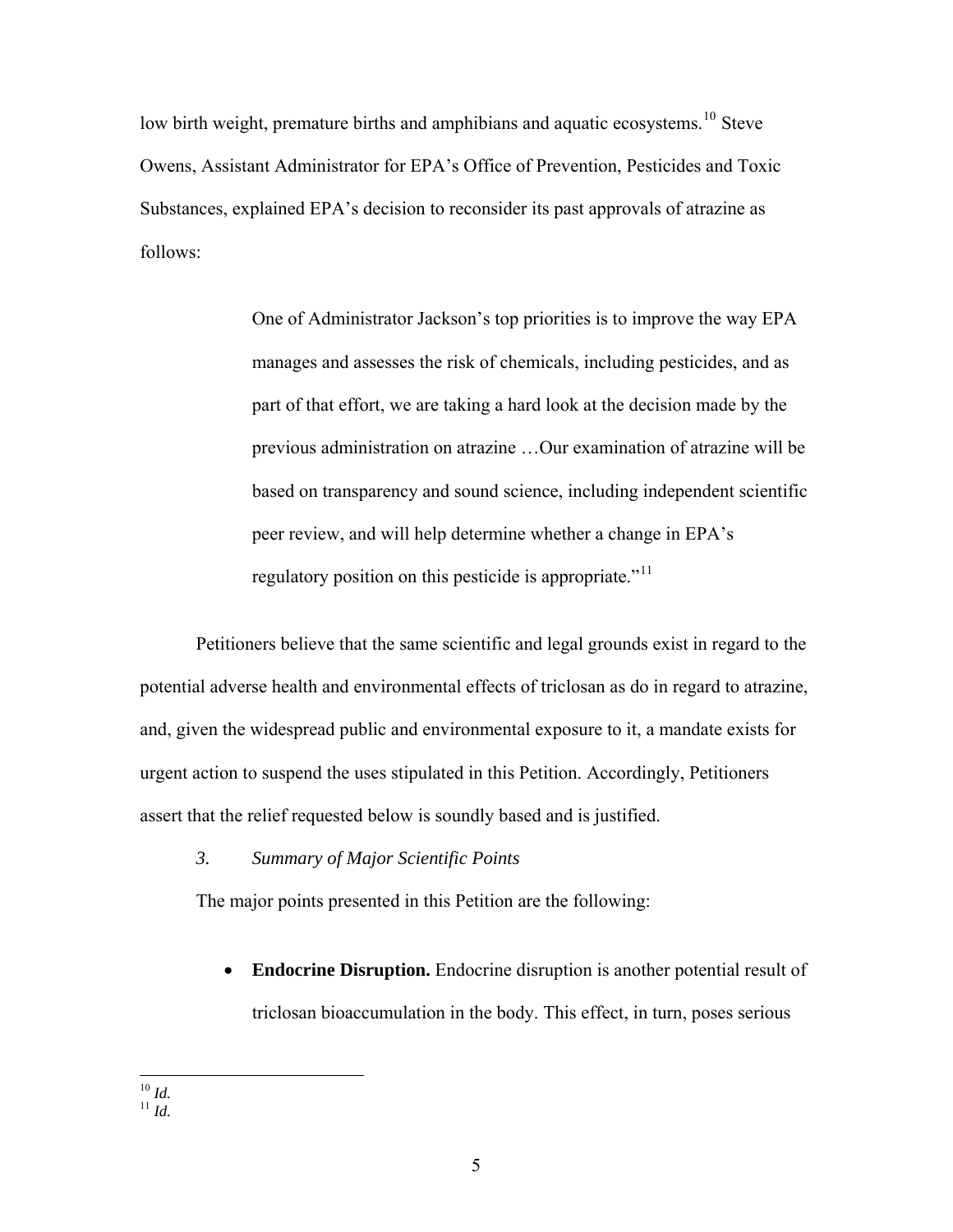low birth weight, premature births and amphibians and aquatic ecosystems.[10] Steve Owens, Assistant Administrator for EPA's Office of Prevention, Pesticides and Toxic Substances, explained EPA's decision to reconsider its past approvals of atrazine as follows:

> One of Administrator Jackson's top priorities is to improve the way EPA manages and assesses the risk of chemicals, including pesticides, and as part of that effort, we are taking a hard look at the decision made by the previous administration on atrazine …Our examination of atrazine will be based on transparency and sound science, including independent scientific peer review, and will help determine whether a change in EPA's regulatory position on this pesticide is appropriate."[11]

Petitioners believe that the same scientific and legal grounds exist in regard to the potential adverse health and environmental effects of triclosan as do in regard to atrazine, and, given the widespread public and environmental exposure to it, a mandate exists for urgent action to suspend the uses stipulated in this Petition. Accordingly, Petitioners assert that the relief requested below is soundly based and is justified.

*3. Summary of Major Scientific Points*

The major points presented in this Petition are the following:

- **Endocrine Disruption.** Endocrine disruption is another potential result of triclosan bioaccumulation in the body. This effect, in turn, poses serious

---

[10] *Id.*

[11] *Id.*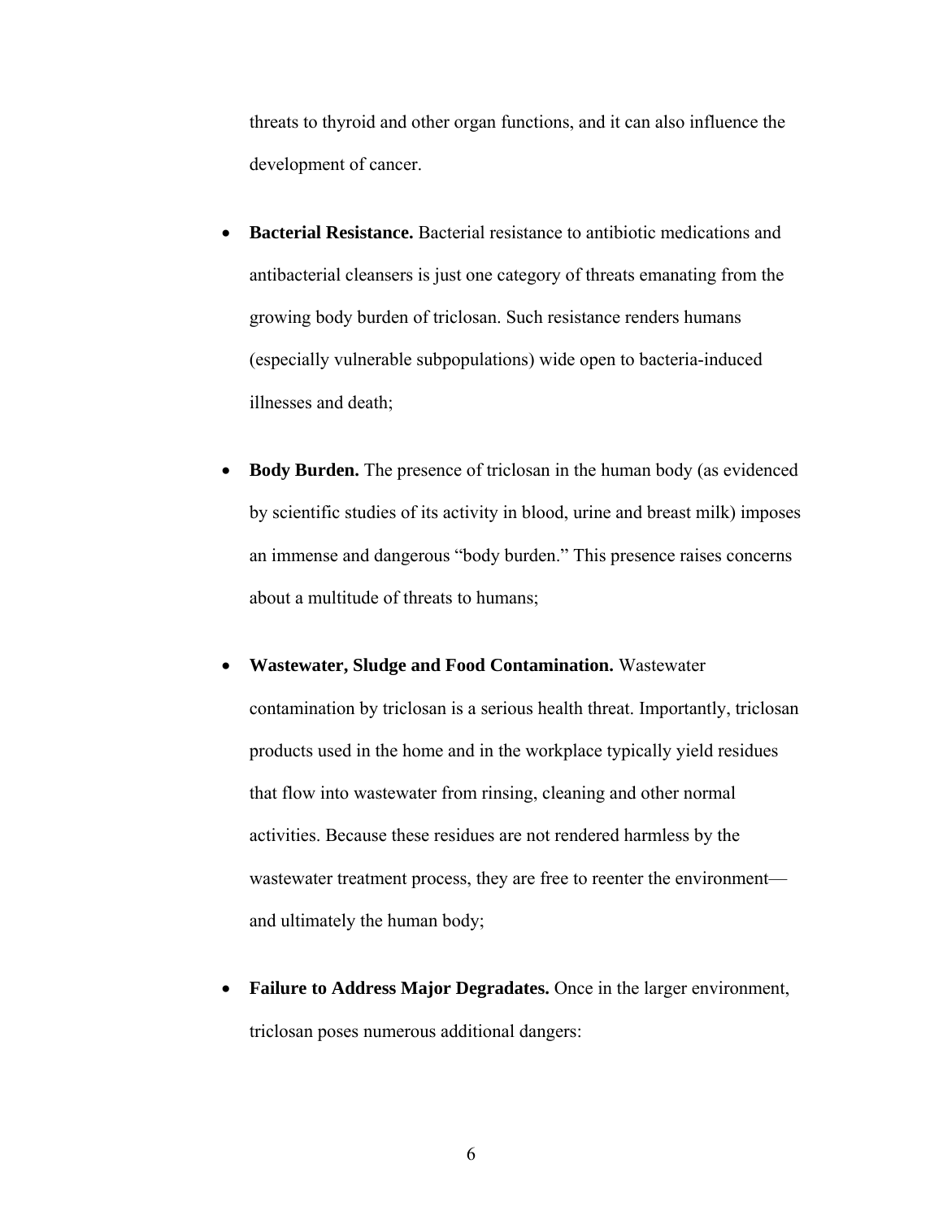threats to thyroid and other organ functions, and it can also influence the development of cancer.

- **Bacterial Resistance.** Bacterial resistance to antibiotic medications and antibacterial cleansers is just one category of threats emanating from the growing body burden of triclosan. Such resistance renders humans (especially vulnerable subpopulations) wide open to bacteria-induced illnesses and death;

- **Body Burden.** The presence of triclosan in the human body (as evidenced by scientific studies of its activity in blood, urine and breast milk) imposes an immense and dangerous "body burden." This presence raises concerns about a multitude of threats to humans;

- **Wastewater, Sludge and Food Contamination.** Wastewater contamination by triclosan is a serious health threat. Importantly, triclosan products used in the home and in the workplace typically yield residues that flow into wastewater from rinsing, cleaning and other normal activities. Because these residues are not rendered harmless by the wastewater treatment process, they are free to reenter the environment—and ultimately the human body;

- **Failure to Address Major Degradates.** Once in the larger environment, triclosan poses numerous additional dangers: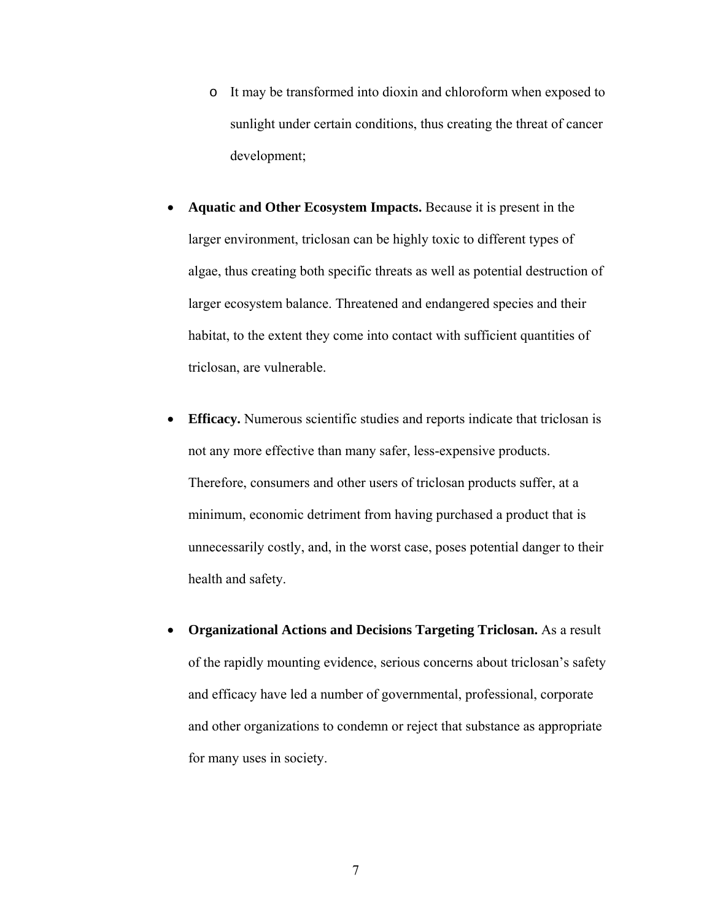- It may be transformed into dioxin and chloroform when exposed to sunlight under certain conditions, thus creating the threat of cancer development;

- **Aquatic and Other Ecosystem Impacts.** Because it is present in the larger environment, triclosan can be highly toxic to different types of algae, thus creating both specific threats as well as potential destruction of larger ecosystem balance. Threatened and endangered species and their habitat, to the extent they come into contact with sufficient quantities of triclosan, are vulnerable.

- **Efficacy.** Numerous scientific studies and reports indicate that triclosan is not any more effective than many safer, less-expensive products. Therefore, consumers and other users of triclosan products suffer, at a minimum, economic detriment from having purchased a product that is unnecessarily costly, and, in the worst case, poses potential danger to their health and safety.

- **Organizational Actions and Decisions Targeting Triclosan.** As a result of the rapidly mounting evidence, serious concerns about triclosan's safety and efficacy have led a number of governmental, professional, corporate and other organizations to condemn or reject that substance as appropriate for many uses in society.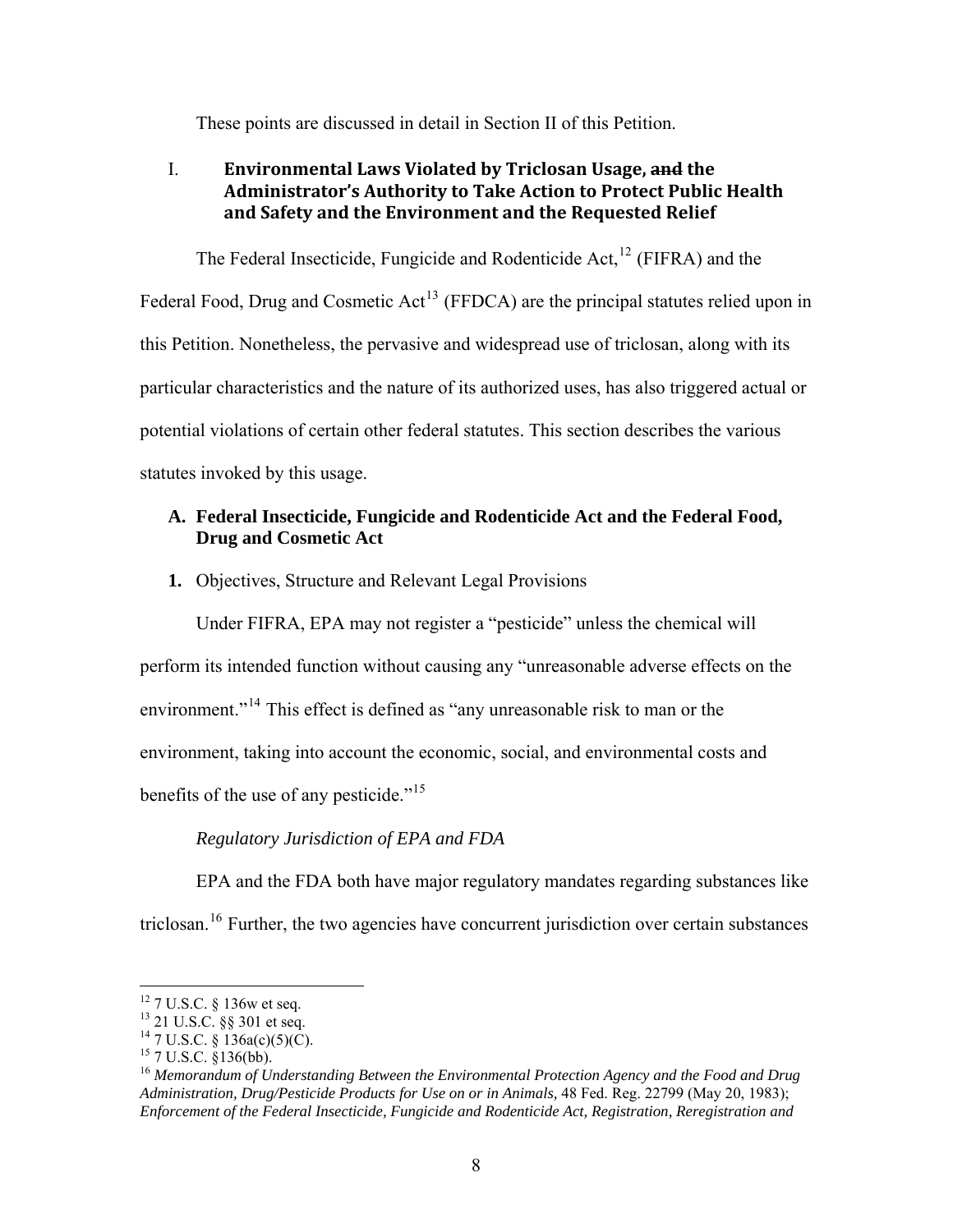These points are discussed in detail in Section II of this Petition.

# I. Environmental Laws Violated by Triclosan Usage, ~~and~~ the Administrator's Authority to Take Action to Protect Public Health and Safety and the Environment and the Requested Relief

The Federal Insecticide, Fungicide and Rodenticide Act,[12] (FIFRA) and the Federal Food, Drug and Cosmetic Act[13] (FFDCA) are the principal statutes relied upon in this Petition. Nonetheless, the pervasive and widespread use of triclosan, along with its particular characteristics and the nature of its authorized uses, has also triggered actual or potential violations of certain other federal statutes. This section describes the various statutes invoked by this usage.

## A. Federal Insecticide, Fungicide and Rodenticide Act and the Federal Food, Drug and Cosmetic Act

**1.** Objectives, Structure and Relevant Legal Provisions

Under FIFRA, EPA may not register a "pesticide" unless the chemical will perform its intended function without causing any "unreasonable adverse effects on the environment."[14] This effect is defined as "any unreasonable risk to man or the environment, taking into account the economic, social, and environmental costs and benefits of the use of any pesticide."[15]

*Regulatory Jurisdiction of EPA and FDA*

EPA and the FDA both have major regulatory mandates regarding substances like triclosan.[16] Further, the two agencies have concurrent jurisdiction over certain substances

---

[12] 7 U.S.C. § 136w et seq.

[13] 21 U.S.C. §§ 301 et seq.

[14] 7 U.S.C. § 136a(c)(5)(C).

[15] 7 U.S.C. §136(bb).

[16] *Memorandum of Understanding Between the Environmental Protection Agency and the Food and Drug Administration, Drug/Pesticide Products for Use on or in Animals,* 48 Fed. Reg. 22799 (May 20, 1983); *Enforcement of the Federal Insecticide, Fungicide and Rodenticide Act, Registration, Reregistration and*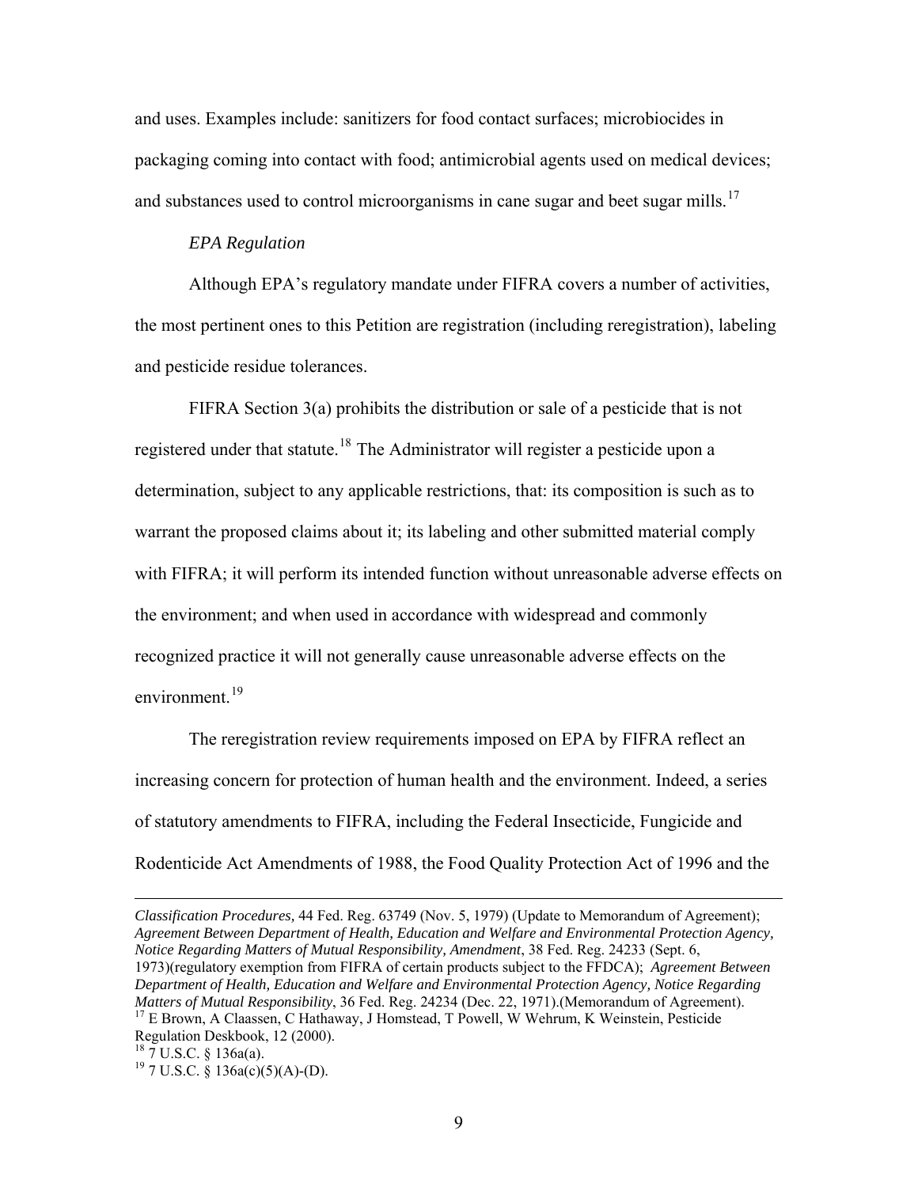and uses. Examples include: sanitizers for food contact surfaces; microbiocides in packaging coming into contact with food; antimicrobial agents used on medical devices; and substances used to control microorganisms in cane sugar and beet sugar mills.[17]

*EPA Regulation*

Although EPA's regulatory mandate under FIFRA covers a number of activities, the most pertinent ones to this Petition are registration (including reregistration), labeling and pesticide residue tolerances.

FIFRA Section 3(a) prohibits the distribution or sale of a pesticide that is not registered under that statute.[18] The Administrator will register a pesticide upon a determination, subject to any applicable restrictions, that: its composition is such as to warrant the proposed claims about it; its labeling and other submitted material comply with FIFRA; it will perform its intended function without unreasonable adverse effects on the environment; and when used in accordance with widespread and commonly recognized practice it will not generally cause unreasonable adverse effects on the environment.[19]

The reregistration review requirements imposed on EPA by FIFRA reflect an increasing concern for protection of human health and the environment. Indeed, a series of statutory amendments to FIFRA, including the Federal Insecticide, Fungicide and Rodenticide Act Amendments of 1988, the Food Quality Protection Act of 1996 and the

---

*Classification Procedures,* 44 Fed. Reg. 63749 (Nov. 5, 1979) (Update to Memorandum of Agreement); *Agreement Between Department of Health, Education and Welfare and Environmental Protection Agency, Notice Regarding Matters of Mutual Responsibility, Amendment*, 38 Fed. Reg. 24233 (Sept. 6, 1973)(regulatory exemption from FIFRA of certain products subject to the FFDCA); *Agreement Between Department of Health, Education and Welfare and Environmental Protection Agency, Notice Regarding Matters of Mutual Responsibility*, 36 Fed. Reg. 24234 (Dec. 22, 1971).(Memorandum of Agreement).

[17] E Brown, A Claassen, C Hathaway, J Homstead, T Powell, W Wehrum, K Weinstein, Pesticide Regulation Deskbook, 12 (2000).

[18] 7 U.S.C. § 136a(a).

[19] 7 U.S.C. § 136a(c)(5)(A)-(D).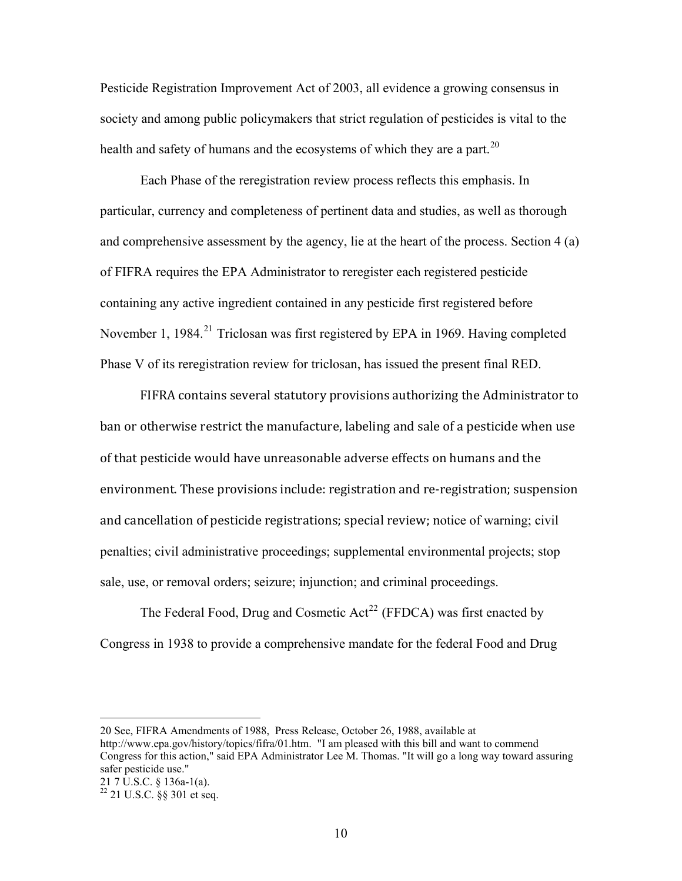Pesticide Registration Improvement Act of 2003, all evidence a growing consensus in society and among public policymakers that strict regulation of pesticides is vital to the health and safety of humans and the ecosystems of which they are a part.[20]

Each Phase of the reregistration review process reflects this emphasis. In particular, currency and completeness of pertinent data and studies, as well as thorough and comprehensive assessment by the agency, lie at the heart of the process. Section 4 (a) of FIFRA requires the EPA Administrator to reregister each registered pesticide containing any active ingredient contained in any pesticide first registered before November 1, 1984.[21] Triclosan was first registered by EPA in 1969. Having completed Phase V of its reregistration review for triclosan, has issued the present final RED.

FIFRA contains several statutory provisions authorizing the Administrator to ban or otherwise restrict the manufacture, labeling and sale of a pesticide when use of that pesticide would have unreasonable adverse effects on humans and the environment. These provisions include: registration and re-registration; suspension and cancellation of pesticide registrations; special review; notice of warning; civil penalties; civil administrative proceedings; supplemental environmental projects; stop sale, use, or removal orders; seizure; injunction; and criminal proceedings.

The Federal Food, Drug and Cosmetic Act[22] (FFDCA) was first enacted by Congress in 1938 to provide a comprehensive mandate for the federal Food and Drug

---

20 See, FIFRA Amendments of 1988, Press Release, October 26, 1988, available at http://www.epa.gov/history/topics/fifra/01.htm. "I am pleased with this bill and want to commend Congress for this action," said EPA Administrator Lee M. Thomas. "It will go a long way toward assuring safer pesticide use."

21 7 U.S.C. § 136a-1(a).

22 21 U.S.C. §§ 301 et seq.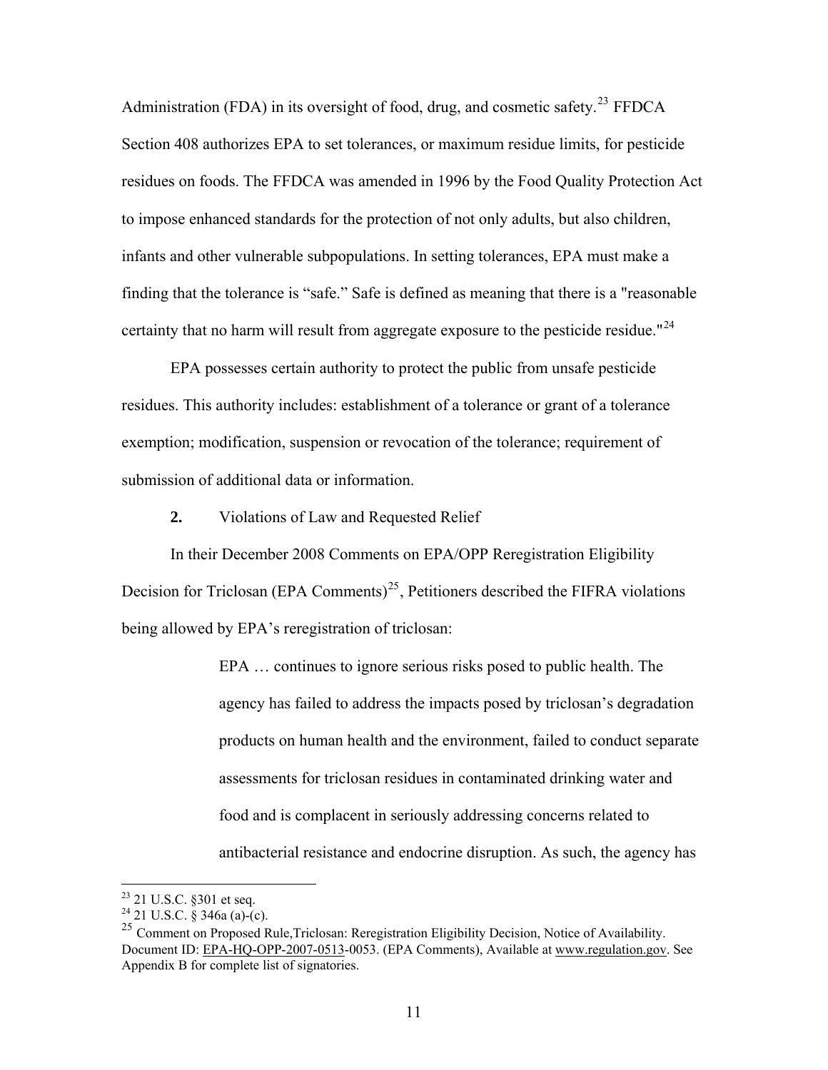Administration (FDA) in its oversight of food, drug, and cosmetic safety.[23] FFDCA Section 408 authorizes EPA to set tolerances, or maximum residue limits, for pesticide residues on foods. The FFDCA was amended in 1996 by the Food Quality Protection Act to impose enhanced standards for the protection of not only adults, but also children, infants and other vulnerable subpopulations. In setting tolerances, EPA must make a finding that the tolerance is "safe." Safe is defined as meaning that there is a "reasonable certainty that no harm will result from aggregate exposure to the pesticide residue."[24]

EPA possesses certain authority to protect the public from unsafe pesticide residues. This authority includes: establishment of a tolerance or grant of a tolerance exemption; modification, suspension or revocation of the tolerance; requirement of submission of additional data or information.

**2.** Violations of Law and Requested Relief

In their December 2008 Comments on EPA/OPP Reregistration Eligibility Decision for Triclosan (EPA Comments)[25], Petitioners described the FIFRA violations being allowed by EPA's reregistration of triclosan:

> EPA … continues to ignore serious risks posed to public health. The agency has failed to address the impacts posed by triclosan's degradation products on human health and the environment, failed to conduct separate assessments for triclosan residues in contaminated drinking water and food and is complacent in seriously addressing concerns related to antibacterial resistance and endocrine disruption. As such, the agency has

---

[23] 21 U.S.C. §301 et seq.

[24] 21 U.S.C. § 346a (a)-(c).

[25] Comment on Proposed Rule,Triclosan: Reregistration Eligibility Decision, Notice of Availability. Document ID: EPA-HQ-OPP-2007-0513-0053. (EPA Comments), Available at www.regulation.gov. See Appendix B for complete list of signatories.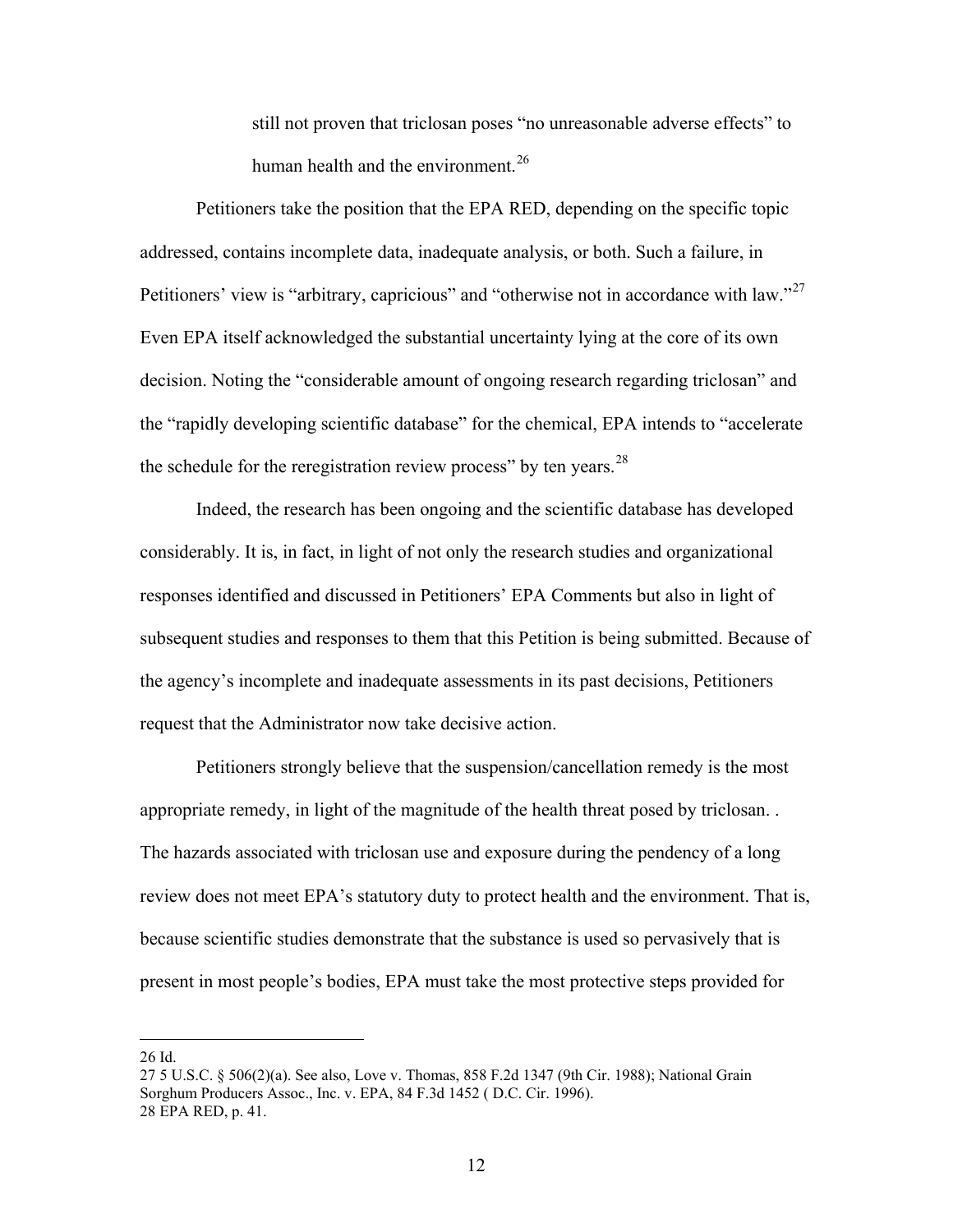still not proven that triclosan poses "no unreasonable adverse effects" to human health and the environment.[26]

Petitioners take the position that the EPA RED, depending on the specific topic addressed, contains incomplete data, inadequate analysis, or both. Such a failure, in Petitioners' view is "arbitrary, capricious" and "otherwise not in accordance with law."[27] Even EPA itself acknowledged the substantial uncertainty lying at the core of its own decision. Noting the "considerable amount of ongoing research regarding triclosan" and the "rapidly developing scientific database" for the chemical, EPA intends to "accelerate the schedule for the reregistration review process" by ten years.[28]

Indeed, the research has been ongoing and the scientific database has developed considerably. It is, in fact, in light of not only the research studies and organizational responses identified and discussed in Petitioners' EPA Comments but also in light of subsequent studies and responses to them that this Petition is being submitted. Because of the agency's incomplete and inadequate assessments in its past decisions, Petitioners request that the Administrator now take decisive action.

Petitioners strongly believe that the suspension/cancellation remedy is the most appropriate remedy, in light of the magnitude of the health threat posed by triclosan. . The hazards associated with triclosan use and exposure during the pendency of a long review does not meet EPA's statutory duty to protect health and the environment. That is, because scientific studies demonstrate that the substance is used so pervasively that is present in most people's bodies, EPA must take the most protective steps provided for

---

26 Id.

27 5 U.S.C. § 506(2)(a). See also, Love v. Thomas, 858 F.2d 1347 (9th Cir. 1988); National Grain Sorghum Producers Assoc., Inc. v. EPA, 84 F.3d 1452 ( D.C. Cir. 1996).

28 EPA RED, p. 41.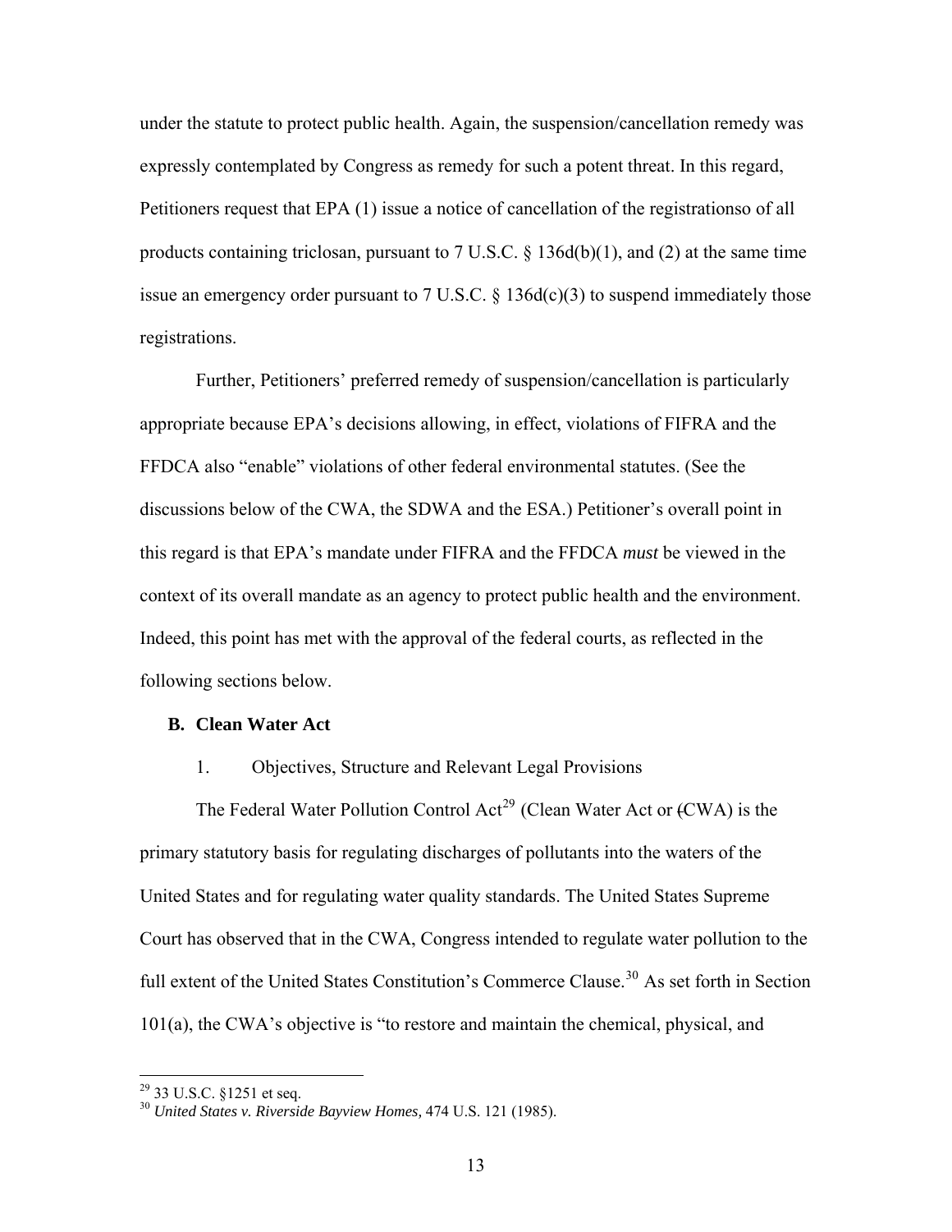under the statute to protect public health. Again, the suspension/cancellation remedy was expressly contemplated by Congress as remedy for such a potent threat. In this regard, Petitioners request that EPA (1) issue a notice of cancellation of the registrationso of all products containing triclosan, pursuant to 7 U.S.C. § 136d(b)(1), and (2) at the same time issue an emergency order pursuant to 7 U.S.C. § 136d(c)(3) to suspend immediately those registrations.

Further, Petitioners' preferred remedy of suspension/cancellation is particularly appropriate because EPA's decisions allowing, in effect, violations of FIFRA and the FFDCA also "enable" violations of other federal environmental statutes. (See the discussions below of the CWA, the SDWA and the ESA.) Petitioner's overall point in this regard is that EPA's mandate under FIFRA and the FFDCA *must* be viewed in the context of its overall mandate as an agency to protect public health and the environment. Indeed, this point has met with the approval of the federal courts, as reflected in the following sections below.

## B. Clean Water Act

### 1. Objectives, Structure and Relevant Legal Provisions

The Federal Water Pollution Control Act[29] (Clean Water Act or (CWA) is the primary statutory basis for regulating discharges of pollutants into the waters of the United States and for regulating water quality standards. The United States Supreme Court has observed that in the CWA, Congress intended to regulate water pollution to the full extent of the United States Constitution's Commerce Clause.[30] As set forth in Section 101(a), the CWA's objective is "to restore and maintain the chemical, physical, and

[29] 33 U.S.C. §1251 et seq.

[30] *United States v. Riverside Bayview Homes,* 474 U.S. 121 (1985).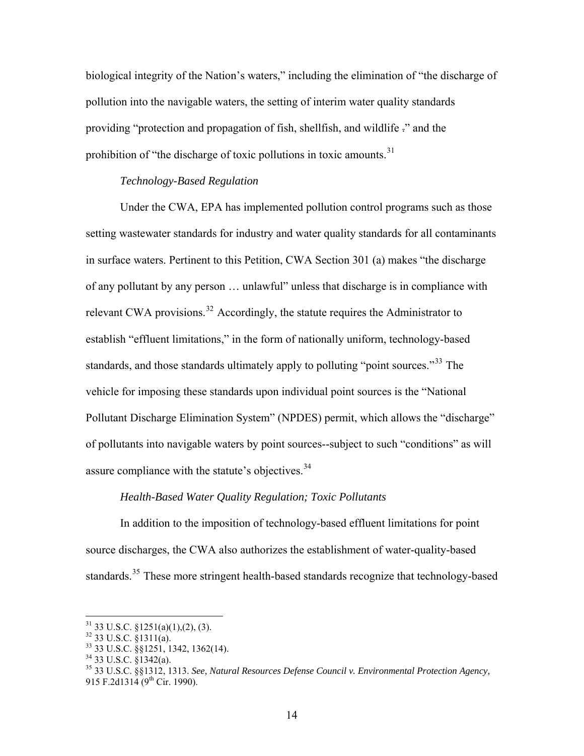biological integrity of the Nation's waters," including the elimination of "the discharge of pollution into the navigable waters, the setting of interim water quality standards providing "protection and propagation of fish, shellfish, and wildlife ." and the prohibition of "the discharge of toxic pollutions in toxic amounts.[31]

*Technology-Based Regulation*

Under the CWA, EPA has implemented pollution control programs such as those setting wastewater standards for industry and water quality standards for all contaminants in surface waters. Pertinent to this Petition, CWA Section 301 (a) makes "the discharge of any pollutant by any person … unlawful" unless that discharge is in compliance with relevant CWA provisions.[32] Accordingly, the statute requires the Administrator to establish "effluent limitations," in the form of nationally uniform, technology-based standards, and those standards ultimately apply to polluting "point sources."[33] The vehicle for imposing these standards upon individual point sources is the "National Pollutant Discharge Elimination System" (NPDES) permit, which allows the "discharge" of pollutants into navigable waters by point sources--subject to such "conditions" as will assure compliance with the statute's objectives.[34]

*Health-Based Water Quality Regulation; Toxic Pollutants*

In addition to the imposition of technology-based effluent limitations for point source discharges, the CWA also authorizes the establishment of water-quality-based standards.[35] These more stringent health-based standards recognize that technology-based

---

[31] 33 U.S.C. §1251(a)(1),(2), (3).
[32] 33 U.S.C. §1311(a).
[33] 33 U.S.C. §§1251, 1342, 1362(14).
[34] 33 U.S.C. §1342(a).
[35] 33 U.S.C. §§1312, 1313. *See, Natural Resources Defense Council v. Environmental Protection Agency,* 915 F.2d1314 (9th Cir. 1990).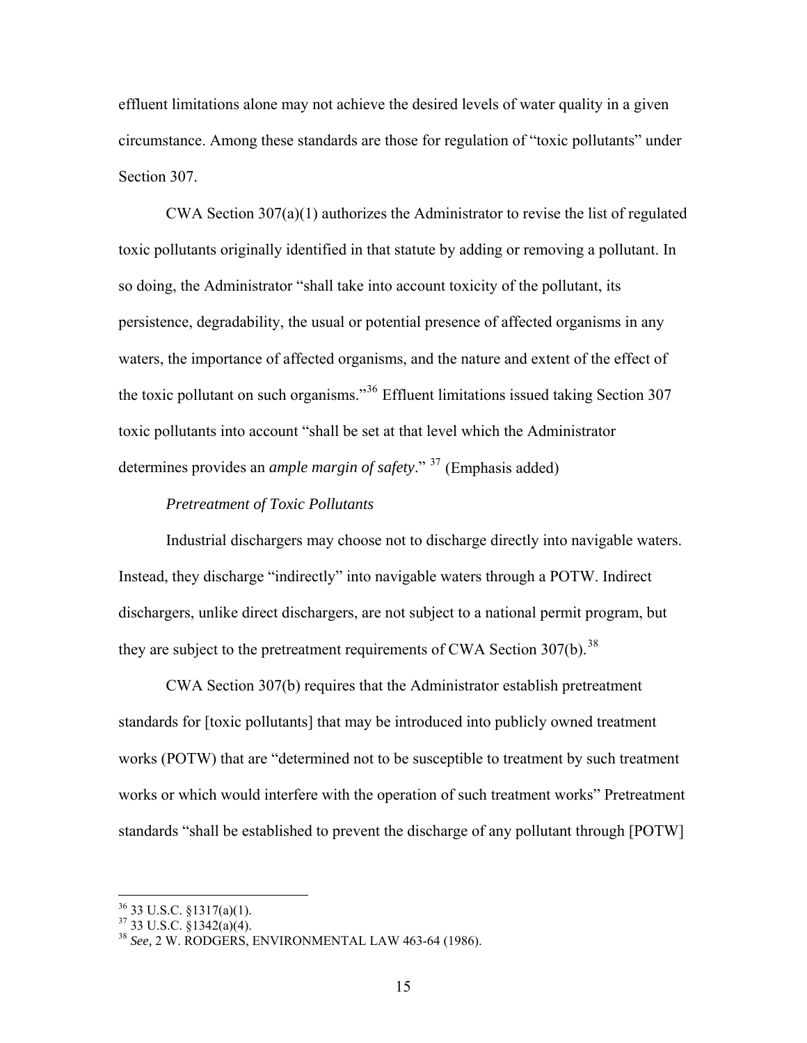effluent limitations alone may not achieve the desired levels of water quality in a given circumstance. Among these standards are those for regulation of "toxic pollutants" under Section 307.

CWA Section 307(a)(1) authorizes the Administrator to revise the list of regulated toxic pollutants originally identified in that statute by adding or removing a pollutant. In so doing, the Administrator "shall take into account toxicity of the pollutant, its persistence, degradability, the usual or potential presence of affected organisms in any waters, the importance of affected organisms, and the nature and extent of the effect of the toxic pollutant on such organisms."[36] Effluent limitations issued taking Section 307 toxic pollutants into account "shall be set at that level which the Administrator determines provides an *ample margin of safety*." [37] (Emphasis added)

*Pretreatment of Toxic Pollutants*

Industrial dischargers may choose not to discharge directly into navigable waters. Instead, they discharge "indirectly" into navigable waters through a POTW. Indirect dischargers, unlike direct dischargers, are not subject to a national permit program, but they are subject to the pretreatment requirements of CWA Section 307(b).[38]

CWA Section 307(b) requires that the Administrator establish pretreatment standards for [toxic pollutants] that may be introduced into publicly owned treatment works (POTW) that are "determined not to be susceptible to treatment by such treatment works or which would interfere with the operation of such treatment works" Pretreatment standards "shall be established to prevent the discharge of any pollutant through [POTW]

---

[36] 33 U.S.C. §1317(a)(1).

[37] 33 U.S.C. §1342(a)(4).

[38] *See,* 2 W. RODGERS, ENVIRONMENTAL LAW 463-64 (1986).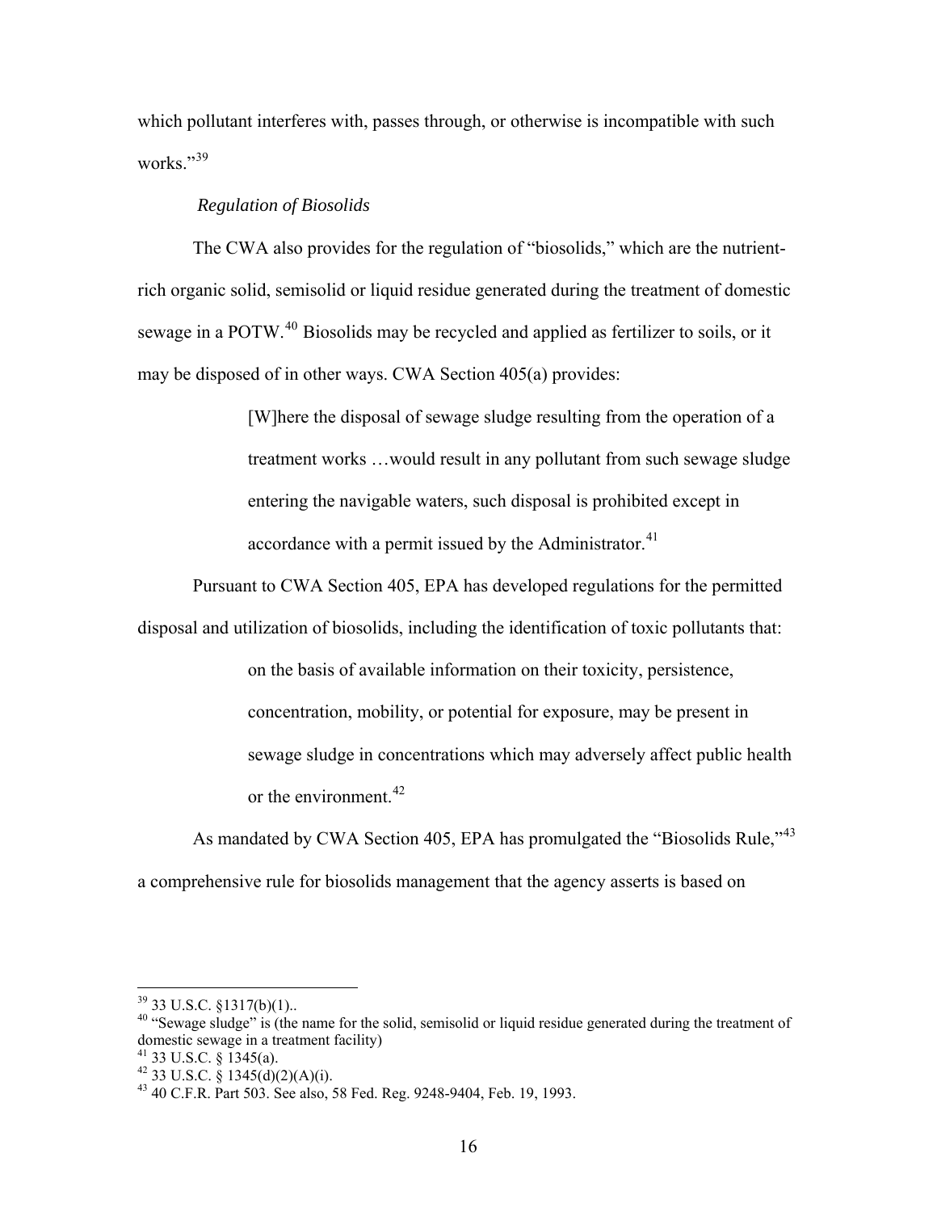which pollutant interferes with, passes through, or otherwise is incompatible with such works."[39]

*Regulation of Biosolids*

The CWA also provides for the regulation of "biosolids," which are the nutrient-rich organic solid, semisolid or liquid residue generated during the treatment of domestic sewage in a POTW.[40] Biosolids may be recycled and applied as fertilizer to soils, or it may be disposed of in other ways. CWA Section 405(a) provides:

> [W]here the disposal of sewage sludge resulting from the operation of a treatment works …would result in any pollutant from such sewage sludge entering the navigable waters, such disposal is prohibited except in accordance with a permit issued by the Administrator.[41]

Pursuant to CWA Section 405, EPA has developed regulations for the permitted disposal and utilization of biosolids, including the identification of toxic pollutants that:

> on the basis of available information on their toxicity, persistence, concentration, mobility, or potential for exposure, may be present in sewage sludge in concentrations which may adversely affect public health or the environment.[42]

As mandated by CWA Section 405, EPA has promulgated the "Biosolids Rule,"[43] a comprehensive rule for biosolids management that the agency asserts is based on

---

[39] 33 U.S.C. §1317(b)(1)..

[40] "Sewage sludge" is (the name for the solid, semisolid or liquid residue generated during the treatment of domestic sewage in a treatment facility)

[41] 33 U.S.C. § 1345(a).

[42] 33 U.S.C. § 1345(d)(2)(A)(i).

[43] 40 C.F.R. Part 503. See also, 58 Fed. Reg. 9248-9404, Feb. 19, 1993.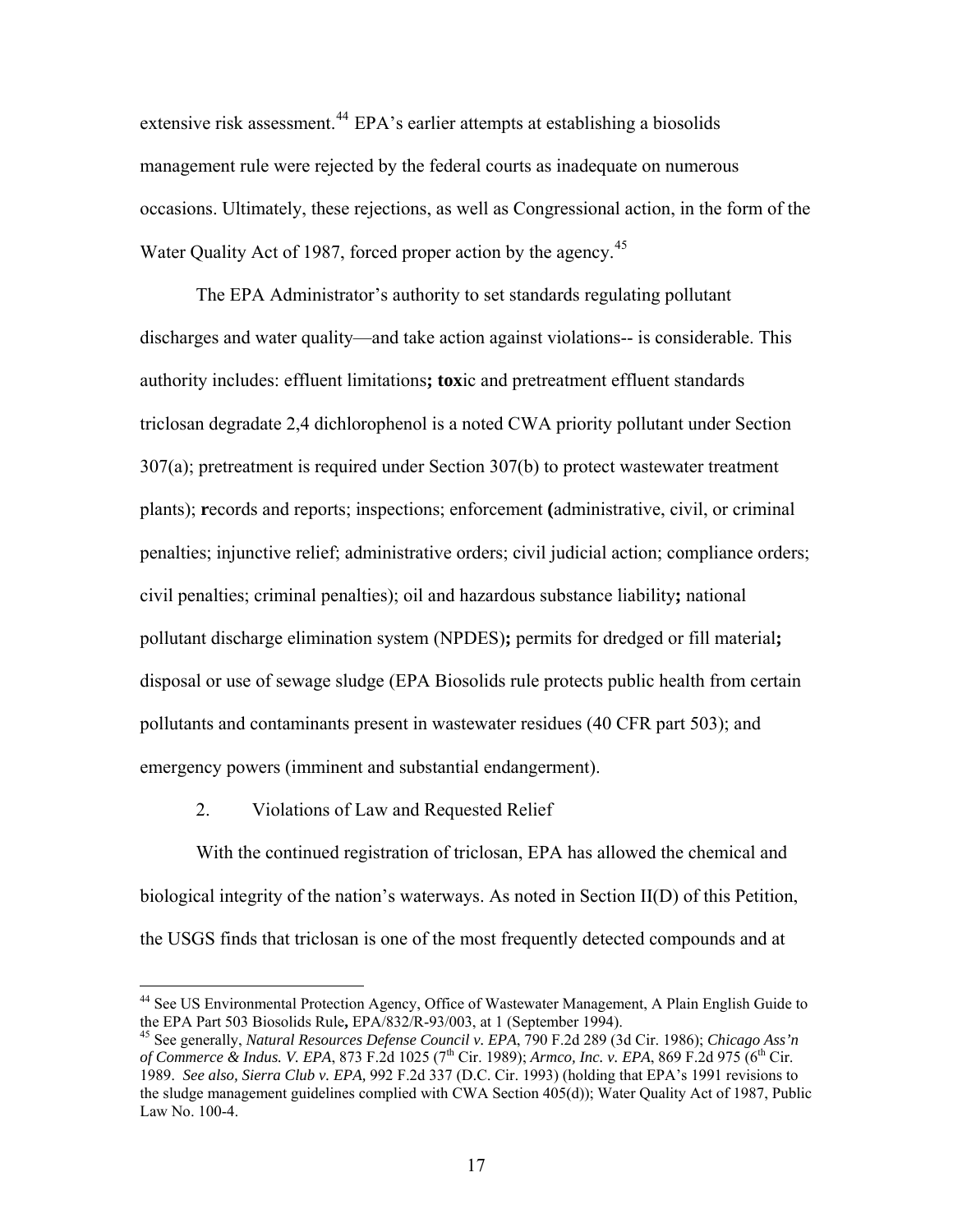extensive risk assessment.[44] EPA's earlier attempts at establishing a biosolids management rule were rejected by the federal courts as inadequate on numerous occasions. Ultimately, these rejections, as well as Congressional action, in the form of the Water Quality Act of 1987, forced proper action by the agency.[45]

The EPA Administrator's authority to set standards regulating pollutant discharges and water quality—and take action against violations-- is considerable. This authority includes: effluent limitations**; tox**ic and pretreatment effluent standards triclosan degradate 2,4 dichlorophenol is a noted CWA priority pollutant under Section 307(a); pretreatment is required under Section 307(b) to protect wastewater treatment plants); **r**ecords and reports; inspections; enforcement **(**administrative, civil, or criminal penalties; injunctive relief; administrative orders; civil judicial action; compliance orders; civil penalties; criminal penalties); oil and hazardous substance liability**;** national pollutant discharge elimination system (NPDES)**;** permits for dredged or fill material**;** disposal or use of sewage sludge (EPA Biosolids rule protects public health from certain pollutants and contaminants present in wastewater residues (40 CFR part 503); and emergency powers (imminent and substantial endangerment).

2. Violations of Law and Requested Relief

With the continued registration of triclosan, EPA has allowed the chemical and biological integrity of the nation's waterways. As noted in Section II(D) of this Petition, the USGS finds that triclosan is one of the most frequently detected compounds and at

---

[44] See US Environmental Protection Agency, Office of Wastewater Management, A Plain English Guide to the EPA Part 503 Biosolids Rule**,** EPA/832/R-93/003, at 1 (September 1994).

[45] See generally, *Natural Resources Defense Council v. EPA*, 790 F.2d 289 (3d Cir. 1986); *Chicago Ass'n of Commerce & Indus. V. EPA*, 873 F.2d 1025 (7th Cir. 1989); *Armco, Inc. v. EPA*, 869 F.2d 975 (6th Cir. 1989. *See also, Sierra Club v. EPA,* 992 F.2d 337 (D.C. Cir. 1993) (holding that EPA's 1991 revisions to the sludge management guidelines complied with CWA Section 405(d)); Water Quality Act of 1987, Public Law No. 100-4.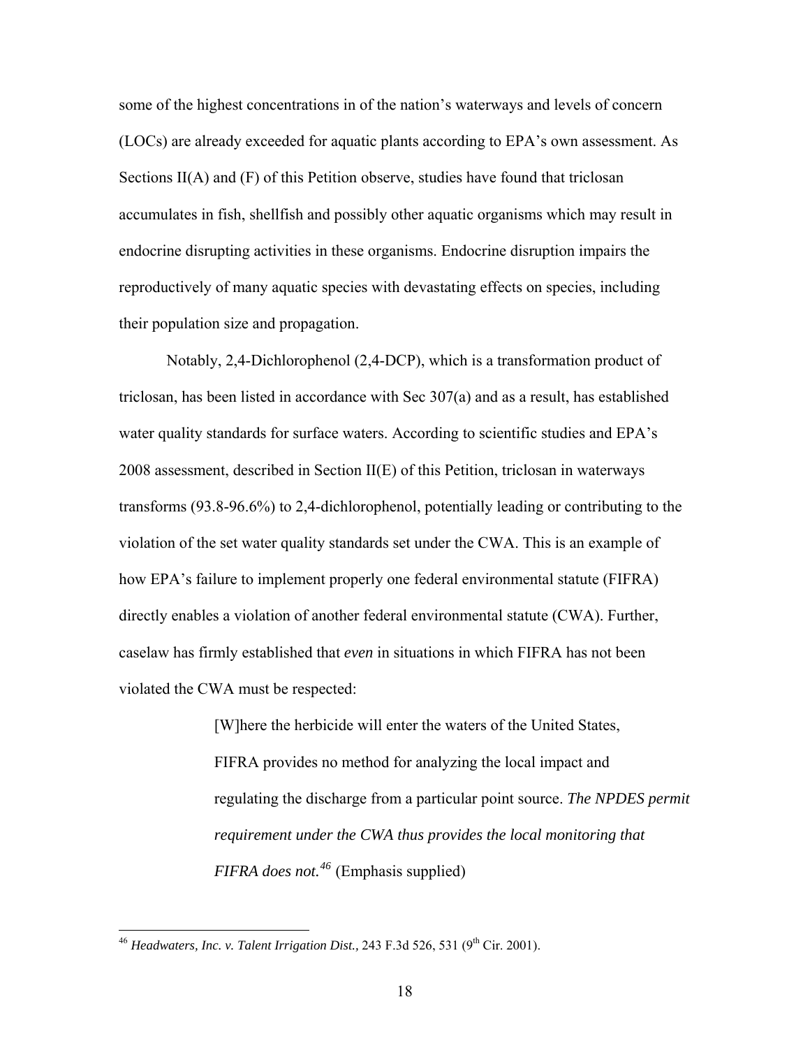some of the highest concentrations in of the nation's waterways and levels of concern (LOCs) are already exceeded for aquatic plants according to EPA's own assessment. As Sections II(A) and (F) of this Petition observe, studies have found that triclosan accumulates in fish, shellfish and possibly other aquatic organisms which may result in endocrine disrupting activities in these organisms. Endocrine disruption impairs the reproductively of many aquatic species with devastating effects on species, including their population size and propagation.

Notably, 2,4-Dichlorophenol (2,4-DCP), which is a transformation product of triclosan, has been listed in accordance with Sec 307(a) and as a result, has established water quality standards for surface waters. According to scientific studies and EPA's 2008 assessment, described in Section II(E) of this Petition, triclosan in waterways transforms (93.8-96.6%) to 2,4-dichlorophenol, potentially leading or contributing to the violation of the set water quality standards set under the CWA. This is an example of how EPA's failure to implement properly one federal environmental statute (FIFRA) directly enables a violation of another federal environmental statute (CWA). Further, caselaw has firmly established that *even* in situations in which FIFRA has not been violated the CWA must be respected:

> [W]here the herbicide will enter the waters of the United States, FIFRA provides no method for analyzing the local impact and regulating the discharge from a particular point source. *The NPDES permit requirement under the CWA thus provides the local monitoring that FIFRA does not.*[46] (Emphasis supplied)

---

[46] *Headwaters, Inc. v. Talent Irrigation Dist.,* 243 F.3d 526, 531 (9th Cir. 2001).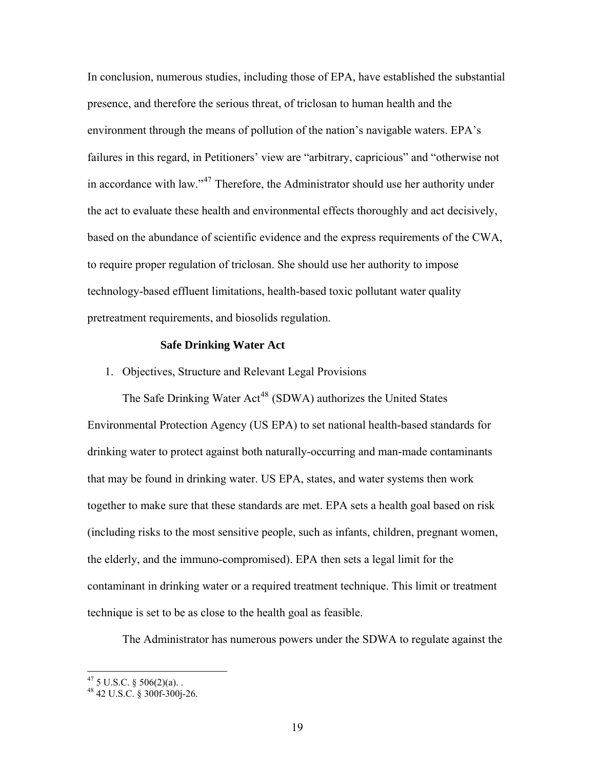In conclusion, numerous studies, including those of EPA, have established the substantial presence, and therefore the serious threat, of triclosan to human health and the environment through the means of pollution of the nation's navigable waters. EPA's failures in this regard, in Petitioners' view are "arbitrary, capricious" and "otherwise not in accordance with law."[47] Therefore, the Administrator should use her authority under the act to evaluate these health and environmental effects thoroughly and act decisively, based on the abundance of scientific evidence and the express requirements of the CWA, to require proper regulation of triclosan. She should use her authority to impose technology-based effluent limitations, health-based toxic pollutant water quality pretreatment requirements, and biosolids regulation.

**Safe Drinking Water Act**

1. Objectives, Structure and Relevant Legal Provisions

The Safe Drinking Water Act[48] (SDWA) authorizes the United States Environmental Protection Agency (US EPA) to set national health-based standards for drinking water to protect against both naturally-occurring and man-made contaminants that may be found in drinking water. US EPA, states, and water systems then work together to make sure that these standards are met. EPA sets a health goal based on risk (including risks to the most sensitive people, such as infants, children, pregnant women, the elderly, and the immuno-compromised). EPA then sets a legal limit for the contaminant in drinking water or a required treatment technique. This limit or treatment technique is set to be as close to the health goal as feasible.

The Administrator has numerous powers under the SDWA to regulate against the

---

[47] 5 U.S.C. § 506(2)(a). .

[48] 42 U.S.C. § 300f-300j-26.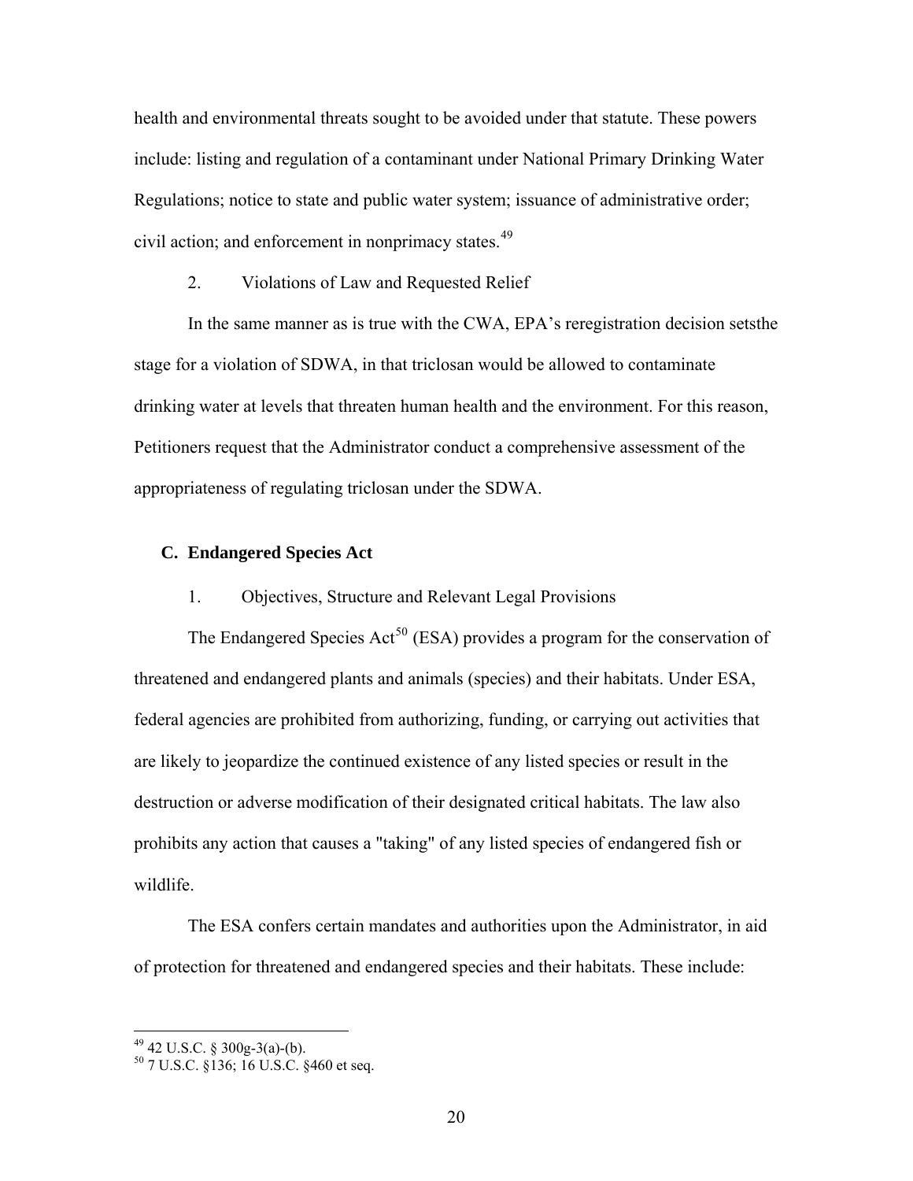health and environmental threats sought to be avoided under that statute. These powers include: listing and regulation of a contaminant under National Primary Drinking Water Regulations; notice to state and public water system; issuance of administrative order; civil action; and enforcement in nonprimacy states.[49]

2. Violations of Law and Requested Relief

In the same manner as is true with the CWA, EPA's reregistration decision setsthe stage for a violation of SDWA, in that triclosan would be allowed to contaminate drinking water at levels that threaten human health and the environment. For this reason, Petitioners request that the Administrator conduct a comprehensive assessment of the appropriateness of regulating triclosan under the SDWA.

### C. Endangered Species Act

1. Objectives, Structure and Relevant Legal Provisions

The Endangered Species Act[50] (ESA) provides a program for the conservation of threatened and endangered plants and animals (species) and their habitats. Under ESA, federal agencies are prohibited from authorizing, funding, or carrying out activities that are likely to jeopardize the continued existence of any listed species or result in the destruction or adverse modification of their designated critical habitats. The law also prohibits any action that causes a "taking" of any listed species of endangered fish or wildlife.

The ESA confers certain mandates and authorities upon the Administrator, in aid of protection for threatened and endangered species and their habitats. These include:

---

[49] 42 U.S.C. § 300g-3(a)-(b).

[50] 7 U.S.C. §136; 16 U.S.C. §460 et seq.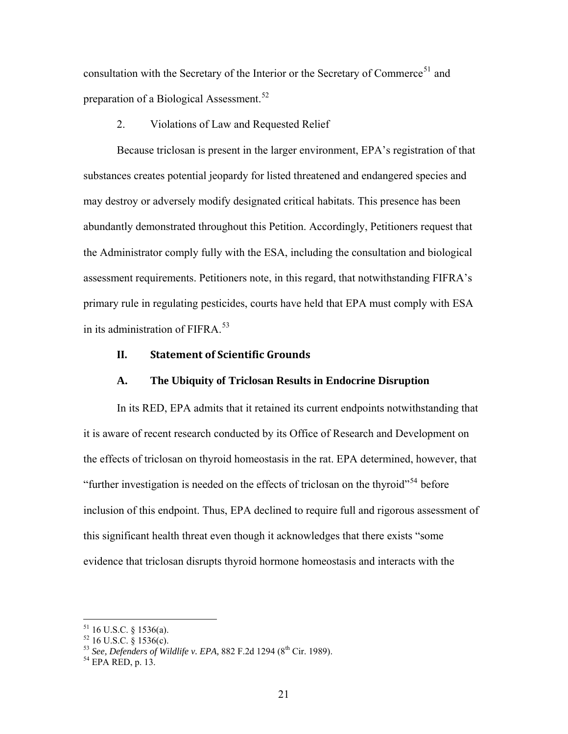consultation with the Secretary of the Interior or the Secretary of Commerce[51] and preparation of a Biological Assessment.[52]

2. Violations of Law and Requested Relief

Because triclosan is present in the larger environment, EPA's registration of that substances creates potential jeopardy for listed threatened and endangered species and may destroy or adversely modify designated critical habitats. This presence has been abundantly demonstrated throughout this Petition. Accordingly, Petitioners request that the Administrator comply fully with the ESA, including the consultation and biological assessment requirements. Petitioners note, in this regard, that notwithstanding FIFRA's primary rule in regulating pesticides, courts have held that EPA must comply with ESA in its administration of FIFRA.[53]

## II. Statement of Scientific Grounds

### A. The Ubiquity of Triclosan Results in Endocrine Disruption

In its RED, EPA admits that it retained its current endpoints notwithstanding that it is aware of recent research conducted by its Office of Research and Development on the effects of triclosan on thyroid homeostasis in the rat. EPA determined, however, that "further investigation is needed on the effects of triclosan on the thyroid"[54] before inclusion of this endpoint. Thus, EPA declined to require full and rigorous assessment of this significant health threat even though it acknowledges that there exists "some evidence that triclosan disrupts thyroid hormone homeostasis and interacts with the

---

[51] 16 U.S.C. § 1536(a).

[52] 16 U.S.C. § 1536(c).

[53] *See, Defenders of Wildlife v. EPA,* 882 F.2d 1294 (8th Cir. 1989).

[54] EPA RED, p. 13.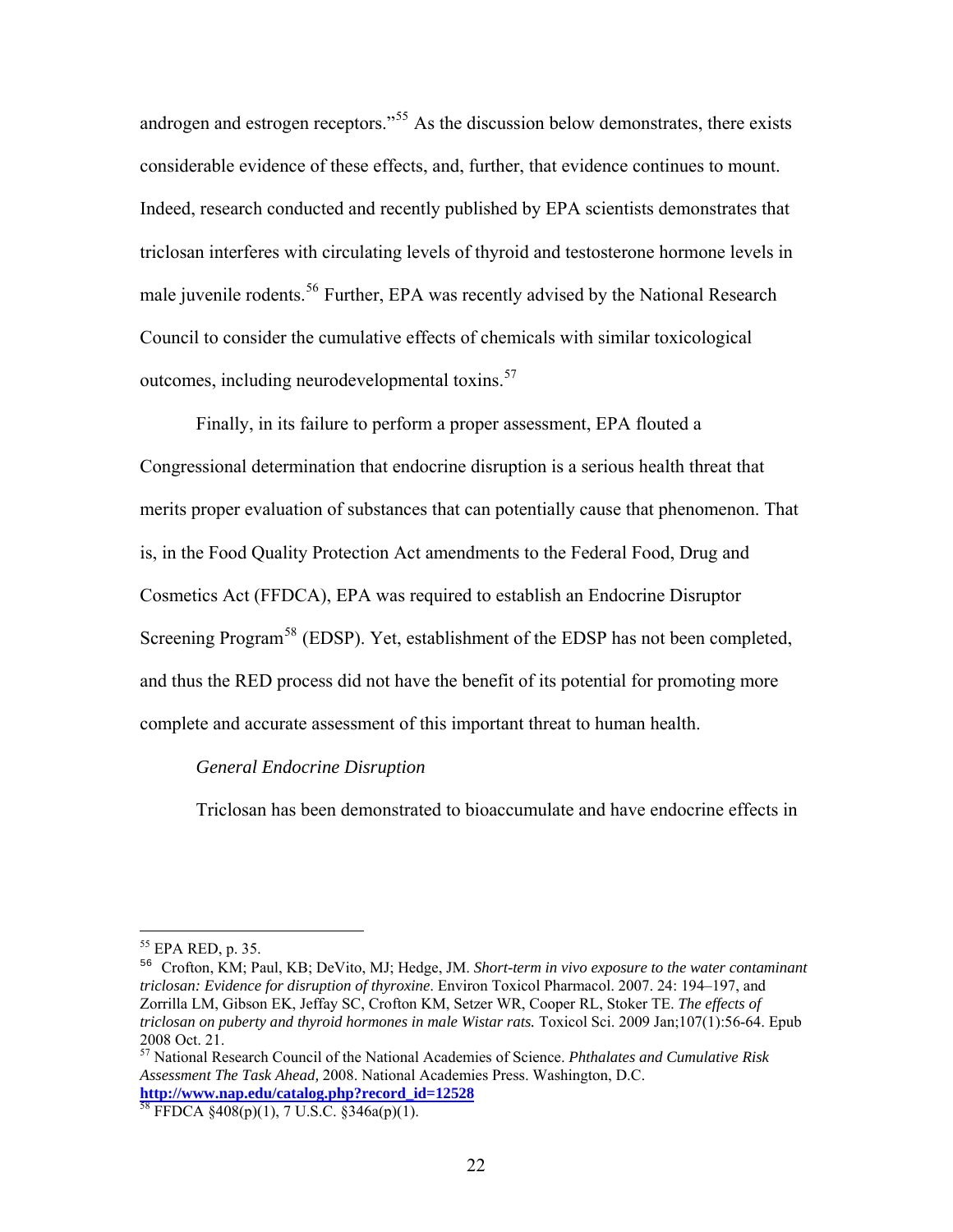androgen and estrogen receptors."[55] As the discussion below demonstrates, there exists considerable evidence of these effects, and, further, that evidence continues to mount. Indeed, research conducted and recently published by EPA scientists demonstrates that triclosan interferes with circulating levels of thyroid and testosterone hormone levels in male juvenile rodents.[56] Further, EPA was recently advised by the National Research Council to consider the cumulative effects of chemicals with similar toxicological outcomes, including neurodevelopmental toxins.[57]

Finally, in its failure to perform a proper assessment, EPA flouted a Congressional determination that endocrine disruption is a serious health threat that merits proper evaluation of substances that can potentially cause that phenomenon. That is, in the Food Quality Protection Act amendments to the Federal Food, Drug and Cosmetics Act (FFDCA), EPA was required to establish an Endocrine Disruptor Screening Program[58] (EDSP). Yet, establishment of the EDSP has not been completed, and thus the RED process did not have the benefit of its potential for promoting more complete and accurate assessment of this important threat to human health.

*General Endocrine Disruption*

Triclosan has been demonstrated to bioaccumulate and have endocrine effects in

---

[55] EPA RED, p. 35.

[56] Crofton, KM; Paul, KB; DeVito, MJ; Hedge, JM. *Short-term in vivo exposure to the water contaminant triclosan: Evidence for disruption of thyroxine*. Environ Toxicol Pharmacol. 2007. 24: 194–197, and Zorrilla LM, Gibson EK, Jeffay SC, Crofton KM, Setzer WR, Cooper RL, Stoker TE. *The effects of triclosan on puberty and thyroid hormones in male Wistar rats.* Toxicol Sci. 2009 Jan;107(1):56-64. Epub 2008 Oct. 21.

[57] National Research Council of the National Academies of Science. *Phthalates and Cumulative Risk Assessment The Task Ahead,* 2008. National Academies Press. Washington, D.C. **http://www.nap.edu/catalog.php?record_id=12528**

[58] FFDCA §408(p)(1), 7 U.S.C. §346a(p)(1).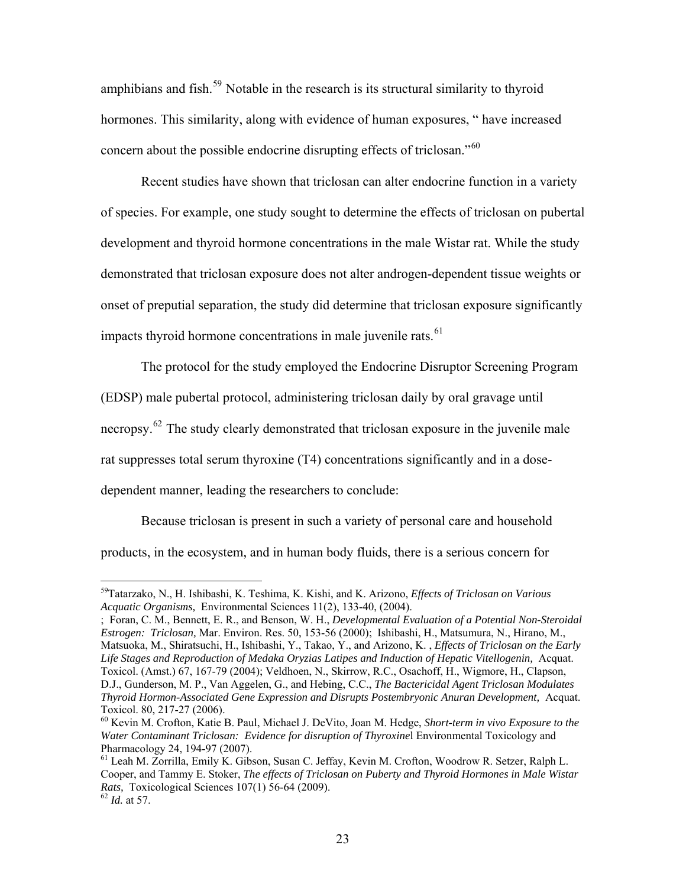amphibians and fish.[59] Notable in the research is its structural similarity to thyroid hormones. This similarity, along with evidence of human exposures, " have increased concern about the possible endocrine disrupting effects of triclosan."[60]

Recent studies have shown that triclosan can alter endocrine function in a variety of species. For example, one study sought to determine the effects of triclosan on pubertal development and thyroid hormone concentrations in the male Wistar rat. While the study demonstrated that triclosan exposure does not alter androgen-dependent tissue weights or onset of preputial separation, the study did determine that triclosan exposure significantly impacts thyroid hormone concentrations in male juvenile rats.[61]

The protocol for the study employed the Endocrine Disruptor Screening Program (EDSP) male pubertal protocol, administering triclosan daily by oral gravage until necropsy.[62] The study clearly demonstrated that triclosan exposure in the juvenile male rat suppresses total serum thyroxine (T4) concentrations significantly and in a dose-dependent manner, leading the researchers to conclude:

Because triclosan is present in such a variety of personal care and household products, in the ecosystem, and in human body fluids, there is a serious concern for

---

[59] Tatarzako, N., H. Ishibashi, K. Teshima, K. Kishi, and K. Arizono, *Effects of Triclosan on Various Acquatic Organisms,* Environmental Sciences 11(2), 133-40, (2004).
; Foran, C. M., Bennett, E. R., and Benson, W. H., *Developmental Evaluation of a Potential Non-Steroidal Estrogen: Triclosan,* Mar. Environ. Res. 50, 153-56 (2000); Ishibashi, H., Matsumura, N., Hirano, M., Matsuoka, M., Shiratsuchi, H., Ishibashi, Y., Takao, Y., and Arizono, K. , *Effects of Triclosan on the Early Life Stages and Reproduction of Medaka Oryzias Latipes and Induction of Hepatic Vitellogenin,* Acquat. Toxicol. (Amst.) 67, 167-79 (2004); Veldhoen, N., Skirrow, R.C., Osachoff, H., Wigmore, H., Clapson, D.J., Gunderson, M. P., Van Aggelen, G., and Hebing, C.C., *The Bactericidal Agent Triclosan Modulates Thyroid Hormon-Associated Gene Expression and Disrupts Postembryonic Anuran Development,* Acquat. Toxicol. 80, 217-27 (2006).

[60] Kevin M. Crofton, Katie B. Paul, Michael J. DeVito, Joan M. Hedge, *Short-term in vivo Exposure to the Water Contaminant Triclosan: Evidence for disruption of Thyroxine*l Environmental Toxicology and Pharmacology 24, 194-97 (2007).

[61] Leah M. Zorrilla, Emily K. Gibson, Susan C. Jeffay, Kevin M. Crofton, Woodrow R. Setzer, Ralph L. Cooper, and Tammy E. Stoker, *The effects of Triclosan on Puberty and Thyroid Hormones in Male Wistar Rats,* Toxicological Sciences 107(1) 56-64 (2009).

[62] *Id.* at 57.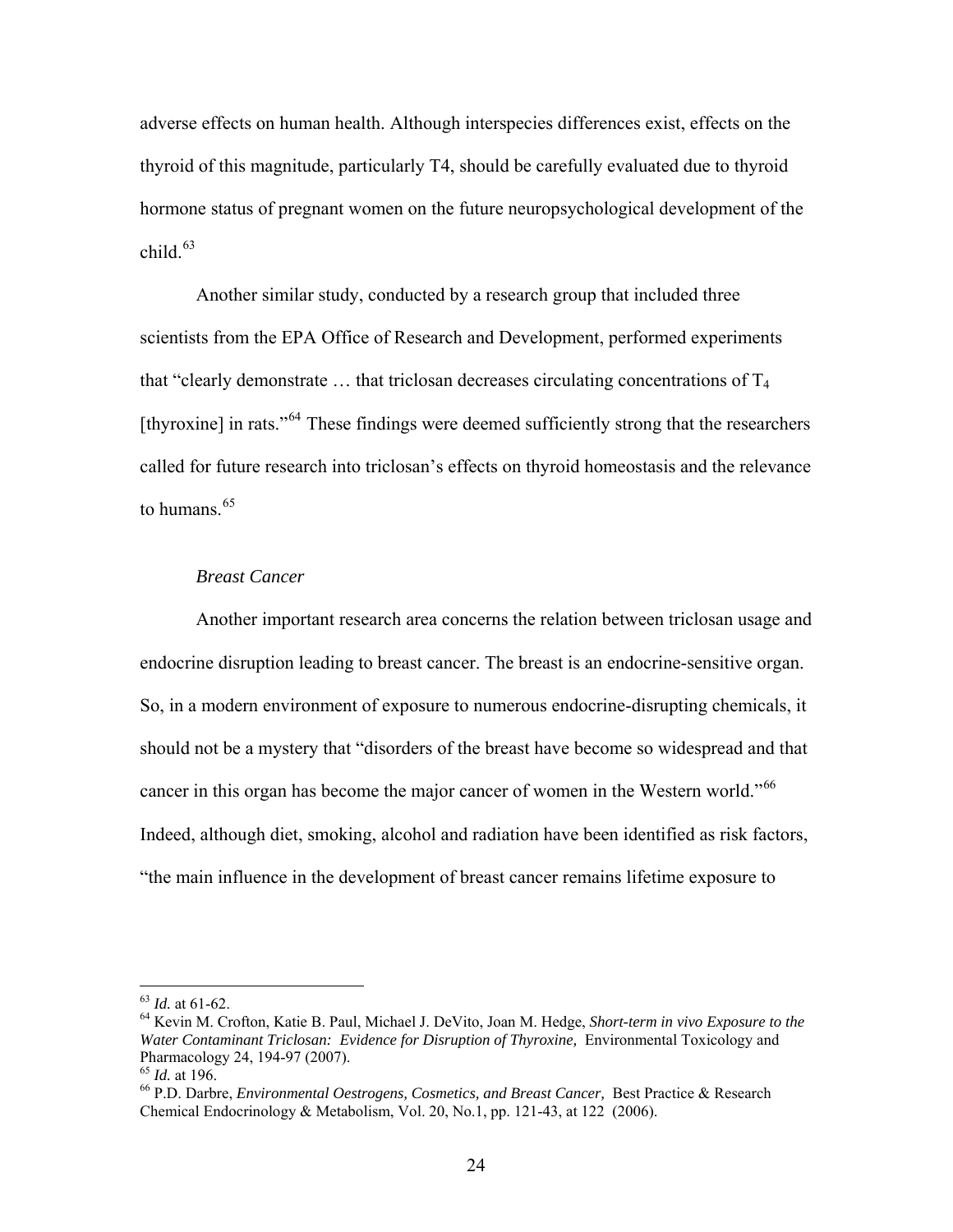adverse effects on human health. Although interspecies differences exist, effects on the thyroid of this magnitude, particularly T4, should be carefully evaluated due to thyroid hormone status of pregnant women on the future neuropsychological development of the child.[63]

Another similar study, conducted by a research group that included three scientists from the EPA Office of Research and Development, performed experiments that "clearly demonstrate … that triclosan decreases circulating concentrations of $T_4$ [thyroxine] in rats."[64] These findings were deemed sufficiently strong that the researchers called for future research into triclosan's effects on thyroid homeostasis and the relevance to humans.[65]

*Breast Cancer*

Another important research area concerns the relation between triclosan usage and endocrine disruption leading to breast cancer. The breast is an endocrine-sensitive organ. So, in a modern environment of exposure to numerous endocrine-disrupting chemicals, it should not be a mystery that "disorders of the breast have become so widespread and that cancer in this organ has become the major cancer of women in the Western world."[66] Indeed, although diet, smoking, alcohol and radiation have been identified as risk factors, "the main influence in the development of breast cancer remains lifetime exposure to

---

[63] *Id.* at 61-62.

[64] Kevin M. Crofton, Katie B. Paul, Michael J. DeVito, Joan M. Hedge, *Short-term in vivo Exposure to the Water Contaminant Triclosan: Evidence for Disruption of Thyroxine,* Environmental Toxicology and Pharmacology 24, 194-97 (2007).

[65] *Id.* at 196.

[66] P.D. Darbre, *Environmental Oestrogens, Cosmetics, and Breast Cancer,* Best Practice & Research Chemical Endocrinology & Metabolism, Vol. 20, No.1, pp. 121-43, at 122 (2006).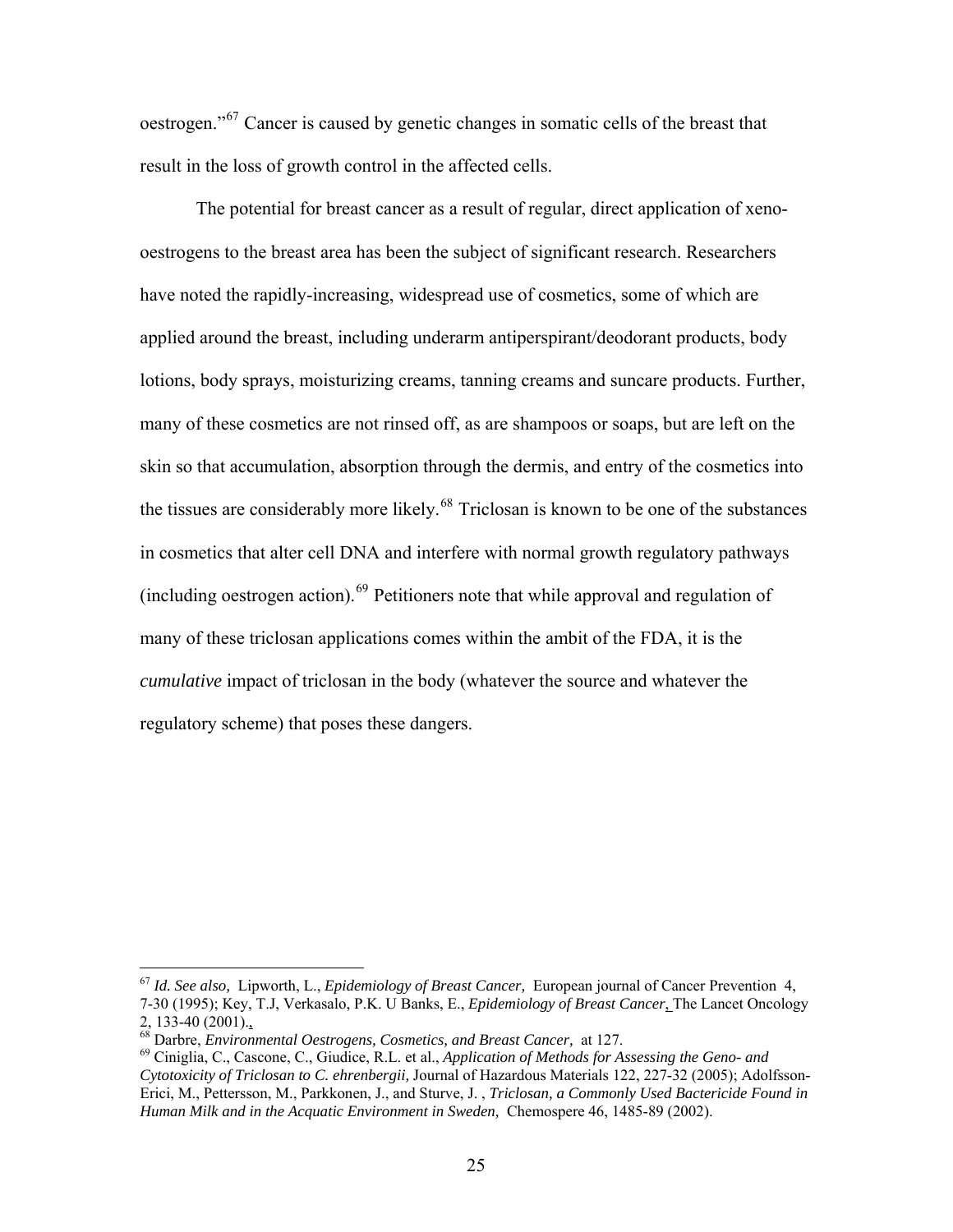oestrogen."[67] Cancer is caused by genetic changes in somatic cells of the breast that result in the loss of growth control in the affected cells.

The potential for breast cancer as a result of regular, direct application of xeno-oestrogens to the breast area has been the subject of significant research. Researchers have noted the rapidly-increasing, widespread use of cosmetics, some of which are applied around the breast, including underarm antiperspirant/deodorant products, body lotions, body sprays, moisturizing creams, tanning creams and suncare products. Further, many of these cosmetics are not rinsed off, as are shampoos or soaps, but are left on the skin so that accumulation, absorption through the dermis, and entry of the cosmetics into the tissues are considerably more likely.[68] Triclosan is known to be one of the substances in cosmetics that alter cell DNA and interfere with normal growth regulatory pathways (including oestrogen action).[69] Petitioners note that while approval and regulation of many of these triclosan applications comes within the ambit of the FDA, it is the *cumulative* impact of triclosan in the body (whatever the source and whatever the regulatory scheme) that poses these dangers.

---

[67] *Id. See also,* Lipworth, L., *Epidemiology of Breast Cancer,* European journal of Cancer Prevention 4, 7-30 (1995); Key, T.J, Verkasalo, P.K. U Banks, E., *Epidemiology of Breast Cancer*, The Lancet Oncology 2, 133-40 (2001)..

[68] Darbre, *Environmental Oestrogens, Cosmetics, and Breast Cancer,* at 127.

[69] Ciniglia, C., Cascone, C., Giudice, R.L. et al., *Application of Methods for Assessing the Geno- and Cytotoxicity of Triclosan to C. ehrenbergii,* Journal of Hazardous Materials 122, 227-32 (2005); Adolfsson-Erici, M., Pettersson, M., Parkkonen, J., and Sturve, J. , *Triclosan, a Commonly Used Bactericide Found in Human Milk and in the Acquatic Environment in Sweden,* Chemospere 46, 1485-89 (2002).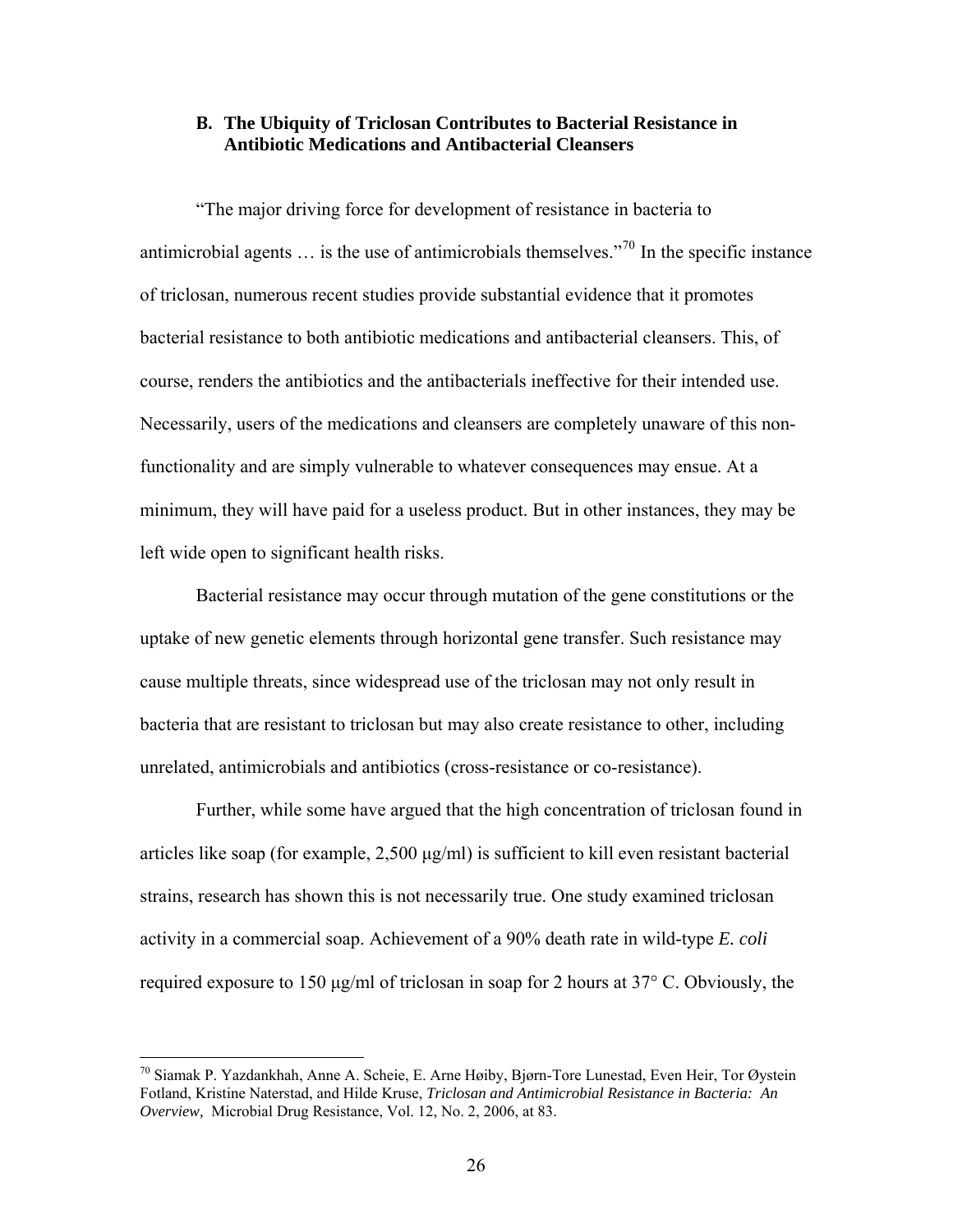### B. The Ubiquity of Triclosan Contributes to Bacterial Resistance in Antibiotic Medications and Antibacterial Cleansers

"The major driving force for development of resistance in bacteria to antimicrobial agents … is the use of antimicrobials themselves."[70] In the specific instance of triclosan, numerous recent studies provide substantial evidence that it promotes bacterial resistance to both antibiotic medications and antibacterial cleansers. This, of course, renders the antibiotics and the antibacterials ineffective for their intended use. Necessarily, users of the medications and cleansers are completely unaware of this non-functionality and are simply vulnerable to whatever consequences may ensue. At a minimum, they will have paid for a useless product. But in other instances, they may be left wide open to significant health risks.

Bacterial resistance may occur through mutation of the gene constitutions or the uptake of new genetic elements through horizontal gene transfer. Such resistance may cause multiple threats, since widespread use of the triclosan may not only result in bacteria that are resistant to triclosan but may also create resistance to other, including unrelated, antimicrobials and antibiotics (cross-resistance or co-resistance).

Further, while some have argued that the high concentration of triclosan found in articles like soap (for example, 2,500 µg/ml) is sufficient to kill even resistant bacterial strains, research has shown this is not necessarily true. One study examined triclosan activity in a commercial soap. Achievement of a 90% death rate in wild-type *E. coli* required exposure to 150 µg/ml of triclosan in soap for 2 hours at 37° C. Obviously, the

---

[70] Siamak P. Yazdankhah, Anne A. Scheie, E. Arne Høiby, Bjørn-Tore Lunestad, Even Heir, Tor Øystein Fotland, Kristine Naterstad, and Hilde Kruse, *Triclosan and Antimicrobial Resistance in Bacteria: An Overview,* Microbial Drug Resistance, Vol. 12, No. 2, 2006, at 83.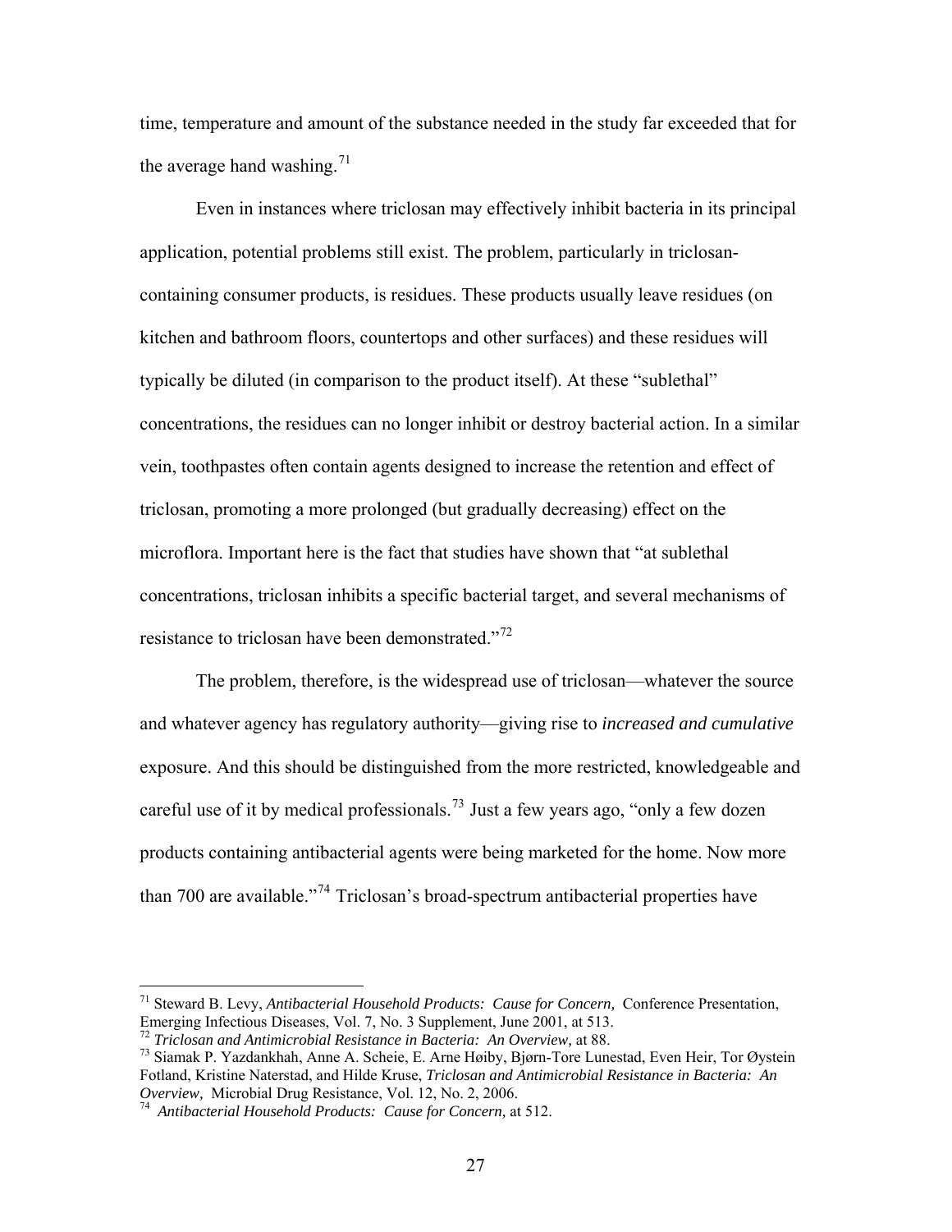time, temperature and amount of the substance needed in the study far exceeded that for the average hand washing.[71]

Even in instances where triclosan may effectively inhibit bacteria in its principal application, potential problems still exist. The problem, particularly in triclosan-containing consumer products, is residues. These products usually leave residues (on kitchen and bathroom floors, countertops and other surfaces) and these residues will typically be diluted (in comparison to the product itself). At these "sublethal" concentrations, the residues can no longer inhibit or destroy bacterial action. In a similar vein, toothpastes often contain agents designed to increase the retention and effect of triclosan, promoting a more prolonged (but gradually decreasing) effect on the microflora. Important here is the fact that studies have shown that "at sublethal concentrations, triclosan inhibits a specific bacterial target, and several mechanisms of resistance to triclosan have been demonstrated."[72]

The problem, therefore, is the widespread use of triclosan—whatever the source and whatever agency has regulatory authority—giving rise to *increased and cumulative* exposure. And this should be distinguished from the more restricted, knowledgeable and careful use of it by medical professionals.[73] Just a few years ago, "only a few dozen products containing antibacterial agents were being marketed for the home. Now more than 700 are available."[74] Triclosan's broad-spectrum antibacterial properties have

---

[71] Steward B. Levy, *Antibacterial Household Products: Cause for Concern,* Conference Presentation, Emerging Infectious Diseases, Vol. 7, No. 3 Supplement, June 2001, at 513.

[72] *Triclosan and Antimicrobial Resistance in Bacteria: An Overview,* at 88.

[73] Siamak P. Yazdankhah, Anne A. Scheie, E. Arne Høiby, Bjørn-Tore Lunestad, Even Heir, Tor Øystein Fotland, Kristine Naterstad, and Hilde Kruse, *Triclosan and Antimicrobial Resistance in Bacteria: An Overview,* Microbial Drug Resistance, Vol. 12, No. 2, 2006.

[74] *Antibacterial Household Products: Cause for Concern,* at 512.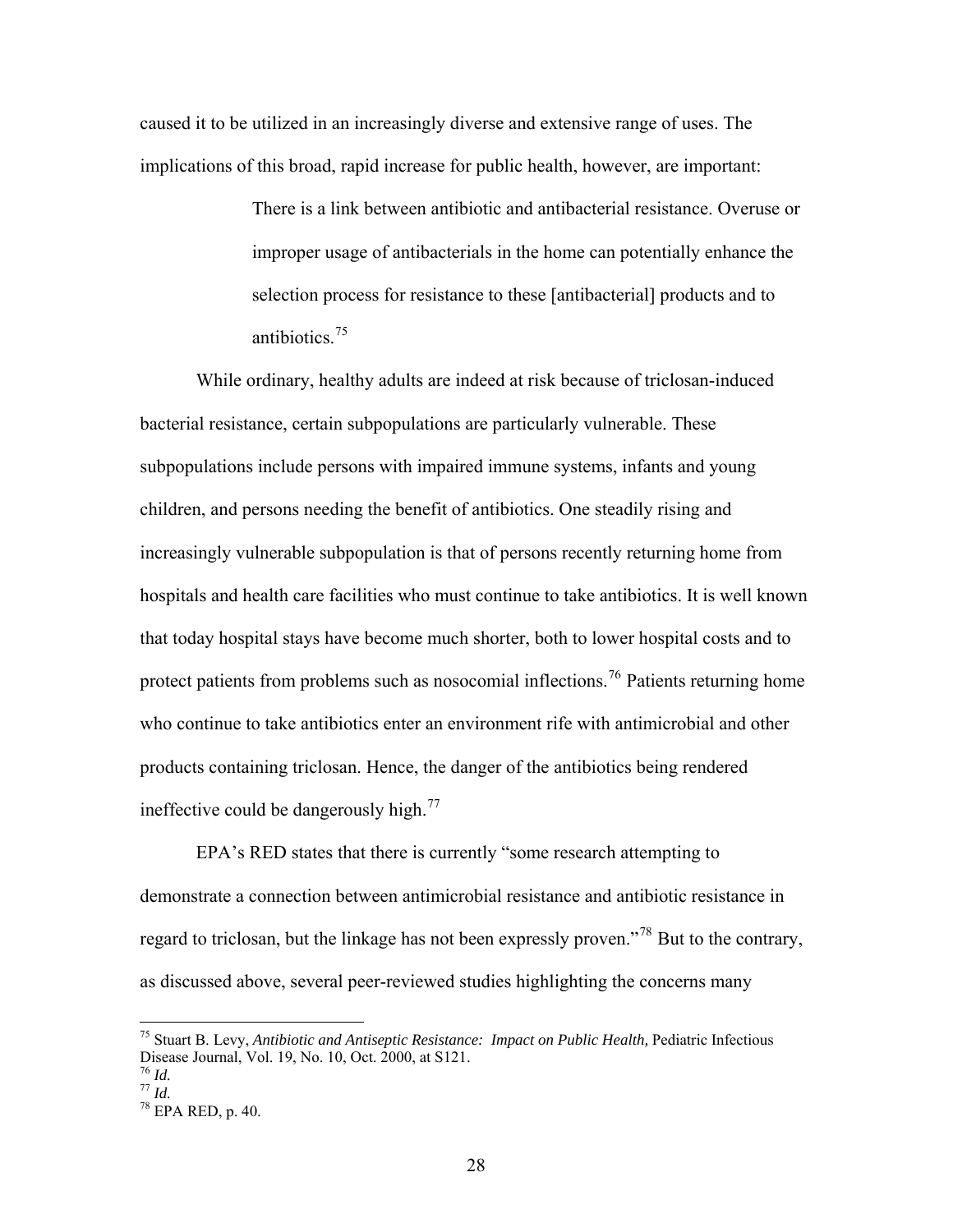caused it to be utilized in an increasingly diverse and extensive range of uses. The implications of this broad, rapid increase for public health, however, are important:

> There is a link between antibiotic and antibacterial resistance. Overuse or improper usage of antibacterials in the home can potentially enhance the selection process for resistance to these [antibacterial] products and to antibiotics.[75]

While ordinary, healthy adults are indeed at risk because of triclosan-induced bacterial resistance, certain subpopulations are particularly vulnerable. These subpopulations include persons with impaired immune systems, infants and young children, and persons needing the benefit of antibiotics. One steadily rising and increasingly vulnerable subpopulation is that of persons recently returning home from hospitals and health care facilities who must continue to take antibiotics. It is well known that today hospital stays have become much shorter, both to lower hospital costs and to protect patients from problems such as nosocomial inflections.[76] Patients returning home who continue to take antibiotics enter an environment rife with antimicrobial and other products containing triclosan. Hence, the danger of the antibiotics being rendered ineffective could be dangerously high.[77]

EPA's RED states that there is currently "some research attempting to demonstrate a connection between antimicrobial resistance and antibiotic resistance in regard to triclosan, but the linkage has not been expressly proven."[78] But to the contrary, as discussed above, several peer-reviewed studies highlighting the concerns many

---

[75] Stuart B. Levy, *Antibiotic and Antiseptic Resistance: Impact on Public Health,* Pediatric Infectious Disease Journal, Vol. 19, No. 10, Oct. 2000, at S121.

[76] *Id.*

[77] *Id.*

[78] EPA RED, p. 40.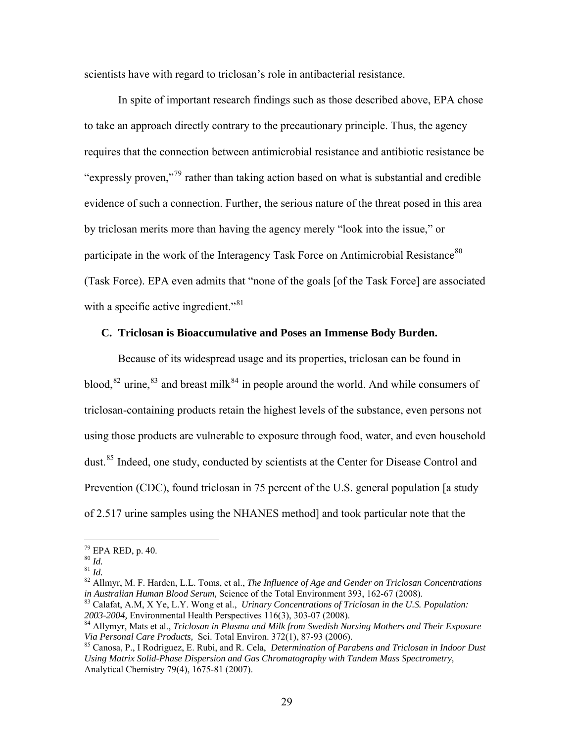scientists have with regard to triclosan's role in antibacterial resistance.

In spite of important research findings such as those described above, EPA chose to take an approach directly contrary to the precautionary principle. Thus, the agency requires that the connection between antimicrobial resistance and antibiotic resistance be "expressly proven,"[79] rather than taking action based on what is substantial and credible evidence of such a connection. Further, the serious nature of the threat posed in this area by triclosan merits more than having the agency merely "look into the issue," or participate in the work of the Interagency Task Force on Antimicrobial Resistance[80] (Task Force). EPA even admits that "none of the goals [of the Task Force] are associated with a specific active ingredient."[81]

### C. Triclosan is Bioaccumulative and Poses an Immense Body Burden.

Because of its widespread usage and its properties, triclosan can be found in blood,[82] urine,[83] and breast milk[84] in people around the world. And while consumers of triclosan-containing products retain the highest levels of the substance, even persons not using those products are vulnerable to exposure through food, water, and even household dust.[85] Indeed, one study, conducted by scientists at the Center for Disease Control and Prevention (CDC), found triclosan in 75 percent of the U.S. general population [a study of 2.517 urine samples using the NHANES method] and took particular note that the

---

[79] EPA RED, p. 40.

[80] *Id.*

[81] *Id.*

[82] Allmyr, M. F. Harden, L.L. Toms, et al., *The Influence of Age and Gender on Triclosan Concentrations in Australian Human Blood Serum,* Science of the Total Environment 393, 162-67 (2008).

[83] Calafat, A.M, X Ye, L.Y. Wong et al., *Urinary Concentrations of Triclosan in the U.S. Population: 2003-2004,* Environmental Health Perspectives 116(3), 303-07 (2008).

[84] Allymyr, Mats et al., *Triclosan in Plasma and Milk from Swedish Nursing Mothers and Their Exposure Via Personal Care Products,* Sci. Total Environ. 372(1), 87-93 (2006).

[85] Canosa, P., I Rodriguez, E. Rubi, and R. Cela, *Determination of Parabens and Triclosan in Indoor Dust Using Matrix Solid-Phase Dispersion and Gas Chromatography with Tandem Mass Spectrometry,* Analytical Chemistry 79(4), 1675-81 (2007).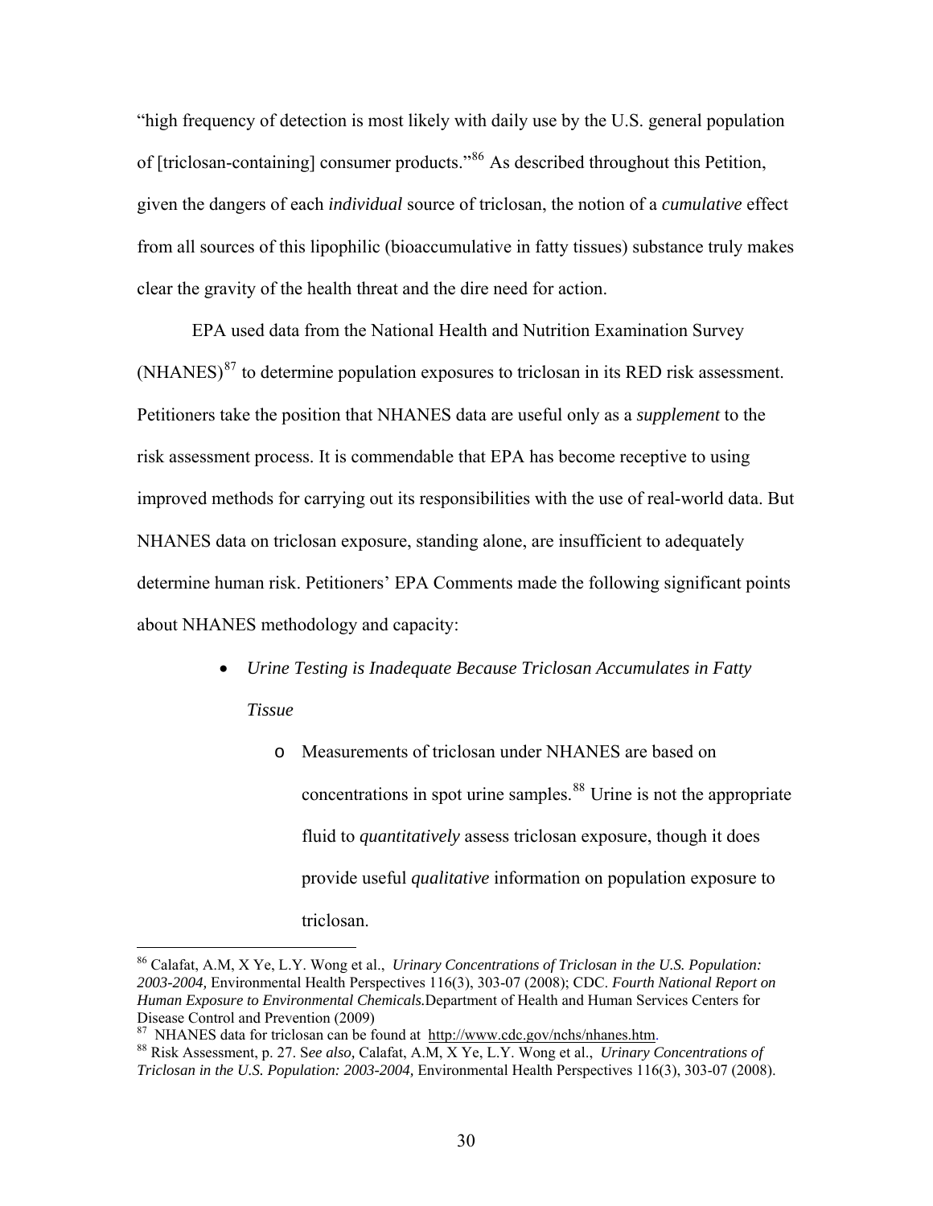"high frequency of detection is most likely with daily use by the U.S. general population of [triclosan-containing] consumer products."[86] As described throughout this Petition, given the dangers of each *individual* source of triclosan, the notion of a *cumulative* effect from all sources of this lipophilic (bioaccumulative in fatty tissues) substance truly makes clear the gravity of the health threat and the dire need for action.

EPA used data from the National Health and Nutrition Examination Survey (NHANES)[87] to determine population exposures to triclosan in its RED risk assessment. Petitioners take the position that NHANES data are useful only as a *supplement* to the risk assessment process. It is commendable that EPA has become receptive to using improved methods for carrying out its responsibilities with the use of real-world data. But NHANES data on triclosan exposure, standing alone, are insufficient to adequately determine human risk. Petitioners' EPA Comments made the following significant points about NHANES methodology and capacity:

- *Urine Testing is Inadequate Because Triclosan Accumulates in Fatty Tissue*
  - Measurements of triclosan under NHANES are based on concentrations in spot urine samples.[88] Urine is not the appropriate fluid to *quantitatively* assess triclosan exposure, though it does provide useful *qualitative* information on population exposure to triclosan.

---

[86] Calafat, A.M, X Ye, L.Y. Wong et al., *Urinary Concentrations of Triclosan in the U.S. Population: 2003-2004,* Environmental Health Perspectives 116(3), 303-07 (2008); CDC. *Fourth National Report on Human Exposure to Environmental Chemicals.*Department of Health and Human Services Centers for Disease Control and Prevention (2009)

[87] NHANES data for triclosan can be found at http://www.cdc.gov/nchs/nhanes.htm.

[88] Risk Assessment, p. 27. S*ee also,* Calafat, A.M, X Ye, L.Y. Wong et al., *Urinary Concentrations of Triclosan in the U.S. Population: 2003-2004,* Environmental Health Perspectives 116(3), 303-07 (2008).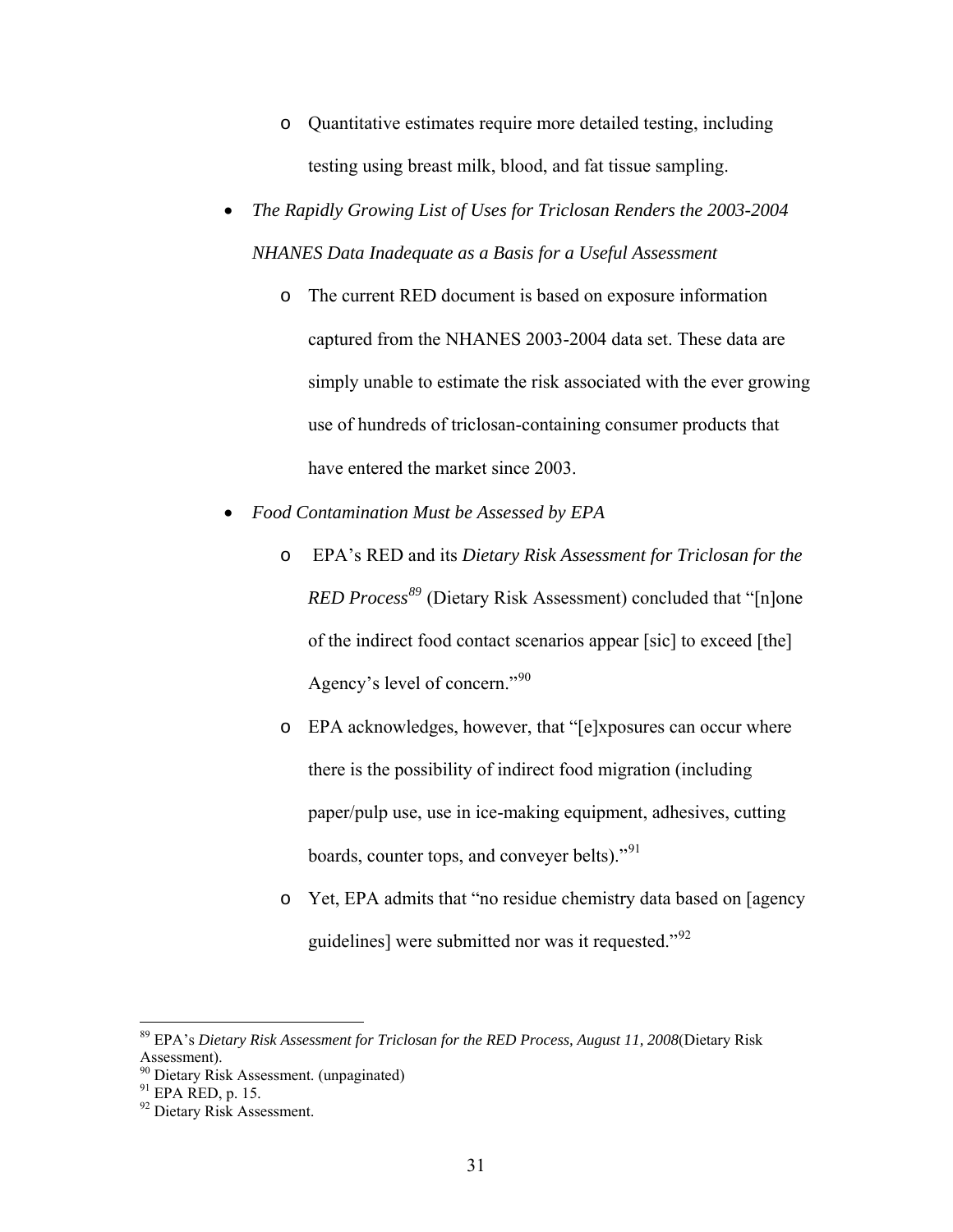- Quantitative estimates require more detailed testing, including testing using breast milk, blood, and fat tissue sampling.

- *The Rapidly Growing List of Uses for Triclosan Renders the 2003-2004 NHANES Data Inadequate as a Basis for a Useful Assessment*
  - The current RED document is based on exposure information captured from the NHANES 2003-2004 data set. These data are simply unable to estimate the risk associated with the ever growing use of hundreds of triclosan-containing consumer products that have entered the market since 2003.

- *Food Contamination Must be Assessed by EPA*
  - EPA's RED and its *Dietary Risk Assessment for Triclosan for the RED Process*[89] (Dietary Risk Assessment) concluded that "[n]one of the indirect food contact scenarios appear [sic] to exceed [the] Agency's level of concern."[90]
  - EPA acknowledges, however, that "[e]xposures can occur where there is the possibility of indirect food migration (including paper/pulp use, use in ice-making equipment, adhesives, cutting boards, counter tops, and conveyer belts)."[91]
  - Yet, EPA admits that "no residue chemistry data based on [agency guidelines] were submitted nor was it requested."[92]

---

[89] EPA's *Dietary Risk Assessment for Triclosan for the RED Process, August 11, 2008*(Dietary Risk Assessment).

[90] Dietary Risk Assessment. (unpaginated)

[91] EPA RED, p. 15.

[92] Dietary Risk Assessment.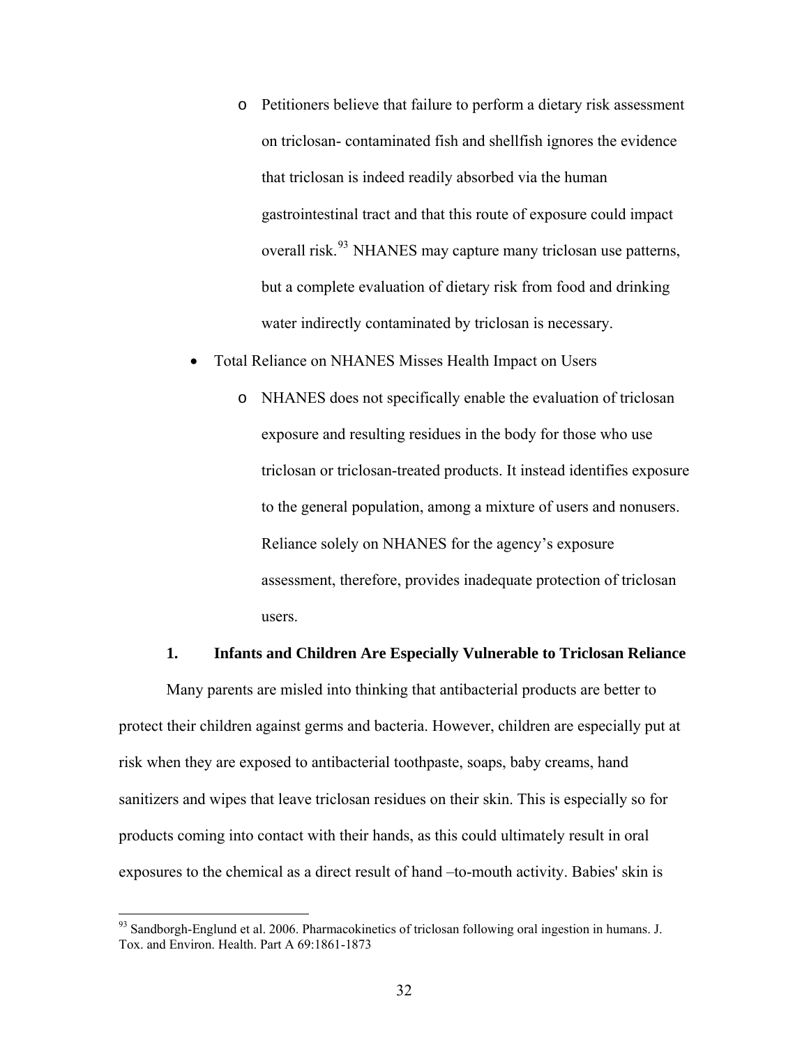- Petitioners believe that failure to perform a dietary risk assessment on triclosan- contaminated fish and shellfish ignores the evidence that triclosan is indeed readily absorbed via the human gastrointestinal tract and that this route of exposure could impact overall risk.[93] NHANES may capture many triclosan use patterns, but a complete evaluation of dietary risk from food and drinking water indirectly contaminated by triclosan is necessary.

- Total Reliance on NHANES Misses Health Impact on Users
  - NHANES does not specifically enable the evaluation of triclosan exposure and resulting residues in the body for those who use triclosan or triclosan-treated products. It instead identifies exposure to the general population, among a mixture of users and nonusers. Reliance solely on NHANES for the agency's exposure assessment, therefore, provides inadequate protection of triclosan users.

### 1. Infants and Children Are Especially Vulnerable to Triclosan Reliance

Many parents are misled into thinking that antibacterial products are better to protect their children against germs and bacteria. However, children are especially put at risk when they are exposed to antibacterial toothpaste, soaps, baby creams, hand sanitizers and wipes that leave triclosan residues on their skin. This is especially so for products coming into contact with their hands, as this could ultimately result in oral exposures to the chemical as a direct result of hand –to-mouth activity. Babies' skin is

[93] Sandborgh-Englund et al. 2006. Pharmacokinetics of triclosan following oral ingestion in humans. J. Tox. and Environ. Health. Part A 69:1861-1873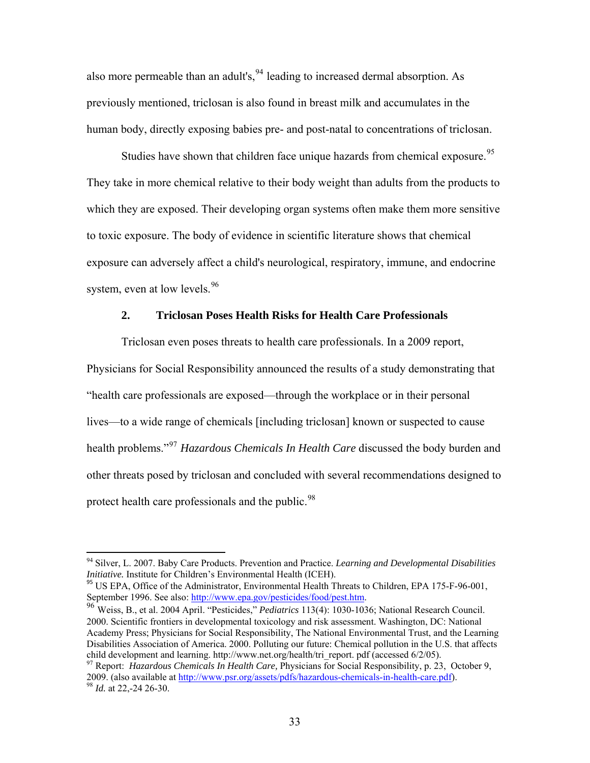also more permeable than an adult's,[94] leading to increased dermal absorption. As previously mentioned, triclosan is also found in breast milk and accumulates in the human body, directly exposing babies pre- and post-natal to concentrations of triclosan.

Studies have shown that children face unique hazards from chemical exposure.[95] They take in more chemical relative to their body weight than adults from the products to which they are exposed. Their developing organ systems often make them more sensitive to toxic exposure. The body of evidence in scientific literature shows that chemical exposure can adversely affect a child's neurological, respiratory, immune, and endocrine system, even at low levels.[96]

### 2. Triclosan Poses Health Risks for Health Care Professionals

Triclosan even poses threats to health care professionals. In a 2009 report, Physicians for Social Responsibility announced the results of a study demonstrating that "health care professionals are exposed—through the workplace or in their personal lives—to a wide range of chemicals [including triclosan] known or suspected to cause health problems."[97] *Hazardous Chemicals In Health Care* discussed the body burden and other threats posed by triclosan and concluded with several recommendations designed to protect health care professionals and the public.[98]

---

[94] Silver, L. 2007. Baby Care Products. Prevention and Practice. *Learning and Developmental Disabilities Initiative.* Institute for Children's Environmental Health (ICEH).

[95] US EPA, Office of the Administrator, Environmental Health Threats to Children, EPA 175-F-96-001, September 1996. See also: http://www.epa.gov/pesticides/food/pest.htm.

[96] Weiss, B., et al. 2004 April. "Pesticides," *Pediatrics* 113(4): 1030-1036; National Research Council. 2000. Scientific frontiers in developmental toxicology and risk assessment. Washington, DC: National Academy Press; Physicians for Social Responsibility, The National Environmental Trust, and the Learning Disabilities Association of America. 2000. Polluting our future: Chemical pollution in the U.S. that affects child development and learning. http://www.net.org/health/tri_report. pdf (accessed 6/2/05).

[97] Report: *Hazardous Chemicals In Health Care,* Physicians for Social Responsibility, p. 23, October 9, 2009. (also available at http://www.psr.org/assets/pdfs/hazardous-chemicals-in-health-care.pdf).

[98] *Id.* at 22,-24 26-30.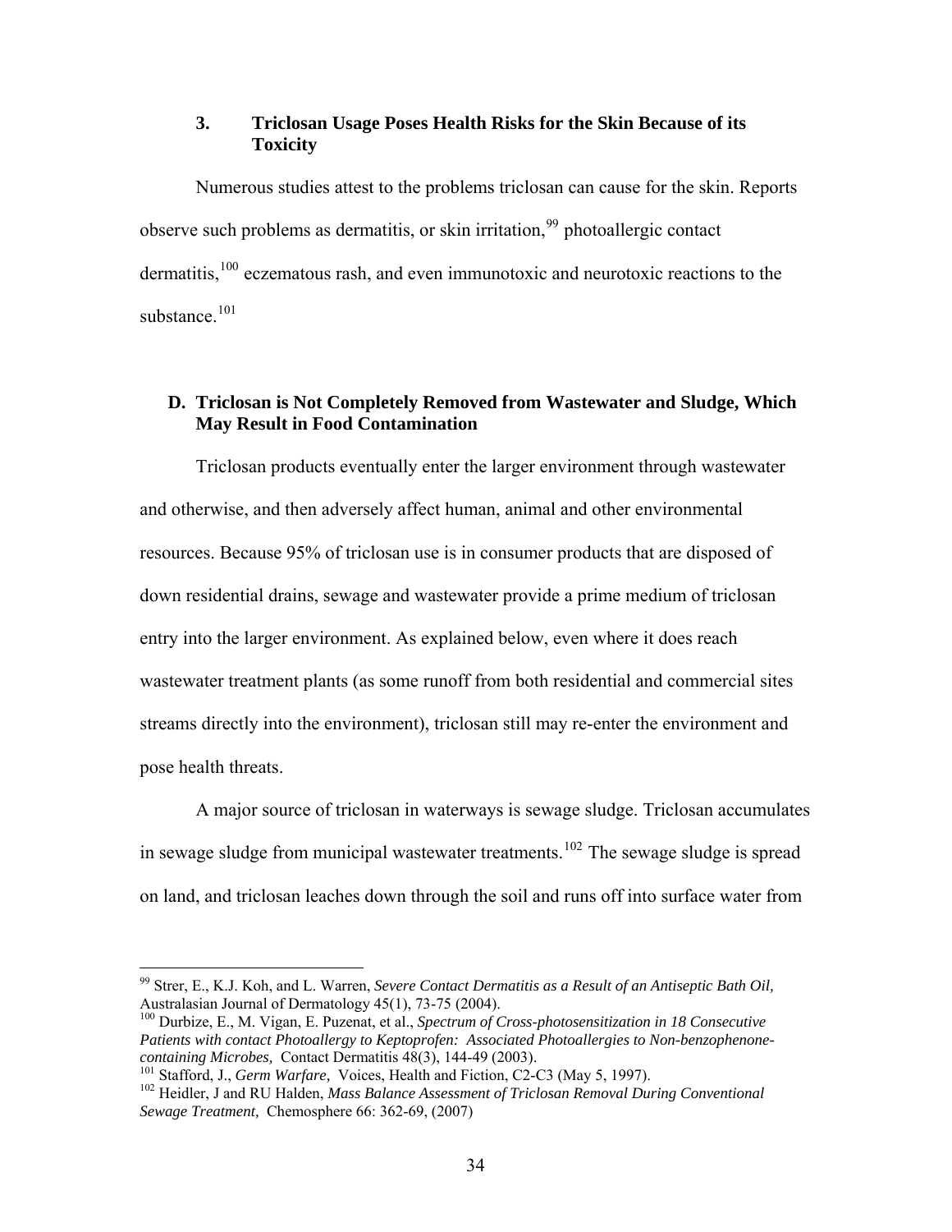### 3. Triclosan Usage Poses Health Risks for the Skin Because of its Toxicity

Numerous studies attest to the problems triclosan can cause for the skin. Reports observe such problems as dermatitis, or skin irritation,[99] photoallergic contact dermatitis,[100] eczematous rash, and even immunotoxic and neurotoxic reactions to the substance.[101]

## D. Triclosan is Not Completely Removed from Wastewater and Sludge, Which May Result in Food Contamination

Triclosan products eventually enter the larger environment through wastewater and otherwise, and then adversely affect human, animal and other environmental resources. Because 95% of triclosan use is in consumer products that are disposed of down residential drains, sewage and wastewater provide a prime medium of triclosan entry into the larger environment. As explained below, even where it does reach wastewater treatment plants (as some runoff from both residential and commercial sites streams directly into the environment), triclosan still may re-enter the environment and pose health threats.

A major source of triclosan in waterways is sewage sludge. Triclosan accumulates in sewage sludge from municipal wastewater treatments.[102] The sewage sludge is spread on land, and triclosan leaches down through the soil and runs off into surface water from

---

[99] Strer, E., K.J. Koh, and L. Warren, *Severe Contact Dermatitis as a Result of an Antiseptic Bath Oil,* Australasian Journal of Dermatology 45(1), 73-75 (2004).

[100] Durbize, E., M. Vigan, E. Puzenat, et al., *Spectrum of Cross-photosensitization in 18 Consecutive Patients with contact Photoallergy to Keptoprofen: Associated Photoallergies to Non-benzophenone-containing Microbes,* Contact Dermatitis 48(3), 144-49 (2003).

[101] Stafford, J., *Germ Warfare,* Voices, Health and Fiction, C2-C3 (May 5, 1997).

[102] Heidler, J and RU Halden, *Mass Balance Assessment of Triclosan Removal During Conventional Sewage Treatment,* Chemosphere 66: 362-69, (2007)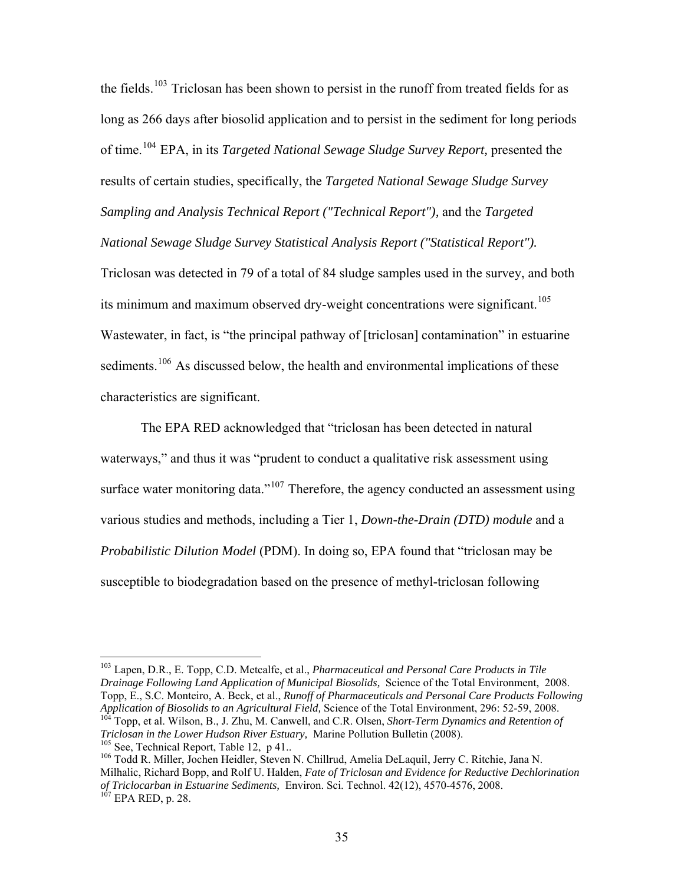the fields.[103] Triclosan has been shown to persist in the runoff from treated fields for as long as 266 days after biosolid application and to persist in the sediment for long periods of time.[104] EPA, in its *Targeted National Sewage Sludge Survey Report,* presented the results of certain studies, specifically, the *Targeted National Sewage Sludge Survey Sampling and Analysis Technical Report ("Technical Report"),* and the *Targeted National Sewage Sludge Survey Statistical Analysis Report ("Statistical Report").* Triclosan was detected in 79 of a total of 84 sludge samples used in the survey, and both its minimum and maximum observed dry-weight concentrations were significant.[105] Wastewater, in fact, is "the principal pathway of [triclosan] contamination" in estuarine sediments.[106] As discussed below, the health and environmental implications of these characteristics are significant.

The EPA RED acknowledged that "triclosan has been detected in natural waterways," and thus it was "prudent to conduct a qualitative risk assessment using surface water monitoring data."[107] Therefore, the agency conducted an assessment using various studies and methods, including a Tier 1, *Down-the-Drain (DTD) module* and a *Probabilistic Dilution Model* (PDM). In doing so, EPA found that "triclosan may be susceptible to biodegradation based on the presence of methyl-triclosan following

---

[103] Lapen, D.R., E. Topp, C.D. Metcalfe, et al., *Pharmaceutical and Personal Care Products in Tile Drainage Following Land Application of Municipal Biosolids,* Science of the Total Environment, 2008. Topp, E., S.C. Monteiro, A. Beck, et al., *Runoff of Pharmaceuticals and Personal Care Products Following Application of Biosolids to an Agricultural Field,* Science of the Total Environment, 296: 52-59, 2008.

[104] Topp, et al. Wilson, B., J. Zhu, M. Canwell, and C.R. Olsen, *Short-Term Dynamics and Retention of Triclosan in the Lower Hudson River Estuary,* Marine Pollution Bulletin (2008).

[105] See, Technical Report, Table 12, p 41..

[106] Todd R. Miller, Jochen Heidler, Steven N. Chillrud, Amelia DeLaquil, Jerry C. Ritchie, Jana N. Milhalic, Richard Bopp, and Rolf U. Halden, *Fate of Triclosan and Evidence for Reductive Dechlorination of Triclocarban in Estuarine Sediments,* Environ. Sci. Technol. 42(12), 4570-4576, 2008.

[107] EPA RED, p. 28.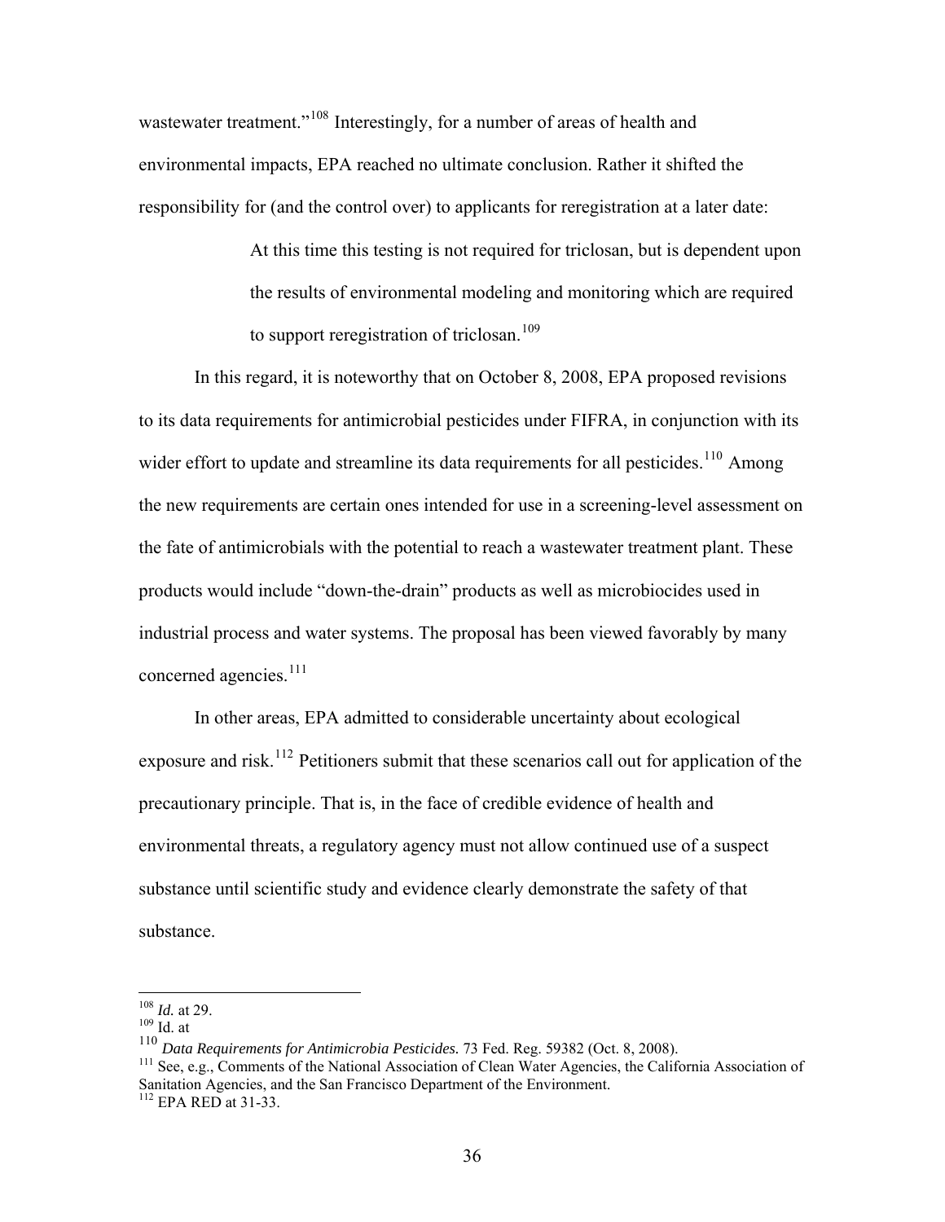wastewater treatment."[108] Interestingly, for a number of areas of health and environmental impacts, EPA reached no ultimate conclusion. Rather it shifted the responsibility for (and the control over) to applicants for reregistration at a later date:

> At this time this testing is not required for triclosan, but is dependent upon the results of environmental modeling and monitoring which are required to support reregistration of triclosan.[109]

In this regard, it is noteworthy that on October 8, 2008, EPA proposed revisions to its data requirements for antimicrobial pesticides under FIFRA, in conjunction with its wider effort to update and streamline its data requirements for all pesticides.[110] Among the new requirements are certain ones intended for use in a screening-level assessment on the fate of antimicrobials with the potential to reach a wastewater treatment plant. These products would include "down-the-drain" products as well as microbiocides used in industrial process and water systems. The proposal has been viewed favorably by many concerned agencies.[111]

In other areas, EPA admitted to considerable uncertainty about ecological exposure and risk.[112] Petitioners submit that these scenarios call out for application of the precautionary principle. That is, in the face of credible evidence of health and environmental threats, a regulatory agency must not allow continued use of a suspect substance until scientific study and evidence clearly demonstrate the safety of that substance.

---

[108] *Id.* at 29.
[109] Id. at
[110] *Data Requirements for Antimicrobia Pesticides.* 73 Fed. Reg. 59382 (Oct. 8, 2008).
[111] See, e.g., Comments of the National Association of Clean Water Agencies, the California Association of Sanitation Agencies, and the San Francisco Department of the Environment.
[112] EPA RED at 31-33.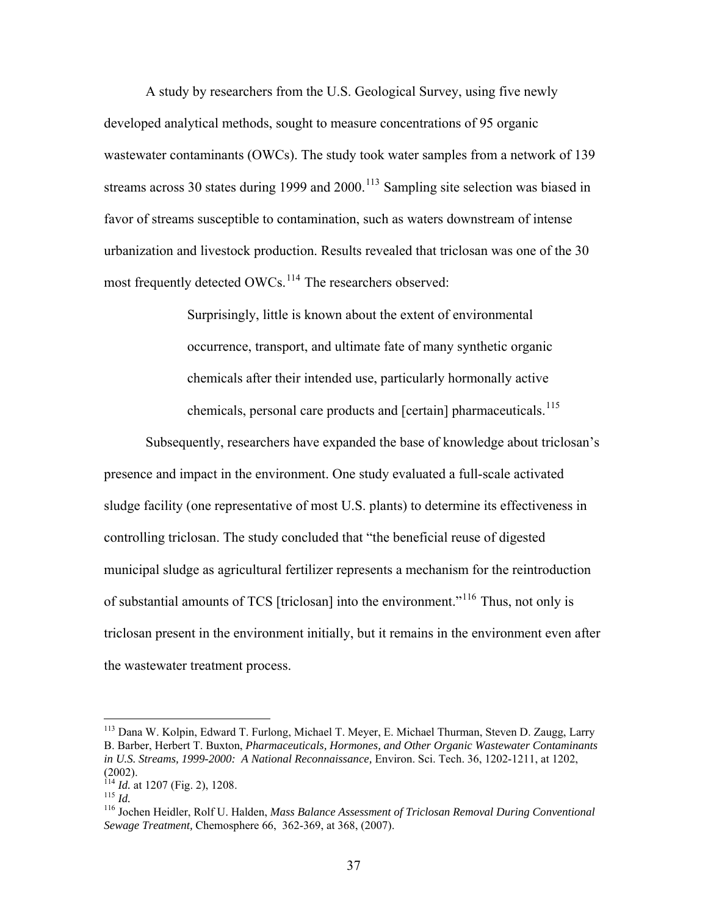A study by researchers from the U.S. Geological Survey, using five newly developed analytical methods, sought to measure concentrations of 95 organic wastewater contaminants (OWCs). The study took water samples from a network of 139 streams across 30 states during 1999 and 2000.[113] Sampling site selection was biased in favor of streams susceptible to contamination, such as waters downstream of intense urbanization and livestock production. Results revealed that triclosan was one of the 30 most frequently detected OWCs.[114] The researchers observed:

> Surprisingly, little is known about the extent of environmental occurrence, transport, and ultimate fate of many synthetic organic chemicals after their intended use, particularly hormonally active chemicals, personal care products and [certain] pharmaceuticals.[115]

Subsequently, researchers have expanded the base of knowledge about triclosan's presence and impact in the environment. One study evaluated a full-scale activated sludge facility (one representative of most U.S. plants) to determine its effectiveness in controlling triclosan. The study concluded that "the beneficial reuse of digested municipal sludge as agricultural fertilizer represents a mechanism for the reintroduction of substantial amounts of TCS [triclosan] into the environment."[116] Thus, not only is triclosan present in the environment initially, but it remains in the environment even after the wastewater treatment process.

---

[113] Dana W. Kolpin, Edward T. Furlong, Michael T. Meyer, E. Michael Thurman, Steven D. Zaugg, Larry B. Barber, Herbert T. Buxton, *Pharmaceuticals, Hormones, and Other Organic Wastewater Contaminants in U.S. Streams, 1999-2000: A National Reconnaissance,* Environ. Sci. Tech. 36, 1202-1211, at 1202, (2002).

[114] *Id.* at 1207 (Fig. 2), 1208.

[115] *Id.*

[116] Jochen Heidler, Rolf U. Halden, *Mass Balance Assessment of Triclosan Removal During Conventional Sewage Treatment,* Chemosphere 66, 362-369, at 368, (2007).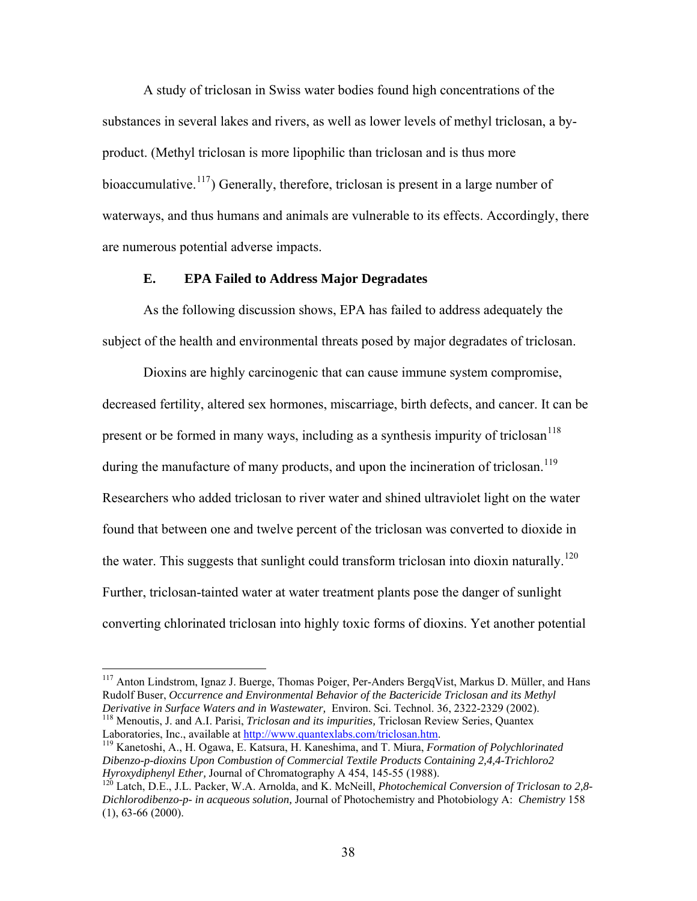A study of triclosan in Swiss water bodies found high concentrations of the substances in several lakes and rivers, as well as lower levels of methyl triclosan, a by-product. (Methyl triclosan is more lipophilic than triclosan and is thus more bioaccumulative.[117]) Generally, therefore, triclosan is present in a large number of waterways, and thus humans and animals are vulnerable to its effects. Accordingly, there are numerous potential adverse impacts.

### E. EPA Failed to Address Major Degradates

As the following discussion shows, EPA has failed to address adequately the subject of the health and environmental threats posed by major degradates of triclosan.

Dioxins are highly carcinogenic that can cause immune system compromise, decreased fertility, altered sex hormones, miscarriage, birth defects, and cancer. It can be present or be formed in many ways, including as a synthesis impurity of triclosan[118] during the manufacture of many products, and upon the incineration of triclosan.[119] Researchers who added triclosan to river water and shined ultraviolet light on the water found that between one and twelve percent of the triclosan was converted to dioxide in the water. This suggests that sunlight could transform triclosan into dioxin naturally.[120] Further, triclosan-tainted water at water treatment plants pose the danger of sunlight converting chlorinated triclosan into highly toxic forms of dioxins. Yet another potential

---

[117] Anton Lindstrom, Ignaz J. Buerge, Thomas Poiger, Per-Anders BergqVist, Markus D. Müller, and Hans Rudolf Buser, *Occurrence and Environmental Behavior of the Bactericide Triclosan and its Methyl Derivative in Surface Waters and in Wastewater,* Environ. Sci. Technol. 36, 2322-2329 (2002).

[118] Menoutis, J. and A.I. Parisi, *Triclosan and its impurities,* Triclosan Review Series, Quantex Laboratories, Inc., available at http://www.quantexlabs.com/triclosan.htm.

[119] Kanetoshi, A., H. Ogawa, E. Katsura, H. Kaneshima, and T. Miura, *Formation of Polychlorinated Dibenzo-p-dioxins Upon Combustion of Commercial Textile Products Containing 2,4,4-Trichloro2 Hyroxydiphenyl Ether,* Journal of Chromatography A 454, 145-55 (1988).

[120] Latch, D.E., J.L. Packer, W.A. Arnolda, and K. McNeill, *Photochemical Conversion of Triclosan to 2,8-Dichlorodibenzo-p- in acqueous solution,* Journal of Photochemistry and Photobiology A: *Chemistry* 158 (1), 63-66 (2000).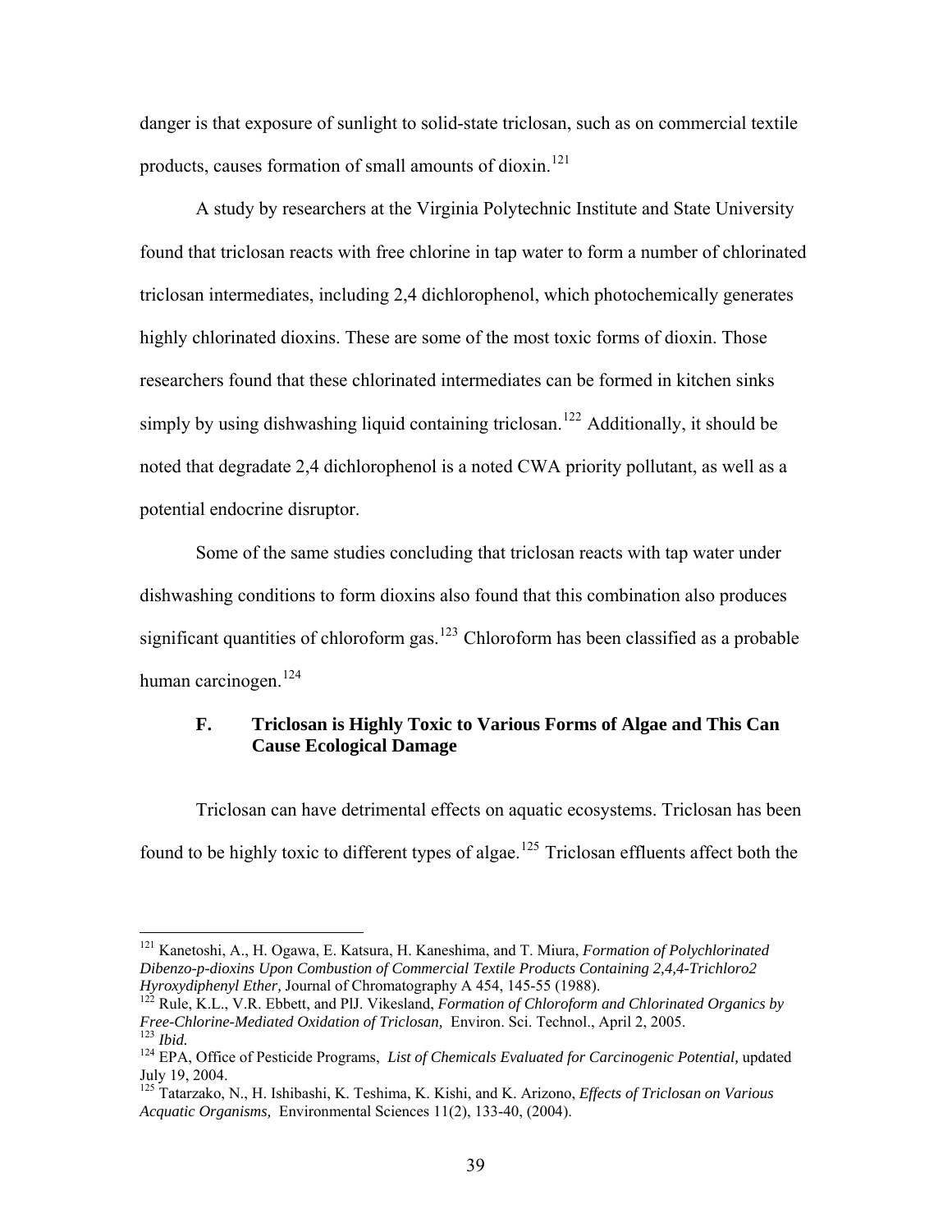danger is that exposure of sunlight to solid-state triclosan, such as on commercial textile products, causes formation of small amounts of dioxin.[121]

A study by researchers at the Virginia Polytechnic Institute and State University found that triclosan reacts with free chlorine in tap water to form a number of chlorinated triclosan intermediates, including 2,4 dichlorophenol, which photochemically generates highly chlorinated dioxins. These are some of the most toxic forms of dioxin. Those researchers found that these chlorinated intermediates can be formed in kitchen sinks simply by using dishwashing liquid containing triclosan.[122] Additionally, it should be noted that degradate 2,4 dichlorophenol is a noted CWA priority pollutant, as well as a potential endocrine disruptor.

Some of the same studies concluding that triclosan reacts with tap water under dishwashing conditions to form dioxins also found that this combination also produces significant quantities of chloroform gas.[123] Chloroform has been classified as a probable human carcinogen.[124]

### F. Triclosan is Highly Toxic to Various Forms of Algae and This Can Cause Ecological Damage

Triclosan can have detrimental effects on aquatic ecosystems. Triclosan has been found to be highly toxic to different types of algae.[125] Triclosan effluents affect both the

---

[121] Kanetoshi, A., H. Ogawa, E. Katsura, H. Kaneshima, and T. Miura, *Formation of Polychlorinated Dibenzo-p-dioxins Upon Combustion of Commercial Textile Products Containing 2,4,4-Trichloro2 Hyroxydiphenyl Ether,* Journal of Chromatography A 454, 145-55 (1988).

[122] Rule, K.L., V.R. Ebbett, and PlJ. Vikesland, *Formation of Chloroform and Chlorinated Organics by Free-Chlorine-Mediated Oxidation of Triclosan,* Environ. Sci. Technol., April 2, 2005.

[123] *Ibid.*

[124] EPA, Office of Pesticide Programs, *List of Chemicals Evaluated for Carcinogenic Potential,* updated July 19, 2004.

[125] Tatarzako, N., H. Ishibashi, K. Teshima, K. Kishi, and K. Arizono, *Effects of Triclosan on Various Acquatic Organisms,* Environmental Sciences 11(2), 133-40, (2004).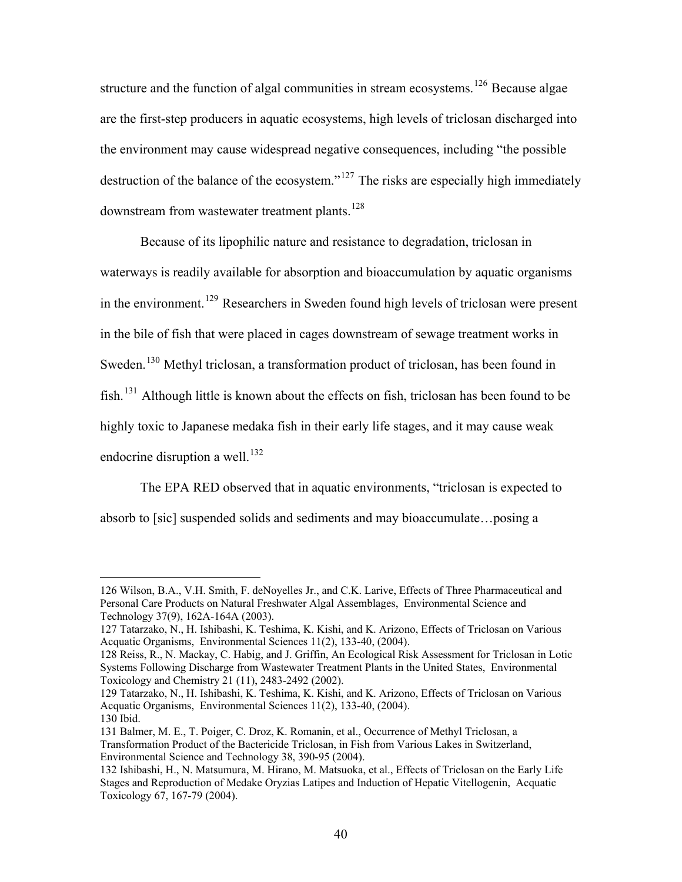structure and the function of algal communities in stream ecosystems.[126] Because algae are the first-step producers in aquatic ecosystems, high levels of triclosan discharged into the environment may cause widespread negative consequences, including "the possible destruction of the balance of the ecosystem."[127] The risks are especially high immediately downstream from wastewater treatment plants.[128]

Because of its lipophilic nature and resistance to degradation, triclosan in waterways is readily available for absorption and bioaccumulation by aquatic organisms in the environment.[129] Researchers in Sweden found high levels of triclosan were present in the bile of fish that were placed in cages downstream of sewage treatment works in Sweden.[130] Methyl triclosan, a transformation product of triclosan, has been found in fish.[131] Although little is known about the effects on fish, triclosan has been found to be highly toxic to Japanese medaka fish in their early life stages, and it may cause weak endocrine disruption a well.[132]

The EPA RED observed that in aquatic environments, "triclosan is expected to absorb to [sic] suspended solids and sediments and may bioaccumulate…posing a

---

126 Wilson, B.A., V.H. Smith, F. deNoyelles Jr., and C.K. Larive, Effects of Three Pharmaceutical and Personal Care Products on Natural Freshwater Algal Assemblages, Environmental Science and Technology 37(9), 162A-164A (2003).

127 Tatarzako, N., H. Ishibashi, K. Teshima, K. Kishi, and K. Arizono, Effects of Triclosan on Various Acquatic Organisms, Environmental Sciences 11(2), 133-40, (2004).

128 Reiss, R., N. Mackay, C. Habig, and J. Griffin, An Ecological Risk Assessment for Triclosan in Lotic Systems Following Discharge from Wastewater Treatment Plants in the United States, Environmental Toxicology and Chemistry 21 (11), 2483-2492 (2002).

129 Tatarzako, N., H. Ishibashi, K. Teshima, K. Kishi, and K. Arizono, Effects of Triclosan on Various Acquatic Organisms, Environmental Sciences 11(2), 133-40, (2004).

130 Ibid.

131 Balmer, M. E., T. Poiger, C. Droz, K. Romanin, et al., Occurrence of Methyl Triclosan, a Transformation Product of the Bactericide Triclosan, in Fish from Various Lakes in Switzerland, Environmental Science and Technology 38, 390-95 (2004).

132 Ishibashi, H., N. Matsumura, M. Hirano, M. Matsuoka, et al., Effects of Triclosan on the Early Life Stages and Reproduction of Medake Oryzias Latipes and Induction of Hepatic Vitellogenin, Acquatic Toxicology 67, 167-79 (2004).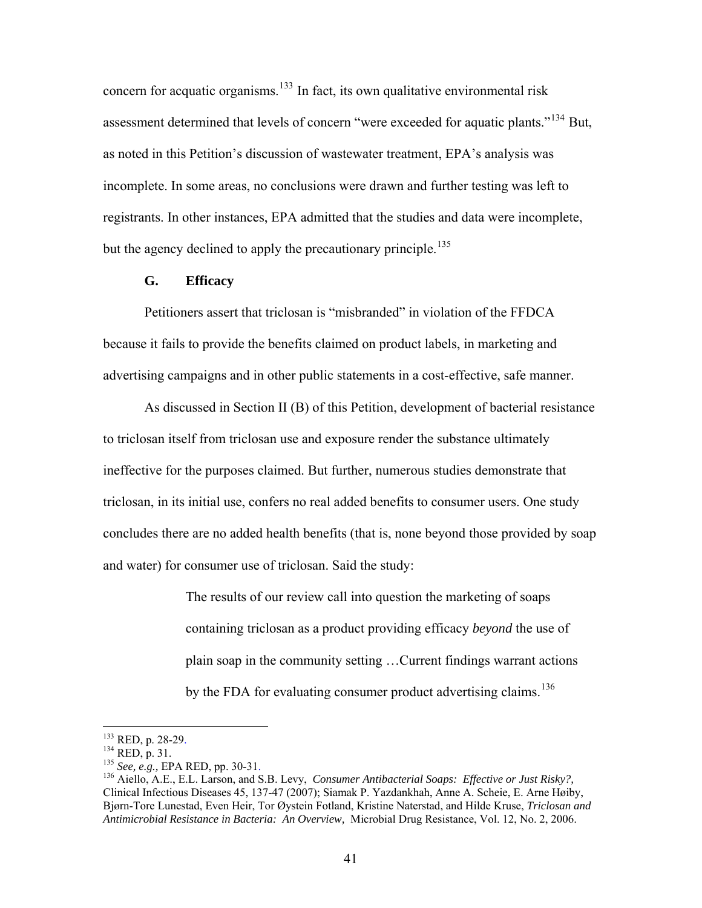concern for acquatic organisms.[133] In fact, its own qualitative environmental risk assessment determined that levels of concern "were exceeded for aquatic plants."[134] But, as noted in this Petition's discussion of wastewater treatment, EPA's analysis was incomplete. In some areas, no conclusions were drawn and further testing was left to registrants. In other instances, EPA admitted that the studies and data were incomplete, but the agency declined to apply the precautionary principle.[135]

### G. Efficacy

Petitioners assert that triclosan is "misbranded" in violation of the FFDCA because it fails to provide the benefits claimed on product labels, in marketing and advertising campaigns and in other public statements in a cost-effective, safe manner.

As discussed in Section II (B) of this Petition, development of bacterial resistance to triclosan itself from triclosan use and exposure render the substance ultimately ineffective for the purposes claimed. But further, numerous studies demonstrate that triclosan, in its initial use, confers no real added benefits to consumer users. One study concludes there are no added health benefits (that is, none beyond those provided by soap and water) for consumer use of triclosan. Said the study:

> The results of our review call into question the marketing of soaps containing triclosan as a product providing efficacy *beyond* the use of plain soap in the community setting …Current findings warrant actions by the FDA for evaluating consumer product advertising claims.[136]

---

[133] RED, p. 28-29.

[134] RED, p. 31.

[135] *See, e.g.,* EPA RED, pp. 30-31.

[136] Aiello, A.E., E.L. Larson, and S.B. Levy, *Consumer Antibacterial Soaps: Effective or Just Risky?,* Clinical Infectious Diseases 45, 137-47 (2007); Siamak P. Yazdankhah, Anne A. Scheie, E. Arne Høiby, Bjørn-Tore Lunestad, Even Heir, Tor Øystein Fotland, Kristine Naterstad, and Hilde Kruse, *Triclosan and Antimicrobial Resistance in Bacteria: An Overview,* Microbial Drug Resistance, Vol. 12, No. 2, 2006.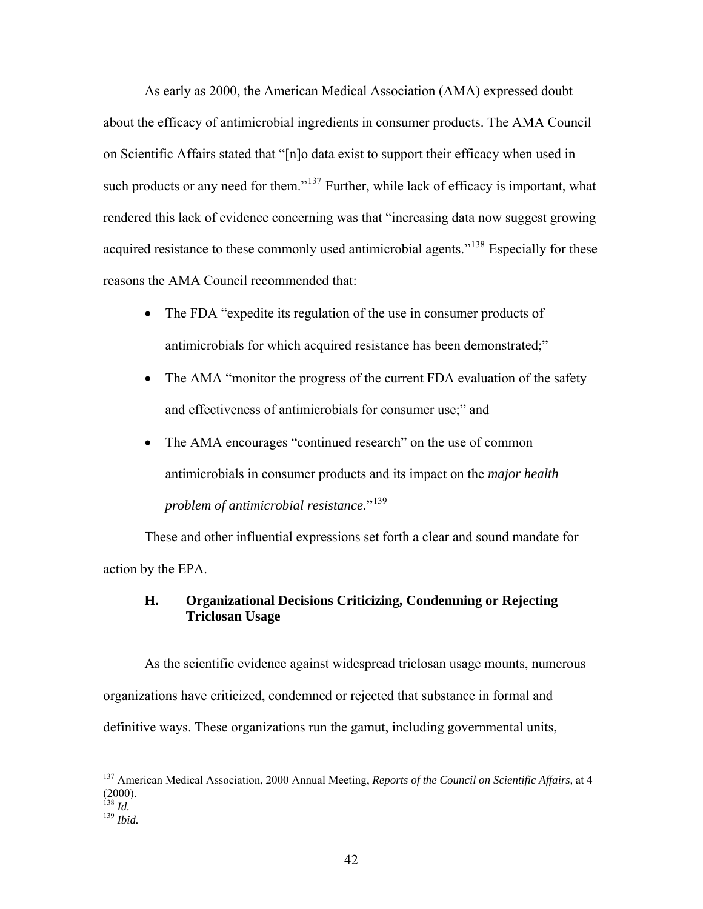As early as 2000, the American Medical Association (AMA) expressed doubt about the efficacy of antimicrobial ingredients in consumer products. The AMA Council on Scientific Affairs stated that "[n]o data exist to support their efficacy when used in such products or any need for them."[137] Further, while lack of efficacy is important, what rendered this lack of evidence concerning was that "increasing data now suggest growing acquired resistance to these commonly used antimicrobial agents."[138] Especially for these reasons the AMA Council recommended that:

- The FDA "expedite its regulation of the use in consumer products of antimicrobials for which acquired resistance has been demonstrated;"
- The AMA "monitor the progress of the current FDA evaluation of the safety and effectiveness of antimicrobials for consumer use;" and
- The AMA encourages "continued research" on the use of common antimicrobials in consumer products and its impact on the *major health problem of antimicrobial resistance.*"[139]

These and other influential expressions set forth a clear and sound mandate for action by the EPA.

### H. Organizational Decisions Criticizing, Condemning or Rejecting Triclosan Usage

As the scientific evidence against widespread triclosan usage mounts, numerous organizations have criticized, condemned or rejected that substance in formal and definitive ways. These organizations run the gamut, including governmental units,

---

[137] American Medical Association, 2000 Annual Meeting, *Reports of the Council on Scientific Affairs,* at 4 (2000).
[138] *Id.*
[139] *Ibid.*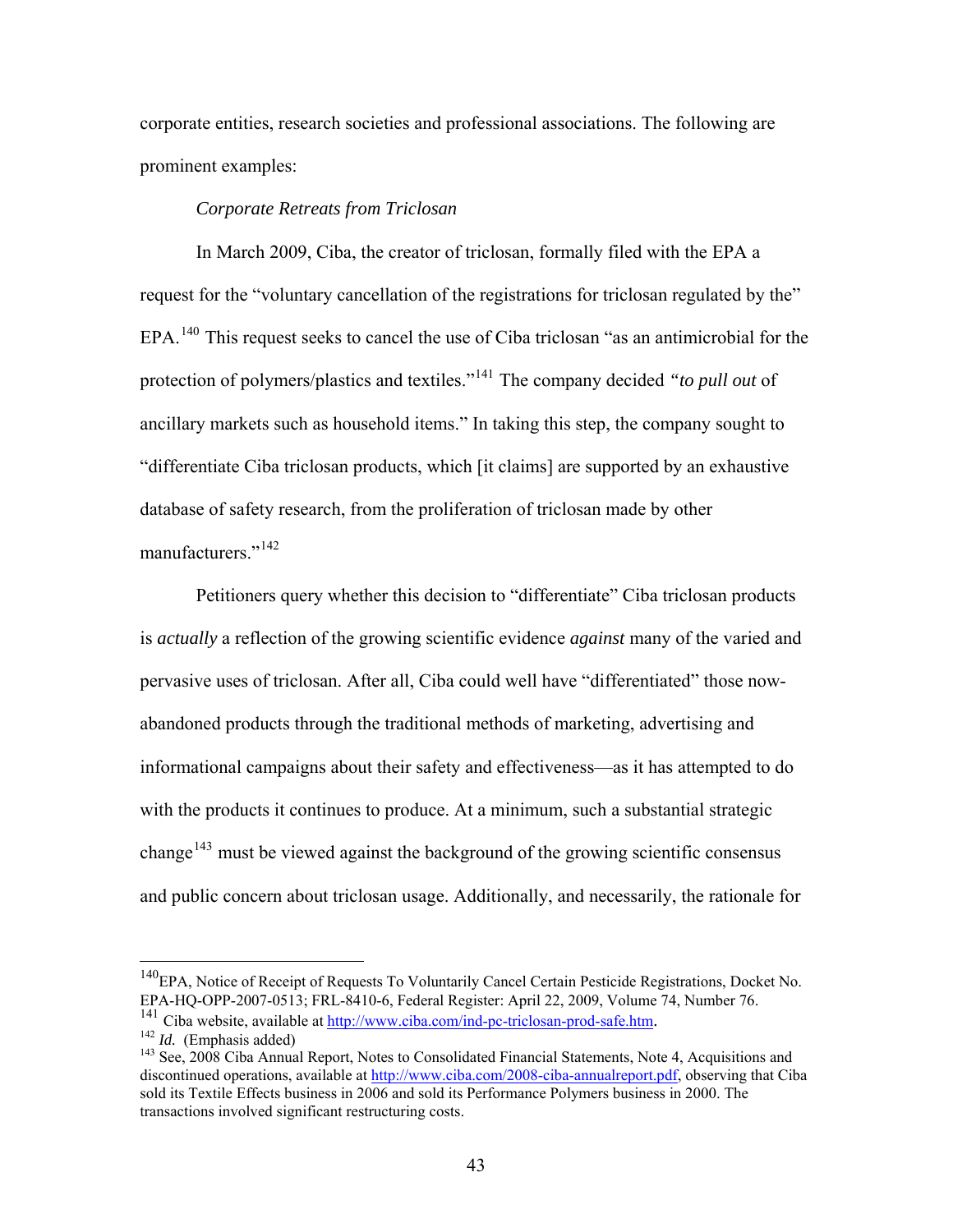corporate entities, research societies and professional associations. The following are prominent examples:

*Corporate Retreats from Triclosan*

In March 2009, Ciba, the creator of triclosan, formally filed with the EPA a request for the "voluntary cancellation of the registrations for triclosan regulated by the" EPA.[140] This request seeks to cancel the use of Ciba triclosan "as an antimicrobial for the protection of polymers/plastics and textiles."[141] The company decided *"to pull out* of ancillary markets such as household items." In taking this step, the company sought to "differentiate Ciba triclosan products, which [it claims] are supported by an exhaustive database of safety research, from the proliferation of triclosan made by other manufacturers."[142]

Petitioners query whether this decision to "differentiate" Ciba triclosan products is *actually* a reflection of the growing scientific evidence *against* many of the varied and pervasive uses of triclosan. After all, Ciba could well have "differentiated" those now-abandoned products through the traditional methods of marketing, advertising and informational campaigns about their safety and effectiveness—as it has attempted to do with the products it continues to produce. At a minimum, such a substantial strategic change[143] must be viewed against the background of the growing scientific consensus and public concern about triclosan usage. Additionally, and necessarily, the rationale for

---

[140] EPA, Notice of Receipt of Requests To Voluntarily Cancel Certain Pesticide Registrations, Docket No. EPA-HQ-OPP-2007-0513; FRL-8410-6, Federal Register: April 22, 2009, Volume 74, Number 76.

[141] Ciba website, available at http://www.ciba.com/ind-pc-triclosan-prod-safe.htm.

[142] *Id.* (Emphasis added)

[143] See, 2008 Ciba Annual Report, Notes to Consolidated Financial Statements, Note 4, Acquisitions and discontinued operations, available at http://www.ciba.com/2008-ciba-annualreport.pdf, observing that Ciba sold its Textile Effects business in 2006 and sold its Performance Polymers business in 2000. The transactions involved significant restructuring costs.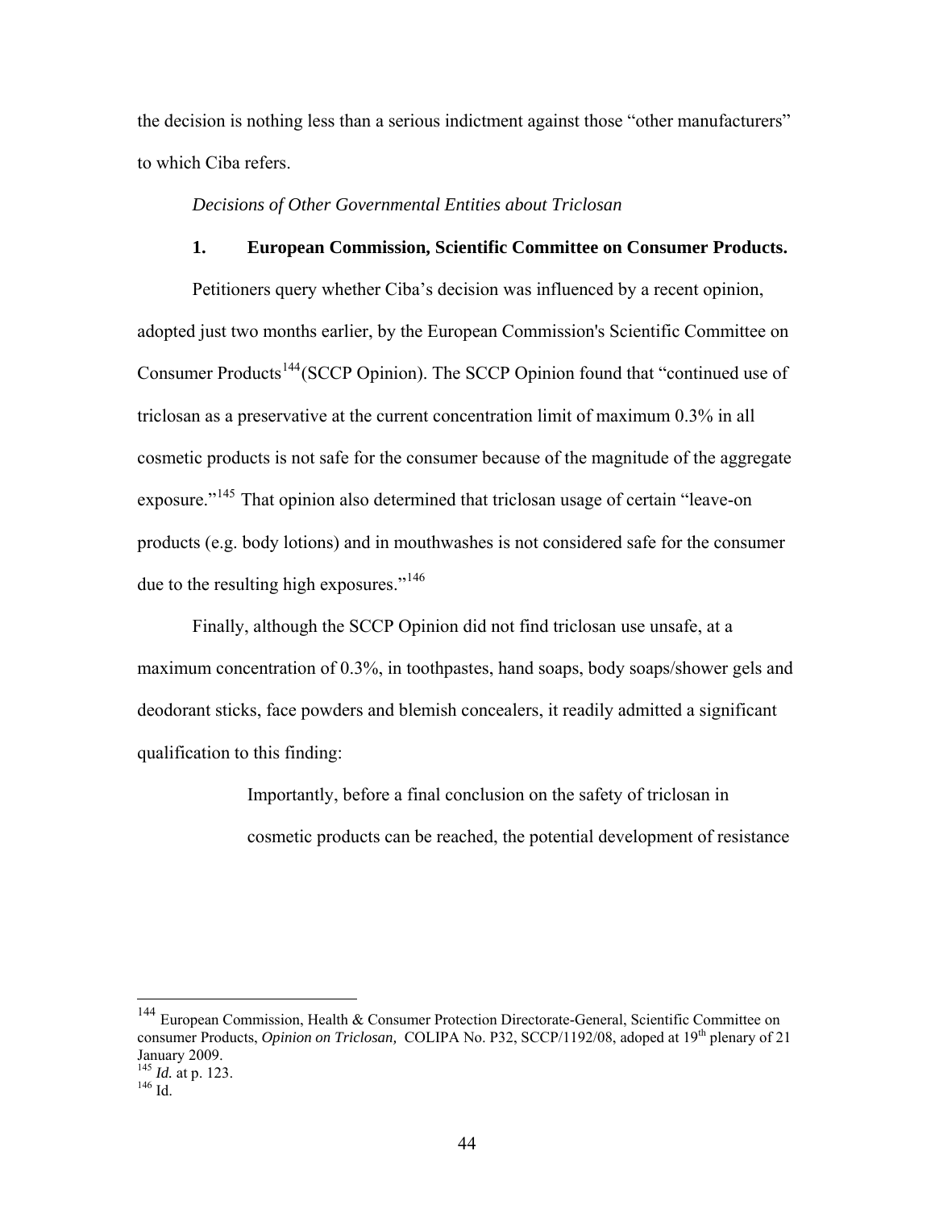the decision is nothing less than a serious indictment against those "other manufacturers" to which Ciba refers.

*Decisions of Other Governmental Entities about Triclosan*

**1. European Commission, Scientific Committee on Consumer Products.**

Petitioners query whether Ciba's decision was influenced by a recent opinion, adopted just two months earlier, by the European Commission's Scientific Committee on Consumer Products[144](SCCP Opinion). The SCCP Opinion found that "continued use of triclosan as a preservative at the current concentration limit of maximum 0.3% in all cosmetic products is not safe for the consumer because of the magnitude of the aggregate exposure."[145] That opinion also determined that triclosan usage of certain "leave-on products (e.g. body lotions) and in mouthwashes is not considered safe for the consumer due to the resulting high exposures."[146]

Finally, although the SCCP Opinion did not find triclosan use unsafe, at a maximum concentration of 0.3%, in toothpastes, hand soaps, body soaps/shower gels and deodorant sticks, face powders and blemish concealers, it readily admitted a significant qualification to this finding:

> Importantly, before a final conclusion on the safety of triclosan in cosmetic products can be reached, the potential development of resistance

---

[144] European Commission, Health & Consumer Protection Directorate-General, Scientific Committee on consumer Products, *Opinion on Triclosan,* COLIPA No. P32, SCCP/1192/08, adoped at 19th plenary of 21 January 2009.

[145] *Id.* at p. 123.

[146] Id.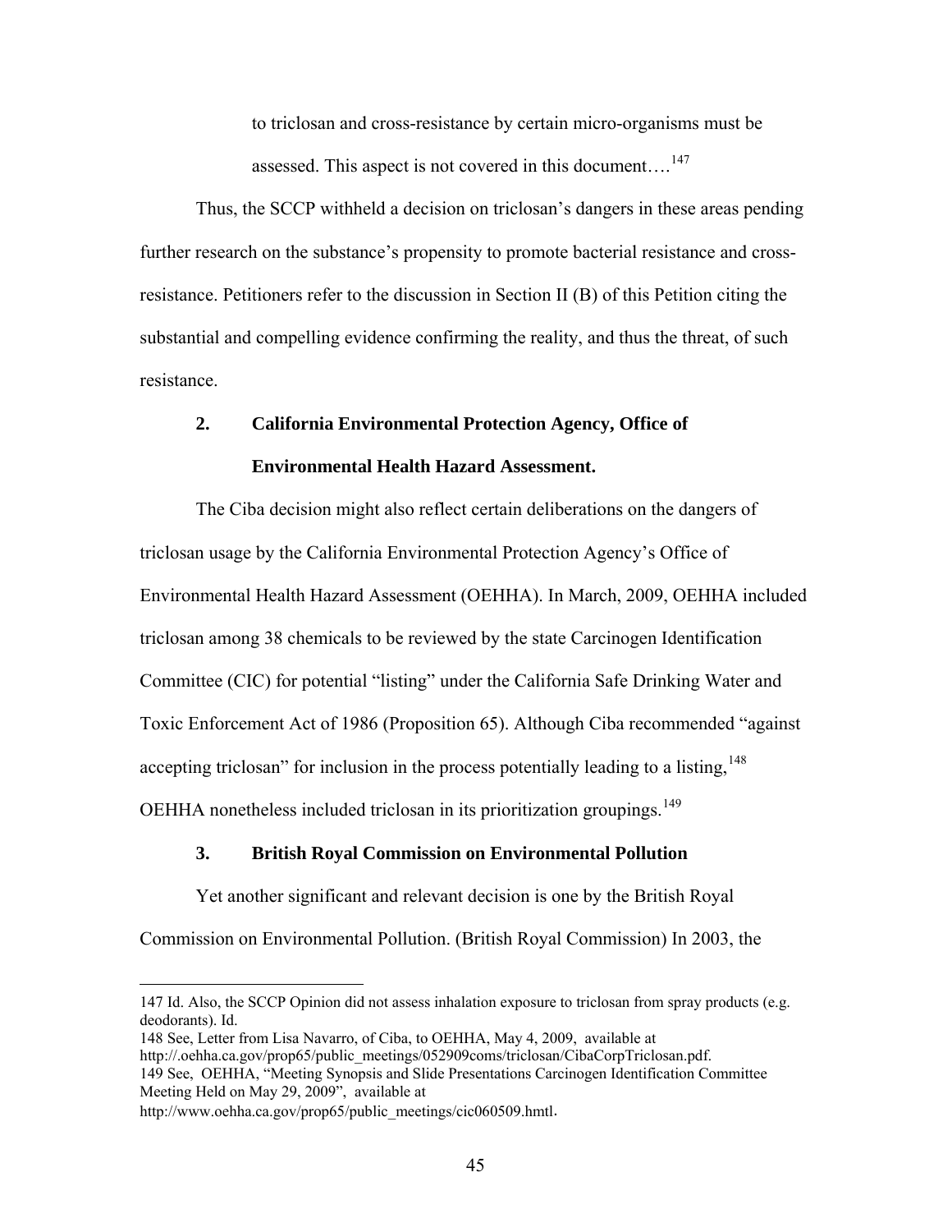to triclosan and cross-resistance by certain micro-organisms must be assessed. This aspect is not covered in this document….[147]

Thus, the SCCP withheld a decision on triclosan's dangers in these areas pending further research on the substance's propensity to promote bacterial resistance and cross-resistance. Petitioners refer to the discussion in Section II (B) of this Petition citing the substantial and compelling evidence confirming the reality, and thus the threat, of such resistance.

### 2. California Environmental Protection Agency, Office of Environmental Health Hazard Assessment.

The Ciba decision might also reflect certain deliberations on the dangers of triclosan usage by the California Environmental Protection Agency's Office of Environmental Health Hazard Assessment (OEHHA). In March, 2009, OEHHA included triclosan among 38 chemicals to be reviewed by the state Carcinogen Identification Committee (CIC) for potential "listing" under the California Safe Drinking Water and Toxic Enforcement Act of 1986 (Proposition 65). Although Ciba recommended "against accepting triclosan" for inclusion in the process potentially leading to a listing,[148] OEHHA nonetheless included triclosan in its prioritization groupings.[149]

### 3. British Royal Commission on Environmental Pollution

Yet another significant and relevant decision is one by the British Royal Commission on Environmental Pollution. (British Royal Commission) In 2003, the

---

147 Id. Also, the SCCP Opinion did not assess inhalation exposure to triclosan from spray products (e.g. deodorants). Id.

148 See, Letter from Lisa Navarro, of Ciba, to OEHHA, May 4, 2009, available at http://.oehha.ca.gov/prop65/public_meetings/052909coms/triclosan/CibaCorpTriclosan.pdf.

149 See, OEHHA, "Meeting Synopsis and Slide Presentations Carcinogen Identification Committee Meeting Held on May 29, 2009", available at http://www.oehha.ca.gov/prop65/public_meetings/cic060509.hmtl.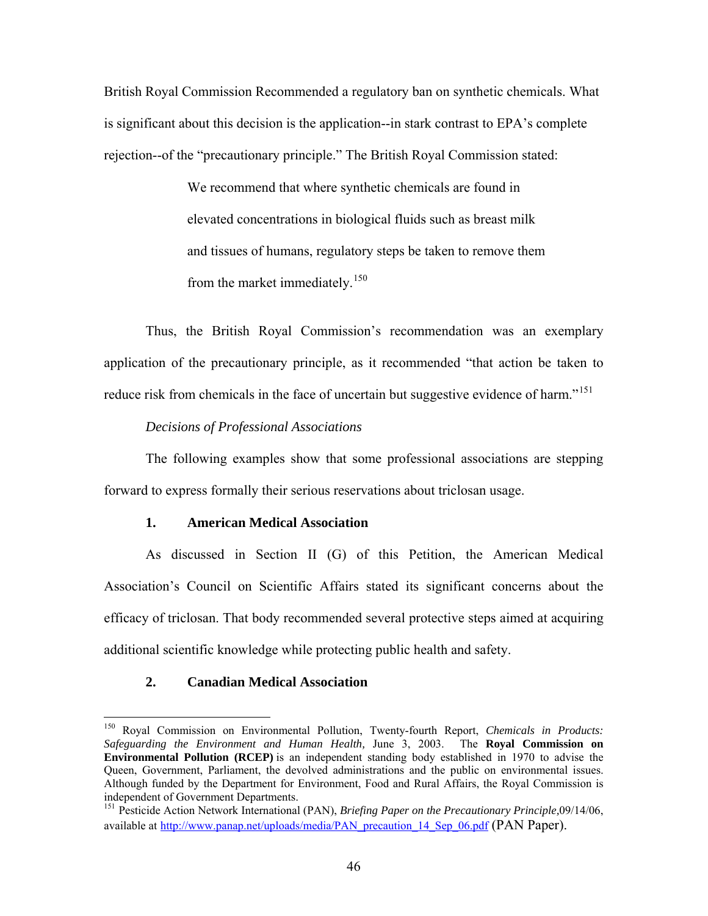British Royal Commission Recommended a regulatory ban on synthetic chemicals. What is significant about this decision is the application--in stark contrast to EPA's complete rejection--of the "precautionary principle." The British Royal Commission stated:

> We recommend that where synthetic chemicals are found in elevated concentrations in biological fluids such as breast milk and tissues of humans, regulatory steps be taken to remove them from the market immediately.[150]

Thus, the British Royal Commission's recommendation was an exemplary application of the precautionary principle, as it recommended "that action be taken to reduce risk from chemicals in the face of uncertain but suggestive evidence of harm."[151]

*Decisions of Professional Associations*

The following examples show that some professional associations are stepping forward to express formally their serious reservations about triclosan usage.

**1. American Medical Association**

As discussed in Section II (G) of this Petition, the American Medical Association's Council on Scientific Affairs stated its significant concerns about the efficacy of triclosan. That body recommended several protective steps aimed at acquiring additional scientific knowledge while protecting public health and safety.

**2. Canadian Medical Association**

---

[150] Royal Commission on Environmental Pollution, Twenty-fourth Report, *Chemicals in Products: Safeguarding the Environment and Human Health,* June 3, 2003. The **Royal Commission on Environmental Pollution (RCEP)** is an independent standing body established in 1970 to advise the Queen, Government, Parliament, the devolved administrations and the public on environmental issues. Although funded by the Department for Environment, Food and Rural Affairs, the Royal Commission is independent of Government Departments.

[151] Pesticide Action Network International (PAN), *Briefing Paper on the Precautionary Principle,*09/14/06, available at http://www.panap.net/uploads/media/PAN_precaution_14_Sep_06.pdf (PAN Paper).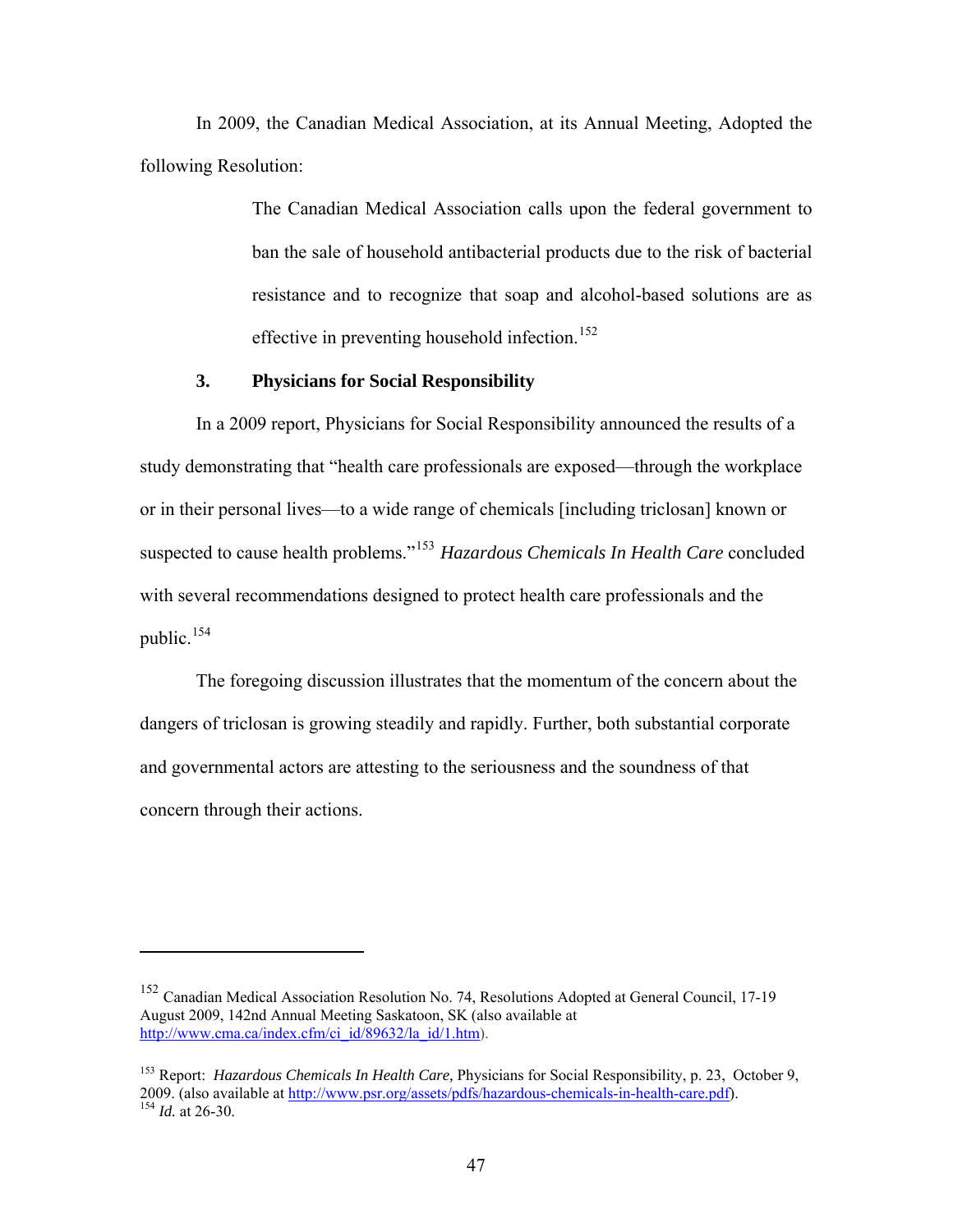In 2009, the Canadian Medical Association, at its Annual Meeting, Adopted the following Resolution:

> The Canadian Medical Association calls upon the federal government to ban the sale of household antibacterial products due to the risk of bacterial resistance and to recognize that soap and alcohol-based solutions are as effective in preventing household infection.[152]

### 3. Physicians for Social Responsibility

In a 2009 report, Physicians for Social Responsibility announced the results of a study demonstrating that "health care professionals are exposed—through the workplace or in their personal lives—to a wide range of chemicals [including triclosan] known or suspected to cause health problems."[153] *Hazardous Chemicals In Health Care* concluded with several recommendations designed to protect health care professionals and the public.[154]

The foregoing discussion illustrates that the momentum of the concern about the dangers of triclosan is growing steadily and rapidly. Further, both substantial corporate and governmental actors are attesting to the seriousness and the soundness of that concern through their actions.

---

[152] Canadian Medical Association Resolution No. 74, Resolutions Adopted at General Council, 17-19 August 2009, 142nd Annual Meeting Saskatoon, SK (also available at http://www.cma.ca/index.cfm/ci_id/89632/la_id/1.htm).

[153] Report: *Hazardous Chemicals In Health Care,* Physicians for Social Responsibility, p. 23, October 9, 2009. (also available at http://www.psr.org/assets/pdfs/hazardous-chemicals-in-health-care.pdf).

[154] *Id.* at 26-30.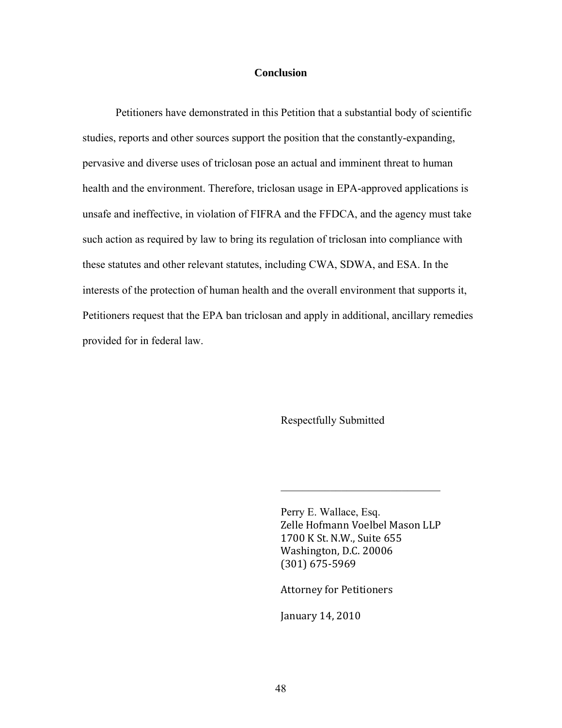## Conclusion

Petitioners have demonstrated in this Petition that a substantial body of scientific studies, reports and other sources support the position that the constantly-expanding, pervasive and diverse uses of triclosan pose an actual and imminent threat to human health and the environment. Therefore, triclosan usage in EPA-approved applications is unsafe and ineffective, in violation of FIFRA and the FFDCA, and the agency must take such action as required by law to bring its regulation of triclosan into compliance with these statutes and other relevant statutes, including CWA, SDWA, and ESA. In the interests of the protection of human health and the overall environment that supports it, Petitioners request that the EPA ban triclosan and apply in additional, ancillary remedies provided for in federal law.

Respectfully Submitted

\_\_\_\_\_\_\_\_\_\_\_\_\_\_\_\_\_\_\_\_\_\_\_\_\_\_\_\_\_\_

Perry E. Wallace, Esq.
Zelle Hofmann Voelbel Mason LLP
1700 K St. N.W., Suite 655
Washington, D.C. 20006
(301) 675-5969

Attorney for Petitioners

January 14, 2010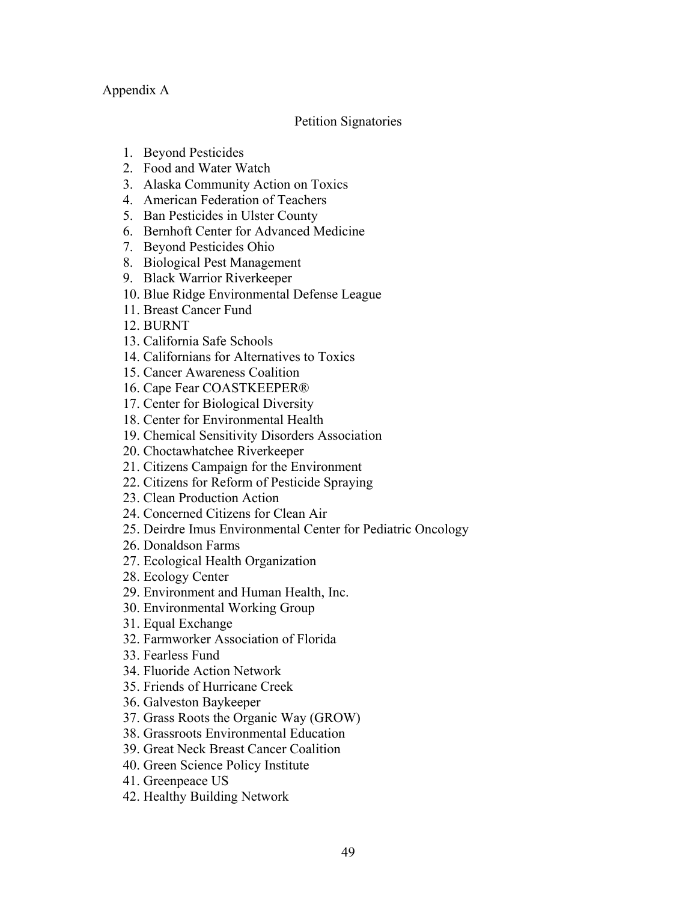Appendix A

Petition Signatories

1. Beyond Pesticides
2. Food and Water Watch
3. Alaska Community Action on Toxics
4. American Federation of Teachers
5. Ban Pesticides in Ulster County
6. Bernhoft Center for Advanced Medicine
7. Beyond Pesticides Ohio
8. Biological Pest Management
9. Black Warrior Riverkeeper
10. Blue Ridge Environmental Defense League
11. Breast Cancer Fund
12. BURNT
13. California Safe Schools
14. Californians for Alternatives to Toxics
15. Cancer Awareness Coalition
16. Cape Fear COASTKEEPER®
17. Center for Biological Diversity
18. Center for Environmental Health
19. Chemical Sensitivity Disorders Association
20. Choctawhatchee Riverkeeper
21. Citizens Campaign for the Environment
22. Citizens for Reform of Pesticide Spraying
23. Clean Production Action
24. Concerned Citizens for Clean Air
25. Deirdre Imus Environmental Center for Pediatric Oncology
26. Donaldson Farms
27. Ecological Health Organization
28. Ecology Center
29. Environment and Human Health, Inc.
30. Environmental Working Group
31. Equal Exchange
32. Farmworker Association of Florida
33. Fearless Fund
34. Fluoride Action Network
35. Friends of Hurricane Creek
36. Galveston Baykeeper
37. Grass Roots the Organic Way (GROW)
38. Grassroots Environmental Education
39. Great Neck Breast Cancer Coalition
40. Green Science Policy Institute
41. Greenpeace US
42. Healthy Building Network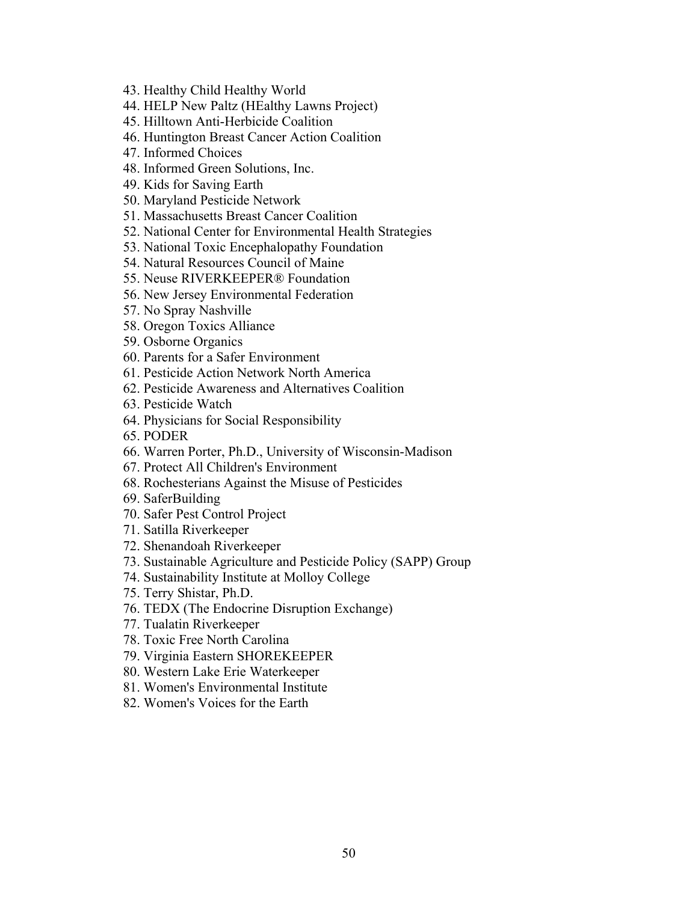43. Healthy Child Healthy World
44. HELP New Paltz (HEalthy Lawns Project)
45. Hilltown Anti-Herbicide Coalition
46. Huntington Breast Cancer Action Coalition
47. Informed Choices
48. Informed Green Solutions, Inc.
49. Kids for Saving Earth
50. Maryland Pesticide Network
51. Massachusetts Breast Cancer Coalition
52. National Center for Environmental Health Strategies
53. National Toxic Encephalopathy Foundation
54. Natural Resources Council of Maine
55. Neuse RIVERKEEPER® Foundation
56. New Jersey Environmental Federation
57. No Spray Nashville
58. Oregon Toxics Alliance
59. Osborne Organics
60. Parents for a Safer Environment
61. Pesticide Action Network North America
62. Pesticide Awareness and Alternatives Coalition
63. Pesticide Watch
64. Physicians for Social Responsibility
65. PODER
66. Warren Porter, Ph.D., University of Wisconsin-Madison
67. Protect All Children's Environment
68. Rochesterians Against the Misuse of Pesticides
69. SaferBuilding
70. Safer Pest Control Project
71. Satilla Riverkeeper
72. Shenandoah Riverkeeper
73. Sustainable Agriculture and Pesticide Policy (SAPP) Group
74. Sustainability Institute at Molloy College
75. Terry Shistar, Ph.D.
76. TEDX (The Endocrine Disruption Exchange)
77. Tualatin Riverkeeper
78. Toxic Free North Carolina
79. Virginia Eastern SHOREKEEPER
80. Western Lake Erie Waterkeeper
81. Women's Environmental Institute
82. Women's Voices for the Earth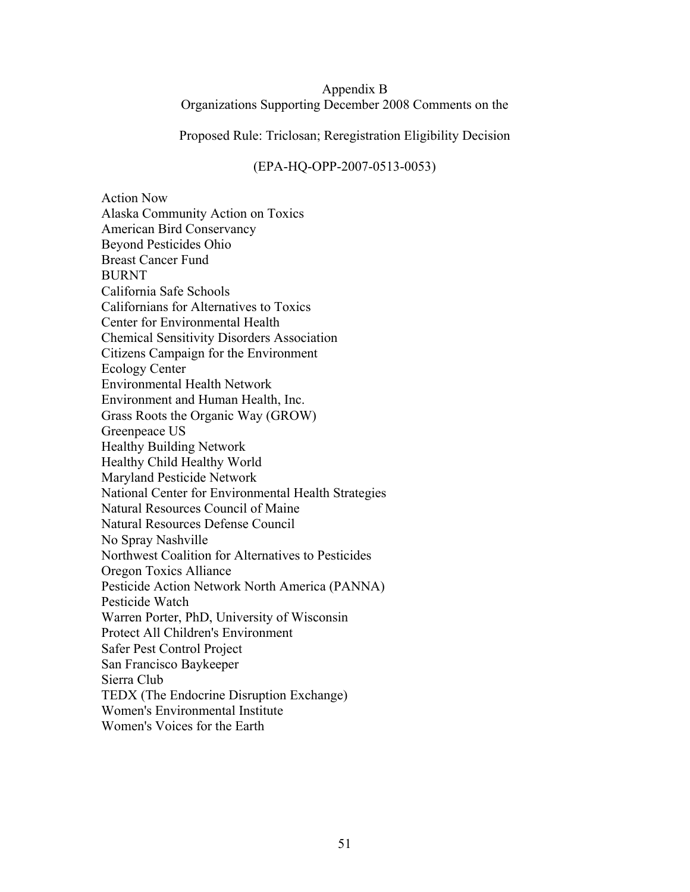# Appendix B

## Organizations Supporting December 2008 Comments on the

## Proposed Rule: Triclosan; Reregistration Eligibility Decision

## (EPA-HQ-OPP-2007-0513-0053)

Action Now
Alaska Community Action on Toxics
American Bird Conservancy
Beyond Pesticides Ohio
Breast Cancer Fund
BURNT
California Safe Schools
Californians for Alternatives to Toxics
Center for Environmental Health
Chemical Sensitivity Disorders Association
Citizens Campaign for the Environment
Ecology Center
Environmental Health Network
Environment and Human Health, Inc.
Grass Roots the Organic Way (GROW)
Greenpeace US
Healthy Building Network
Healthy Child Healthy World
Maryland Pesticide Network
National Center for Environmental Health Strategies
Natural Resources Council of Maine
Natural Resources Defense Council
No Spray Nashville
Northwest Coalition for Alternatives to Pesticides
Oregon Toxics Alliance
Pesticide Action Network North America (PANNA)
Pesticide Watch
Warren Porter, PhD, University of Wisconsin
Protect All Children's Environment
Safer Pest Control Project
San Francisco Baykeeper
Sierra Club
TEDX (The Endocrine Disruption Exchange)
Women's Environmental Institute
Women's Voices for the Earth